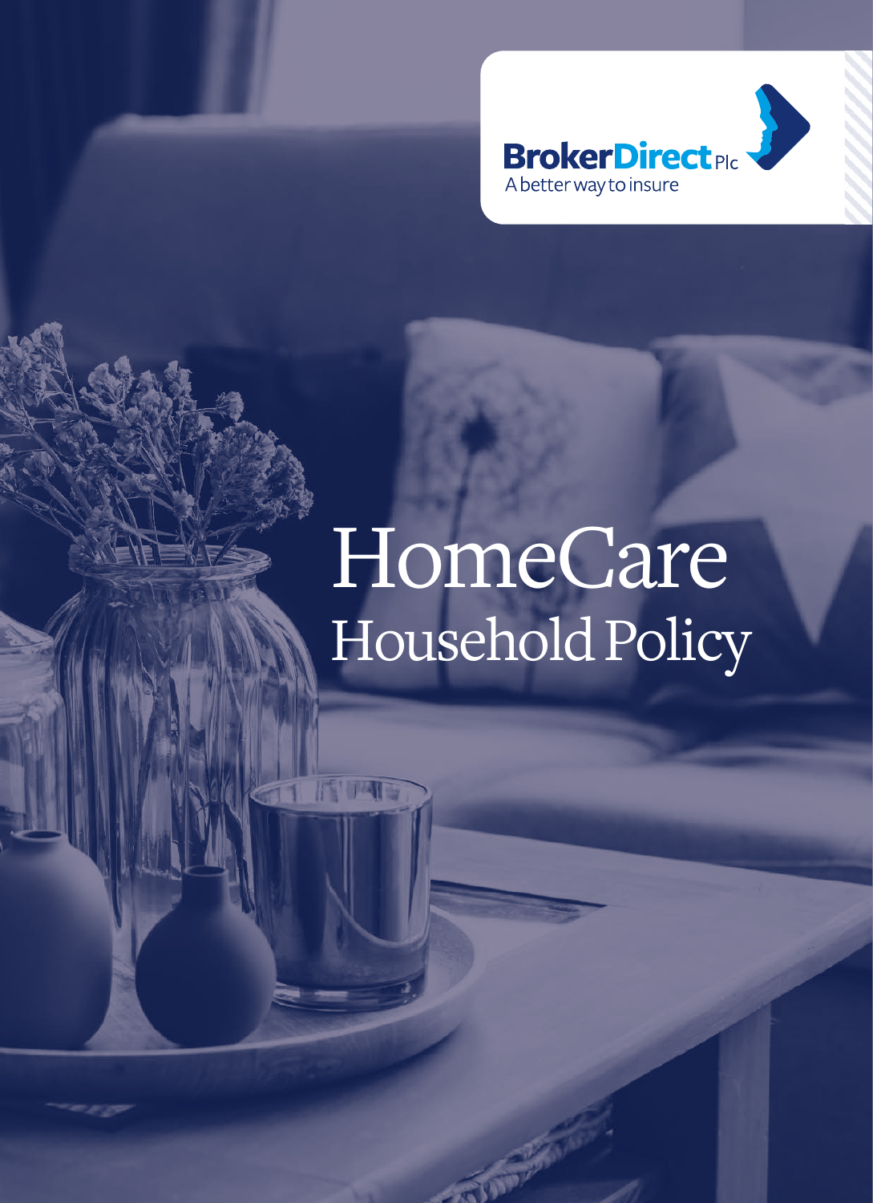BrokerDirect Plc

A better way to insure

# HomeCare

## Household Policy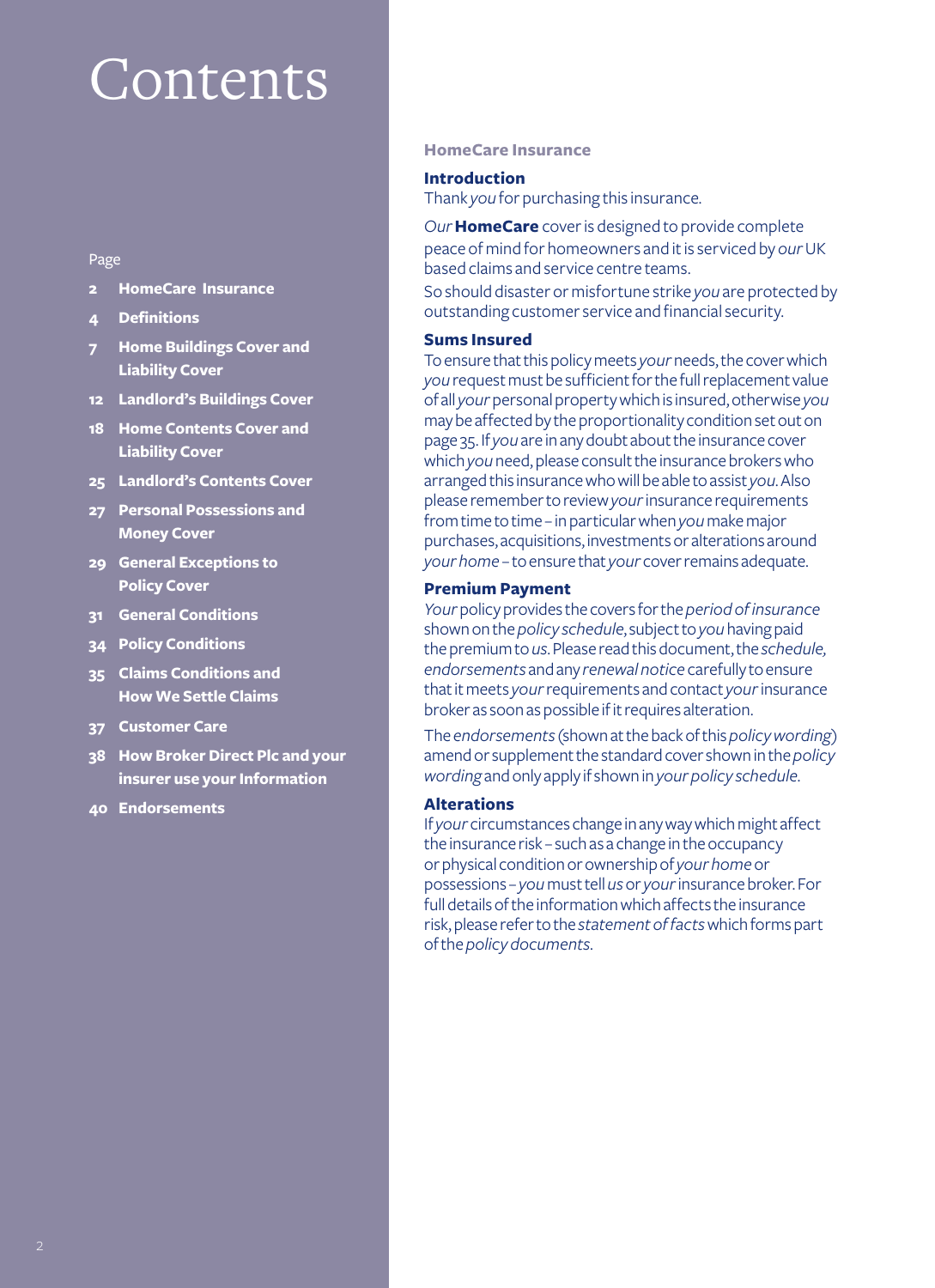# Contents

Page

- **2** **HomeCare Insurance**
- **4** **Definitions**
- **7** **Home Buildings Cover and Liability Cover**
- **12** **Landlord's Buildings Cover**
- **18** **Home Contents Cover and Liability Cover**
- **25** **Landlord's Contents Cover**
- **27** **Personal Possessions and Money Cover**
- **29** **General Exceptions to Policy Cover**
- **31** **General Conditions**
- **34** **Policy Conditions**
- **35** **Claims Conditions and How We Settle Claims**
- **37** **Customer Care**
- **38** **How Broker Direct Plc and your insurer use your Information**
- **40** **Endorsements**

## HomeCare Insurance

### Introduction

Thank *you* for purchasing this insurance.

*Our* **HomeCare** cover is designed to provide complete peace of mind for homeowners and it is serviced by *our* UK based claims and service centre teams.

So should disaster or misfortune strike *you* are protected by outstanding customer service and financial security.

### Sums Insured

To ensure that this policy meets *your* needs, the cover which *you* request must be sufficient for the full replacement value of all *your* personal property which is insured, otherwise *you* may be affected by the proportionality condition set out on page 35. If *you* are in any doubt about the insurance cover which *you* need, please consult the insurance brokers who arranged this insurance who will be able to assist *you*. Also please remember to review *your* insurance requirements from time to time – in particular when *you* make major purchases, acquisitions, investments or alterations around *your home* – to ensure that *your* cover remains adequate.

### Premium Payment

*Your* policy provides the covers for the *period of insurance* shown on the *policy schedule*, subject to *you* having paid the premium to *us*. Please read this document, the *schedule, endorsements* and any *renewal notice* carefully to ensure that it meets *your* requirements and contact *your* insurance broker as soon as possible if it requires alteration.

The *endorsements* (shown at the back of this *policy wording*) amend or supplement the standard cover shown in the *policy wording* and only apply if shown in *your policy schedule*.

### Alterations

If *your* circumstances change in any way which might affect the insurance risk – such as a change in the occupancy or physical condition or ownership of *your home* or possessions – *you* must tell *us* or *your* insurance broker. For full details of the information which affects the insurance risk, please refer to the *statement of facts* which forms part of the *policy documents*.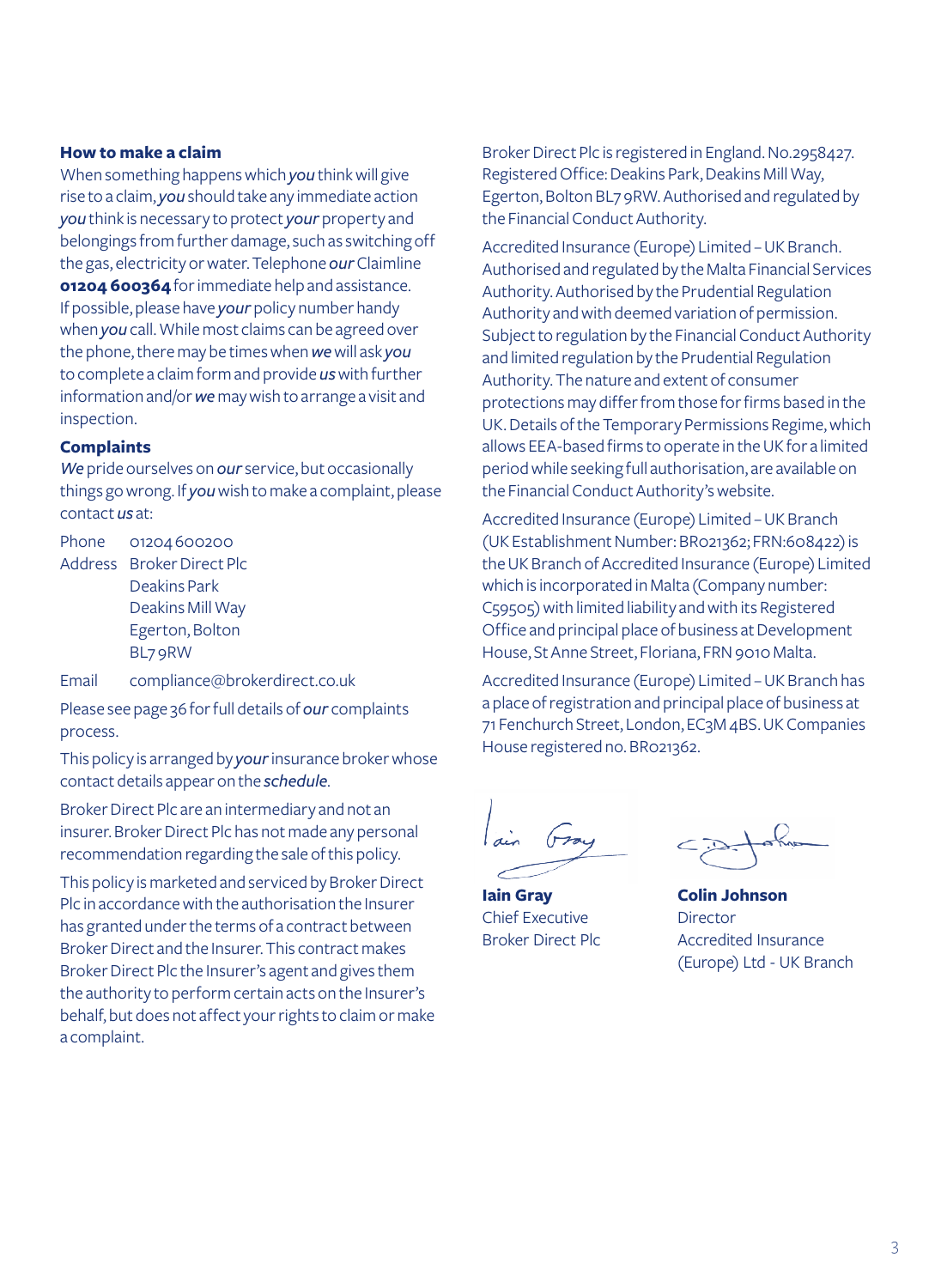### How to make a claim

When something happens which *you* think will give rise to a claim, *you* should take any immediate action *you* think is necessary to protect *your* property and belongings from further damage, such as switching off the gas, electricity or water. Telephone *our* Claimline **01204 600364** for immediate help and assistance. If possible, please have *your* policy number handy when *you* call. While most claims can be agreed over the phone, there may be times when *we* will ask *you* to complete a claim form and provide *us* with further information and/or *we* may wish to arrange a visit and inspection.

### Complaints

*We* pride ourselves on *our* service, but occasionally things go wrong. If *you* wish to make a complaint, please contact *us* at:

| | |
|---|---|
| Phone | 01204 600200 |
| Address | Broker Direct Plc<br>Deakins Park<br>Deakins Mill Way<br>Egerton, Bolton<br>BL7 9RW |
| Email | compliance@brokerdirect.co.uk |

Please see page 36 for full details of *our* complaints process.

This policy is arranged by *your* insurance broker whose contact details appear on the *schedule*.

Broker Direct Plc are an intermediary and not an insurer. Broker Direct Plc has not made any personal recommendation regarding the sale of this policy.

This policy is marketed and serviced by Broker Direct Plc in accordance with the authorisation the Insurer has granted under the terms of a contract between Broker Direct and the Insurer. This contract makes Broker Direct Plc the Insurer's agent and gives them the authority to perform certain acts on the Insurer's behalf, but does not affect your rights to claim or make a complaint.

Broker Direct Plc is registered in England. No.2958427. Registered Office: Deakins Park, Deakins Mill Way, Egerton, Bolton BL7 9RW. Authorised and regulated by the Financial Conduct Authority.

Accredited Insurance (Europe) Limited – UK Branch. Authorised and regulated by the Malta Financial Services Authority. Authorised by the Prudential Regulation Authority and with deemed variation of permission. Subject to regulation by the Financial Conduct Authority and limited regulation by the Prudential Regulation Authority. The nature and extent of consumer protections may differ from those for firms based in the UK. Details of the Temporary Permissions Regime, which allows EEA-based firms to operate in the UK for a limited period while seeking full authorisation, are available on the Financial Conduct Authority's website.

Accredited Insurance (Europe) Limited – UK Branch (UK Establishment Number: BR021362; FRN:608422) is the UK Branch of Accredited Insurance (Europe) Limited which is incorporated in Malta (Company number: C59505) with limited liability and with its Registered Office and principal place of business at Development House, St Anne Street, Floriana, FRN 9010 Malta.

Accredited Insurance (Europe) Limited – UK Branch has a place of registration and principal place of business at 71 Fenchurch Street, London, EC3M 4BS. UK Companies House registered no. BR021362.

**Iain Gray**
Chief Executive
Broker Direct Plc

**Colin Johnson**
Director
Accredited Insurance (Europe) Ltd - UK Branch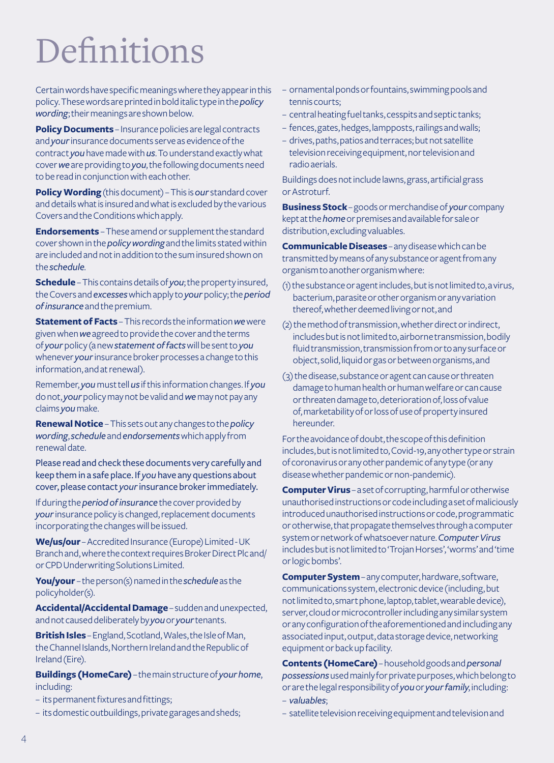# Definitions

Certain words have specific meanings where they appear in this policy. These words are printed in bold italic type in the ***policy wording***; their meanings are shown below.

**Policy Documents** – Insurance policies are legal contracts and ***your*** insurance documents serve as evidence of the contract ***you*** have made with ***us***. To understand exactly what cover ***we*** are providing to ***you***, the following documents need to be read in conjunction with each other.

**Policy Wording** (this document) – This is ***our*** standard cover and details what is insured and what is excluded by the various Covers and the Conditions which apply.

**Endorsements** – These amend or supplement the standard cover shown in the ***policy wording*** and the limits stated within are included and not in addition to the sum insured shown on the ***schedule***.

**Schedule** – This contains details of ***you***; the property insured, the Covers and ***excesses*** which apply to ***your*** policy; the ***period of insurance*** and the premium.

**Statement of Facts** – This records the information ***we*** were given when ***we*** agreed to provide the cover and the terms of ***your*** policy (a new ***statement of facts*** will be sent to ***you*** whenever ***your*** insurance broker processes a change to this information, and at renewal).

Remember, ***you*** must tell ***us*** if this information changes. If ***you*** do not, ***your*** policy may not be valid and ***we*** may not pay any claims ***you*** make.

**Renewal Notice** – This sets out any changes to the ***policy wording***, ***schedule*** and ***endorsements*** which apply from renewal date.

Please read and check these documents very carefully and keep them in a safe place. If ***you*** have any questions about cover, please contact ***your*** insurance broker immediately.

If during the ***period of insurance*** the cover provided by ***your*** insurance policy is changed, replacement documents incorporating the changes will be issued.

**We/us/our** – Accredited Insurance (Europe) Limited - UK Branch and, where the context requires Broker Direct Plc and/or CPD Underwriting Solutions Limited.

**You/your** – the person(s) named in the ***schedule*** as the policyholder(s).

**Accidental/Accidental Damage** – sudden and unexpected, and not caused deliberately by ***you*** or ***your*** tenants.

**British Isles** – England, Scotland, Wales, the Isle of Man, the Channel Islands, Northern Ireland and the Republic of Ireland (Eire).

**Buildings (HomeCare)** – the main structure of ***your home***, including:

- its permanent fixtures and fittings;
- its domestic outbuildings, private garages and sheds;
- ornamental ponds or fountains, swimming pools and tennis courts;
- central heating fuel tanks, cesspits and septic tanks;
- fences, gates, hedges, lampposts, railings and walls;
- drives, paths, patios and terraces; but not satellite television receiving equipment, nor television and radio aerials.

Buildings does not include lawns, grass, artificial grass or Astroturf.

**Business Stock** – goods or merchandise of ***your*** company kept at the ***home*** or premises and available for sale or distribution, excluding valuables.

**Communicable Diseases** – any disease which can be transmitted by means of any substance or agent from any organism to another organism where:

(1) the substance or agent includes, but is not limited to, a virus, bacterium, parasite or other organism or any variation thereof, whether deemed living or not, and

(2) the method of transmission, whether direct or indirect, includes but is not limited to, airborne transmission, bodily fluid transmission, transmission from or to any surface or object, solid, liquid or gas or between organisms, and

(3) the disease, substance or agent can cause or threaten damage to human health or human welfare or can cause or threaten damage to, deterioration of, loss of value of, marketability of or loss of use of property insured hereunder.

For the avoidance of doubt, the scope of this definition includes, but is not limited to, Covid-19, any other type or strain of coronavirus or any other pandemic of any type (or any disease whether pandemic or non-pandemic).

**Computer Virus** – a set of corrupting, harmful or otherwise unauthorised instructions or code including a set of maliciously introduced unauthorised instructions or code, programmatic or otherwise, that propagate themselves through a computer system or network of whatsoever nature. *Computer Virus* includes but is not limited to 'Trojan Horses', 'worms' and 'time or logic bombs'.

**Computer System** – any computer, hardware, software, communications system, electronic device (including, but not limited to, smart phone, laptop, tablet, wearable device), server, cloud or microcontroller including any similar system or any configuration of the aforementioned and including any associated input, output, data storage device, networking equipment or back up facility.

**Contents (HomeCare)** – household goods and ***personal possessions*** used mainly for private purposes, which belong to or are the legal responsibility of ***you*** or ***your family***, including:

- ***valuables***;
- satellite television receiving equipment and television and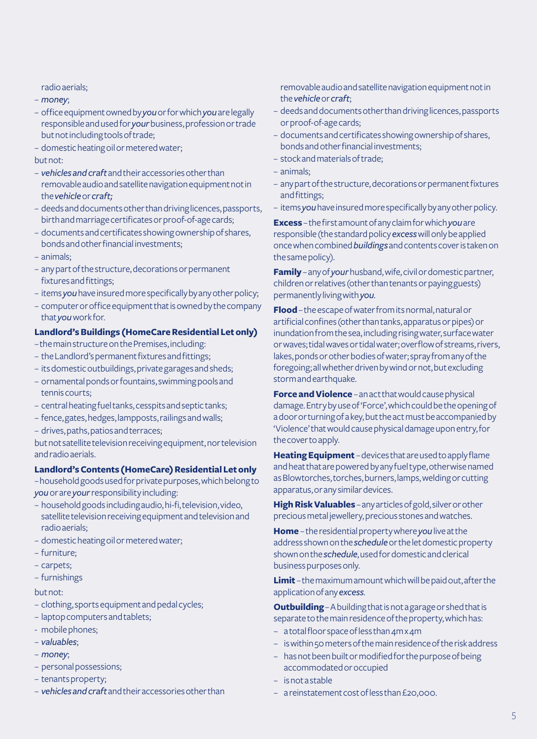radio aerials;
- *money*;
- office equipment owned by *you* or for which *you* are legally responsible and used for *your* business, profession or trade but not including tools of trade;
- domestic heating oil or metered water;

but not:
- *vehicles and craft* and their accessories other than removable audio and satellite navigation equipment not in the *vehicle* or *craft;*
- deeds and documents other than driving licences, passports, birth and marriage certificates or proof-of-age cards;
- documents and certificates showing ownership of shares, bonds and other financial investments;
- animals;
- any part of the structure, decorations or permanent fixtures and fittings;
- items *you* have insured more specifically by any other policy;
- computer or office equipment that is owned by the company that *you* work for.

**Landlord's Buildings (HomeCare Residential Let only)**
– the main structure on the Premises, including:
- the Landlord's permanent fixtures and fittings;
- its domestic outbuildings, private garages and sheds;
- ornamental ponds or fountains, swimming pools and tennis courts;
- central heating fuel tanks, cesspits and septic tanks;
- fence, gates, hedges, lampposts, railings and walls;
- drives, paths, patios and terraces;

but not satellite television receiving equipment, nor television and radio aerials.

**Landlord's Contents (HomeCare) Residential Let only**
– household goods used for private purposes, which belong to *you* or are *your* responsibility including:
- household goods including audio, hi-fi, television, video, satellite television receiving equipment and television and radio aerials;
- domestic heating oil or metered water;
- furniture;
- carpets;
- furnishings

but not:
- clothing, sports equipment and pedal cycles;
- laptop computers and tablets;
- mobile phones;
- *valuables*;
- *money*;
- personal possessions;
- tenants property;
- *vehicles and craft* and their accessories other than removable audio and satellite navigation equipment not in the *vehicle* or *craft*;
- deeds and documents other than driving licences, passports or proof-of-age cards;
- documents and certificates showing ownership of shares, bonds and other financial investments;
- stock and materials of trade;
- animals;
- any part of the structure, decorations or permanent fixtures and fittings;
- items *you* have insured more specifically by any other policy.

**Excess** – the first amount of any claim for which *you* are responsible (the standard policy *excess* will only be applied once when combined *buildings* and contents cover is taken on the same policy).

**Family** – any of *your* husband, wife, civil or domestic partner, children or relatives (other than tenants or paying guests) permanently living with *you*.

**Flood** – the escape of water from its normal, natural or artificial confines (other than tanks, apparatus or pipes) or inundation from the sea, including rising water, surface water or waves; tidal waves or tidal water; overflow of streams, rivers, lakes, ponds or other bodies of water; spray from any of the foregoing; all whether driven by wind or not, but excluding storm and earthquake.

**Force and Violence** – an act that would cause physical damage. Entry by use of 'Force', which could be the opening of a door or turning of a key, but the act must be accompanied by 'Violence' that would cause physical damage upon entry, for the cover to apply.

**Heating Equipment** – devices that are used to apply flame and heat that are powered by any fuel type, otherwise named as Blowtorches, torches, burners, lamps, welding or cutting apparatus, or any similar devices.

**High Risk Valuables** – any articles of gold, silver or other precious metal jewellery, precious stones and watches.

**Home** – the residential property where *you* live at the address shown on the *schedule* or the let domestic property shown on the *schedule*, used for domestic and clerical business purposes only.

**Limit** – the maximum amount which will be paid out, after the application of any *excess*.

**Outbuilding** – A building that is not a garage or shed that is separate to the main residence of the property, which has:
- a total floor space of less than 4m x 4m
- is within 50 meters of the main residence of the risk address
- has not been built or modified for the purpose of being accommodated or occupied
- is not a stable
- a reinstatement cost of less than £20,000.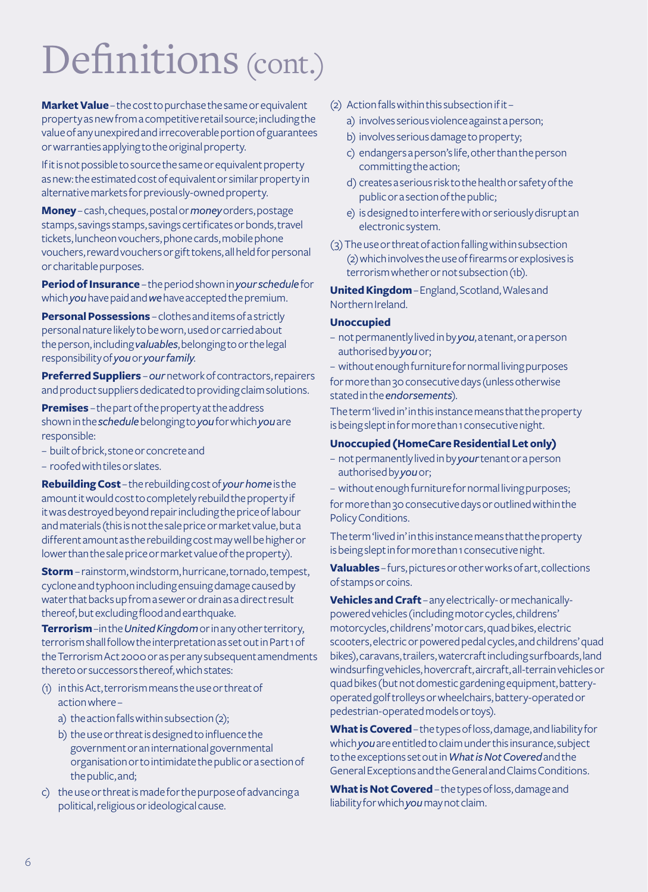# Definitions (cont.)

**Market Value** – the cost to purchase the same or equivalent property as new from a competitive retail source; including the value of any unexpired and irrecoverable portion of guarantees or warranties applying to the original property.

If it is not possible to source the same or equivalent property as new: the estimated cost of equivalent or similar property in alternative markets for previously-owned property.

**Money** – cash, cheques, postal or *money* orders, postage stamps, savings stamps, savings certificates or bonds, travel tickets, luncheon vouchers, phone cards, mobile phone vouchers, reward vouchers or gift tokens, all held for personal or charitable purposes.

**Period of Insurance** – the period shown in *your schedule* for which *you* have paid and *we* have accepted the premium.

**Personal Possessions** – clothes and items of a strictly personal nature likely to be worn, used or carried about the person, including *valuables*, belonging to or the legal responsibility of *you* or *your family*.

**Preferred Suppliers** – *our* network of contractors, repairers and product suppliers dedicated to providing claim solutions.

**Premises** – the part of the property at the address shown in the *schedule* belonging to *you* for which *you* are responsible:

- built of brick, stone or concrete and
- roofed with tiles or slates.

**Rebuilding Cost** – the rebuilding cost of *your home* is the amount it would cost to completely rebuild the property if it was destroyed beyond repair including the price of labour and materials (this is not the sale price or market value, but a different amount as the rebuilding cost may well be higher or lower than the sale price or market value of the property).

**Storm** – rainstorm, windstorm, hurricane, tornado, tempest, cyclone and typhoon including ensuing damage caused by water that backs up from a sewer or drain as a direct result thereof, but excluding flood and earthquake.

**Terrorism** – in the *United Kingdom* or in any other territory, terrorism shall follow the interpretation as set out in Part 1 of the Terrorism Act 2000 or as per any subsequent amendments thereto or successors thereof, which states:

(1) in this Act, terrorism means the use or threat of action where –
   a) the action falls within subsection (2);
   b) the use or threat is designed to influence the government or an international governmental organisation or to intimidate the public or a section of the public, and;

c) the use or threat is made for the purpose of advancing a political, religious or ideological cause.

(2) Action falls within this subsection if it –
   a) involves serious violence against a person;
   b) involves serious damage to property;
   c) endangers a person's life, other than the person committing the action;
   d) creates a serious risk to the health or safety of the public or a section of the public;
   e) is designed to interfere with or seriously disrupt an electronic system.

(3) The use or threat of action falling within subsection (2) which involves the use of firearms or explosives is terrorism whether or not subsection (1b).

**United Kingdom** – England, Scotland, Wales and Northern Ireland.

**Unoccupied**

- not permanently lived in by *you*, a tenant, or a person authorised by *you* or;
- without enough furniture for normal living purposes

for more than 30 consecutive days (unless otherwise stated in the *endorsements*).

The term 'lived in' in this instance means that the property is being slept in for more than 1 consecutive night.

**Unoccupied (HomeCare Residential Let only)**

- not permanently lived in by *your* tenant or a person authorised by *you* or;
- without enough furniture for normal living purposes;

for more than 30 consecutive days or outlined within the Policy Conditions.

The term 'lived in' in this instance means that the property is being slept in for more than 1 consecutive night.

**Valuables** – furs, pictures or other works of art, collections of stamps or coins.

**Vehicles and Craft** – any electrically- or mechanically-powered vehicles (including motor cycles, childrens' motorcycles, childrens' motor cars, quad bikes, electric scooters, electric or powered pedal cycles, and childrens' quad bikes), caravans, trailers, watercraft including surfboards, land windsurfing vehicles, hovercraft, aircraft, all-terrain vehicles or quad bikes (but not domestic gardening equipment, battery-operated golf trolleys or wheelchairs, battery-operated or pedestrian-operated models or toys).

**What is Covered** – the types of loss, damage, and liability for which *you* are entitled to claim under this insurance, subject to the exceptions set out in *What is Not Covered* and the General Exceptions and the General and Claims Conditions.

**What is Not Covered** – the types of loss, damage and liability for which *you* may not claim.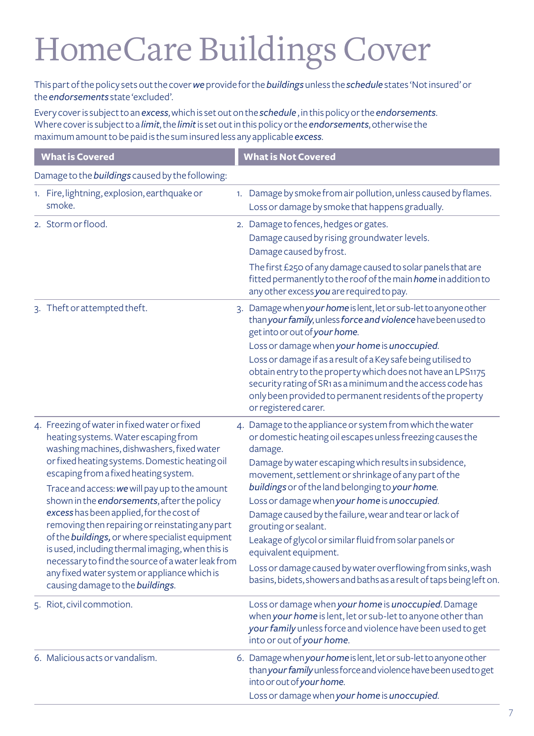# HomeCare Buildings Cover

This part of the policy sets out the cover ***we*** provide for the ***buildings*** unless the ***schedule*** states 'Not insured' or the ***endorsements*** state 'excluded'.

Every cover is subject to an ***excess***, which is set out on the ***schedule***, in this policy or the ***endorsements***. Where cover is subject to a ***limit***, the ***limit*** is set out in this policy or the ***endorsements***, otherwise the maximum amount to be paid is the sum insured less any applicable ***excess***.

| What is Covered | What is Not Covered |
|---|---|
| Damage to the ***buildings*** caused by the following: | |
| 1. Fire, lightning, explosion, earthquake or smoke. | 1. Damage by smoke from air pollution, unless caused by flames.<br>Loss or damage by smoke that happens gradually. |
| 2. Storm or flood. | 2. Damage to fences, hedges or gates.<br>Damage caused by rising groundwater levels.<br>Damage caused by frost.<br>The first £250 of any damage caused to solar panels that are fitted permanently to the roof of the main ***home*** in addition to any other excess ***you*** are required to pay. |
| 3. Theft or attempted theft. | 3. Damage when ***your home*** is lent, let or sub-let to anyone other than ***your family***, unless ***force and violence*** have been used to get into or out of ***your home***.<br>Loss or damage when ***your home*** is ***unoccupied***.<br>Loss or damage if as a result of a Key safe being utilised to obtain entry to the property which does not have an LPS1175 security rating of SR1 as a minimum and the access code has only been provided to permanent residents of the property or registered carer. |
| 4. Freezing of water in fixed water or fixed heating systems. Water escaping from washing machines, dishwashers, fixed water or fixed heating systems. Domestic heating oil escaping from a fixed heating system.<br>Trace and access: ***we*** will pay up to the amount shown in the ***endorsements***, after the policy ***excess*** has been applied, for the cost of removing then repairing or reinstating any part of the ***buildings***, or where specialist equipment is used, including thermal imaging, when this is necessary to find the source of a water leak from any fixed water system or appliance which is causing damage to the ***buildings***. | 4. Damage to the appliance or system from which the water or domestic heating oil escapes unless freezing causes the damage.<br>Damage by water escaping which results in subsidence, movement, settlement or shrinkage of any part of the ***buildings*** or of the land belonging to ***your home***.<br>Loss or damage when ***your home*** is ***unoccupied***.<br>Damage caused by the failure, wear and tear or lack of grouting or sealant.<br>Leakage of glycol or similar fluid from solar panels or equivalent equipment.<br>Loss or damage caused by water overflowing from sinks, wash basins, bidets, showers and baths as a result of taps being left on. |
| 5. Riot, civil commotion. | Loss or damage when ***your home*** is ***unoccupied***. Damage when ***your home*** is lent, let or sub-let to anyone other than ***your family*** unless force and violence have been used to get into or out of ***your home***. |
| 6. Malicious acts or vandalism. | 6. Damage when ***your home*** is lent, let or sub-let to anyone other than ***your family*** unless force and violence have been used to get into or out of ***your home***.<br>Loss or damage when ***your home*** is ***unoccupied***. |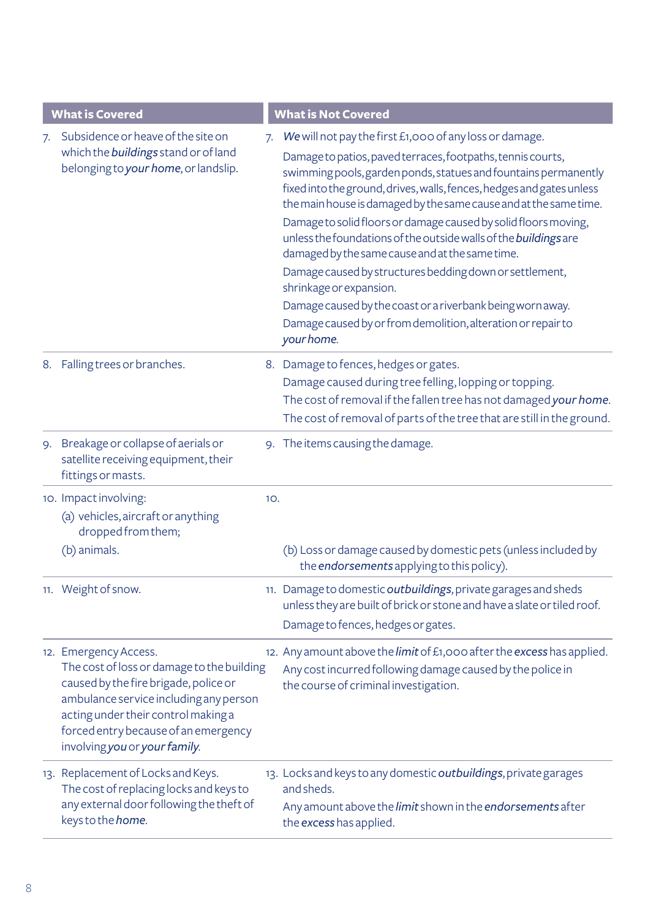| What is Covered | What is Not Covered |
|---|---|
| 7. Subsidence or heave of the site on which the ***buildings*** stand or of land belonging to ***your home***, or landslip. | 7. ***We*** will not pay the first £1,000 of any loss or damage.<br>Damage to patios, paved terraces, footpaths, tennis courts, swimming pools, garden ponds, statues and fountains permanently fixed into the ground, drives, walls, fences, hedges and gates unless the main house is damaged by the same cause and at the same time.<br>Damage to solid floors or damage caused by solid floors moving, unless the foundations of the outside walls of the ***buildings*** are damaged by the same cause and at the same time.<br>Damage caused by structures bedding down or settlement, shrinkage or expansion.<br>Damage caused by the coast or a riverbank being worn away.<br>Damage caused by or from demolition, alteration or repair to ***your home***. |
| 8. Falling trees or branches. | 8. Damage to fences, hedges or gates.<br>Damage caused during tree felling, lopping or topping.<br>The cost of removal if the fallen tree has not damaged ***your home***.<br>The cost of removal of parts of the tree that are still in the ground. |
| 9. Breakage or collapse of aerials or satellite receiving equipment, their fittings or masts. | 9. The items causing the damage. |
| 10. Impact involving:<br>(a) vehicles, aircraft or anything dropped from them;<br>(b) animals. | 10.<br><br>(b) Loss or damage caused by domestic pets (unless included by the ***endorsements*** applying to this policy). |
| 11. Weight of snow. | 11. Damage to domestic ***outbuildings***, private garages and sheds unless they are built of brick or stone and have a slate or tiled roof.<br>Damage to fences, hedges or gates. |
| 12. Emergency Access.<br>The cost of loss or damage to the building caused by the fire brigade, police or ambulance service including any person acting under their control making a forced entry because of an emergency involving ***you*** or ***your family***. | 12. Any amount above the ***limit*** of £1,000 after the ***excess*** has applied.<br>Any cost incurred following damage caused by the police in the course of criminal investigation. |
| 13. Replacement of Locks and Keys.<br>The cost of replacing locks and keys to any external door following the theft of keys to the ***home***. | 13. Locks and keys to any domestic ***outbuildings***, private garages and sheds.<br>Any amount above the ***limit*** shown in the ***endorsements*** after the ***excess*** has applied. |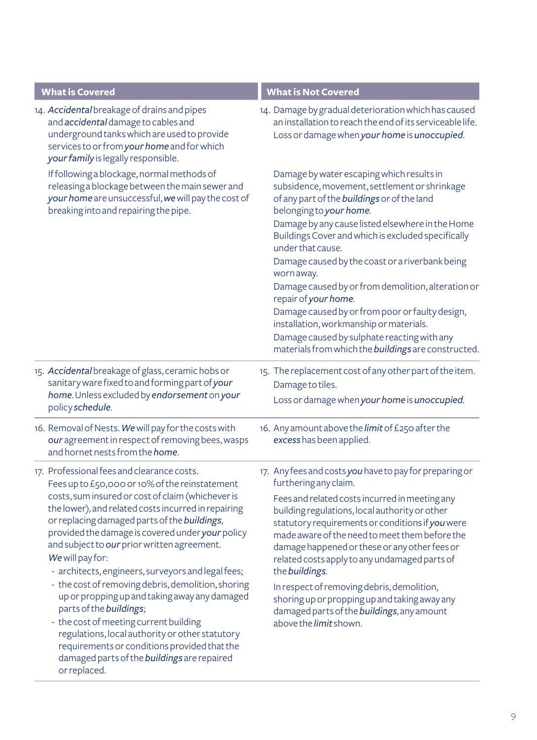| What is Covered | What is Not Covered |
|---|---|
| 14. ***Accidental*** breakage of drains and pipes and ***accidental*** damage to cables and underground tanks which are used to provide services to or from ***your home*** and for which ***your family*** is legally responsible.<br><br>If following a blockage, normal methods of releasing a blockage between the main sewer and ***your home*** are unsuccessful, ***we*** will pay the cost of breaking into and repairing the pipe. | 14. Damage by gradual deterioration which has caused an installation to reach the end of its serviceable life.<br>Loss or damage when ***your home*** is ***unoccupied***.<br><br>Damage by water escaping which results in subsidence, movement, settlement or shrinkage of any part of the ***buildings*** or of the land belonging to ***your home***.<br>Damage by any cause listed elsewhere in the Home Buildings Cover and which is excluded specifically under that cause.<br>Damage caused by the coast or a riverbank being worn away.<br>Damage caused by or from demolition, alteration or repair of ***your home***.<br>Damage caused by or from poor or faulty design, installation, workmanship or materials.<br>Damage caused by sulphate reacting with any materials from which the ***buildings*** are constructed. |
| 15. ***Accidental*** breakage of glass, ceramic hobs or sanitary ware fixed to and forming part of ***your home***. Unless excluded by ***endorsement*** on ***your*** policy ***schedule***. | 15. The replacement cost of any other part of the item.<br>Damage to tiles.<br>Loss or damage when ***your home*** is ***unoccupied***. |
| 16. Removal of Nests. ***We*** will pay for the costs with ***our*** agreement in respect of removing bees, wasps and hornet nests from the ***home***. | 16. Any amount above the ***limit*** of £250 after the ***excess*** has been applied. |
| 17. Professional fees and clearance costs.<br>Fees up to £50,000 or 10% of the reinstatement costs, sum insured or cost of claim (whichever is the lower), and related costs incurred in repairing or replacing damaged parts of the ***buildings***, provided the damage is covered under ***your*** policy and subject to ***our*** prior written agreement.<br>***We*** will pay for:<br>- architects, engineers, surveyors and legal fees;<br>- the cost of removing debris, demolition, shoring up or propping up and taking away any damaged parts of the ***buildings***;<br>- the cost of meeting current building regulations, local authority or other statutory requirements or conditions provided that the damaged parts of the ***buildings*** are repaired or replaced. | 17. Any fees and costs ***you*** have to pay for preparing or furthering any claim.<br>Fees and related costs incurred in meeting any building regulations, local authority or other statutory requirements or conditions if ***you*** were made aware of the need to meet them before the damage happened or these or any other fees or related costs apply to any undamaged parts of the ***buildings***.<br><br>In respect of removing debris, demolition, shoring up or propping up and taking away any damaged parts of the ***buildings***, any amount above the ***limit*** shown. |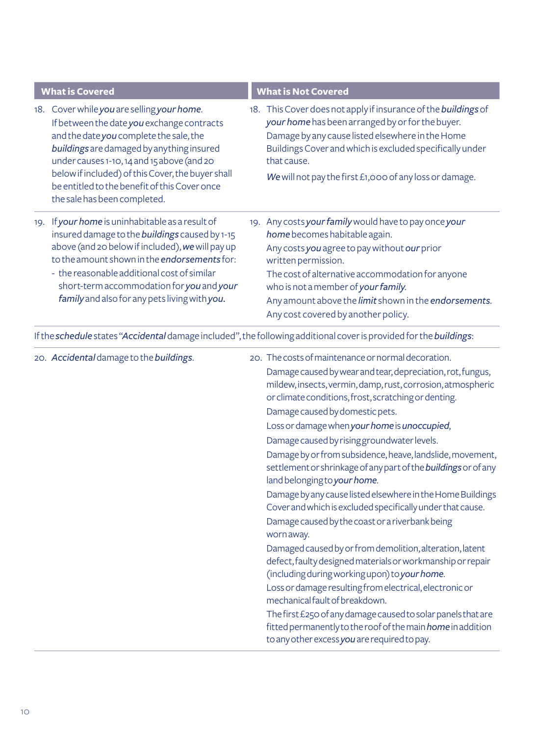| What is Covered | What is Not Covered |
|---|---|
| 18. Cover while ***you*** are selling ***your home***.<br>If between the date ***you*** exchange contracts and the date ***you*** complete the sale, the ***buildings*** are damaged by anything insured under causes 1-10, 14 and 15 above (and 20 below if included) of this Cover, the buyer shall be entitled to the benefit of this Cover once the sale has been completed. | 18. This Cover does not apply if insurance of the ***buildings*** of ***your home*** has been arranged by or for the buyer.<br>Damage by any cause listed elsewhere in the Home Buildings Cover and which is excluded specifically under that cause.<br>***We*** will not pay the first £1,000 of any loss or damage. |
| 19. If ***your home*** is uninhabitable as a result of insured damage to the ***buildings*** caused by 1-15 above (and 20 below if included), ***we*** will pay up to the amount shown in the ***endorsements*** for:<br>- the reasonable additional cost of similar short-term accommodation for ***you*** and ***your family*** and also for any pets living with ***you***. | 19. Any costs ***your family*** would have to pay once ***your home*** becomes habitable again.<br>Any costs ***you*** agree to pay without ***our*** prior written permission.<br>The cost of alternative accommodation for anyone who is not a member of ***your family***.<br>Any amount above the ***limit*** shown in the ***endorsements***.<br>Any cost covered by another policy. |

If the ***schedule*** states "***Accidental*** damage included", the following additional cover is provided for the ***buildings***:

| What is Covered | What is Not Covered |
|---|---|
| 20. ***Accidental*** damage to the ***buildings***. | 20. The costs of maintenance or normal decoration.<br>Damage caused by wear and tear, depreciation, rot, fungus, mildew, insects, vermin, damp, rust, corrosion, atmospheric or climate conditions, frost, scratching or denting.<br>Damage caused by domestic pets.<br>Loss or damage when ***your home*** is ***unoccupied***,<br>Damage caused by rising groundwater levels.<br>Damage by or from subsidence, heave, landslide, movement, settlement or shrinkage of any part of the ***buildings*** or of any land belonging to ***your home***.<br>Damage by any cause listed elsewhere in the Home Buildings Cover and which is excluded specifically under that cause.<br>Damage caused by the coast or a riverbank being worn away.<br>Damaged caused by or from demolition, alteration, latent defect, faulty designed materials or workmanship or repair (including during working upon) to ***your home***.<br>Loss or damage resulting from electrical, electronic or mechanical fault of breakdown.<br>The first £250 of any damage caused to solar panels that are fitted permanently to the roof of the main ***home*** in addition to any other excess ***you*** are required to pay. |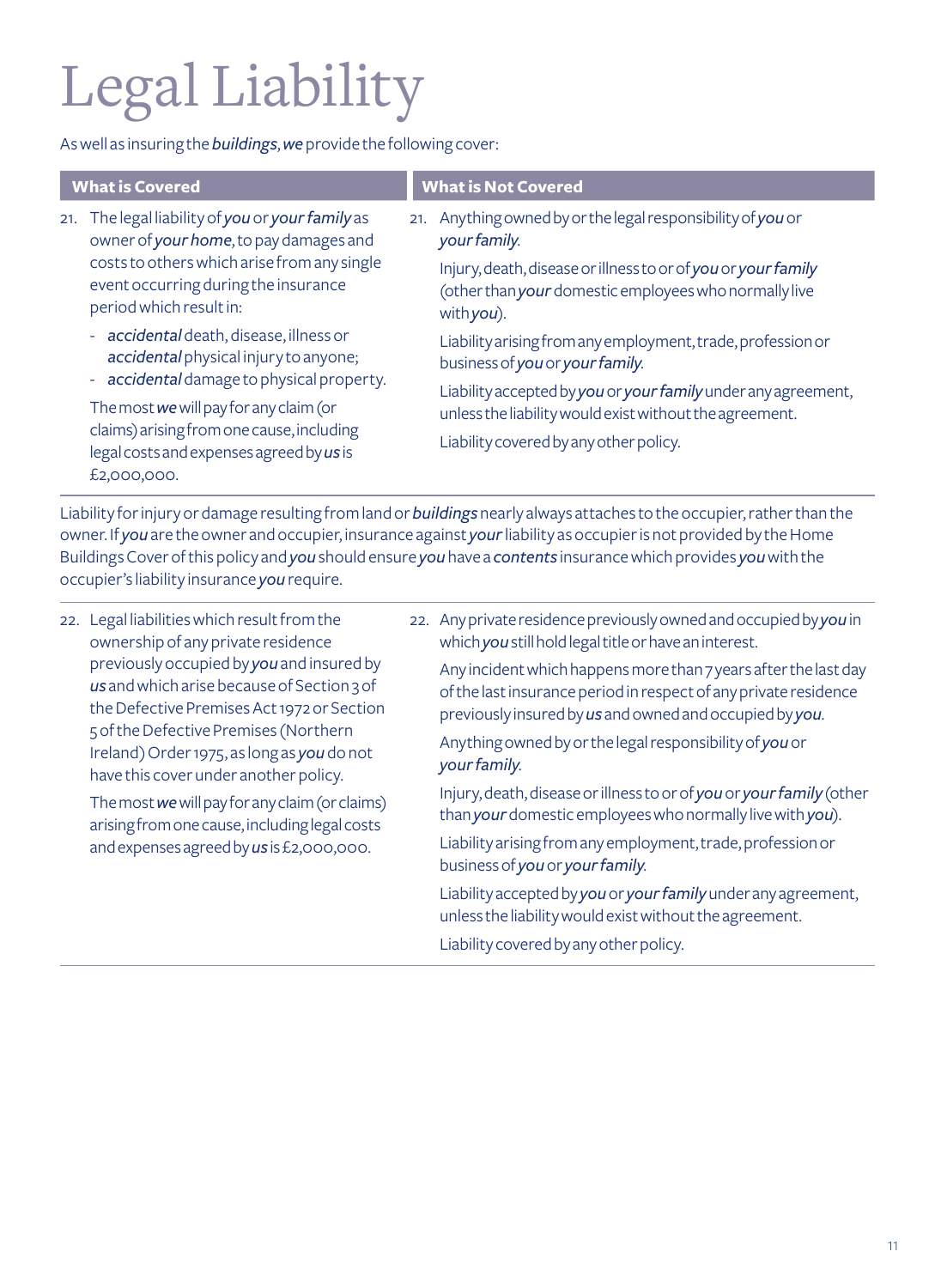# Legal Liability

As well as insuring the ***buildings***, ***we*** provide the following cover:

| What is Covered | What is Not Covered |
|---|---|
| 21. The legal liability of ***you*** or ***your family*** as owner of ***your home***, to pay damages and costs to others which arise from any single event occurring during the insurance period which result in:<br>- ***accidental*** death, disease, illness or ***accidental*** physical injury to anyone;<br>- ***accidental*** damage to physical property.<br><br>The most ***we*** will pay for any claim (or claims) arising from one cause, including legal costs and expenses agreed by ***us*** is £2,000,000. | 21. Anything owned by or the legal responsibility of ***you*** or ***your family***.<br><br>Injury, death, disease or illness to or of ***you*** or ***your family*** (other than ***your*** domestic employees who normally live with ***you***).<br><br>Liability arising from any employment, trade, profession or business of ***you*** or ***your family***.<br><br>Liability accepted by ***you*** or ***your family*** under any agreement, unless the liability would exist without the agreement.<br><br>Liability covered by any other policy. |

Liability for injury or damage resulting from land or ***buildings*** nearly always attaches to the occupier, rather than the owner. If ***you*** are the owner and occupier, insurance against ***your*** liability as occupier is not provided by the Home Buildings Cover of this policy and ***you*** should ensure ***you*** have a ***contents*** insurance which provides ***you*** with the occupier's liability insurance ***you*** require.

| What is Covered | What is Not Covered |
|---|---|
| 22. Legal liabilities which result from the ownership of any private residence previously occupied by ***you*** and insured by ***us*** and which arise because of Section 3 of the Defective Premises Act 1972 or Section 5 of the Defective Premises (Northern Ireland) Order 1975, as long as ***you*** do not have this cover under another policy.<br><br>The most ***we*** will pay for any claim (or claims) arising from one cause, including legal costs and expenses agreed by ***us*** is £2,000,000. | 22. Any private residence previously owned and occupied by ***you*** in which ***you*** still hold legal title or have an interest.<br><br>Any incident which happens more than 7 years after the last day of the last insurance period in respect of any private residence previously insured by ***us*** and owned and occupied by ***you***.<br><br>Anything owned by or the legal responsibility of ***you*** or ***your family***.<br><br>Injury, death, disease or illness to or of ***you*** or ***your family*** (other than ***your*** domestic employees who normally live with ***you***).<br><br>Liability arising from any employment, trade, profession or business of ***you*** or ***your family***.<br><br>Liability accepted by ***you*** or ***your family*** under any agreement, unless the liability would exist without the agreement.<br><br>Liability covered by any other policy. |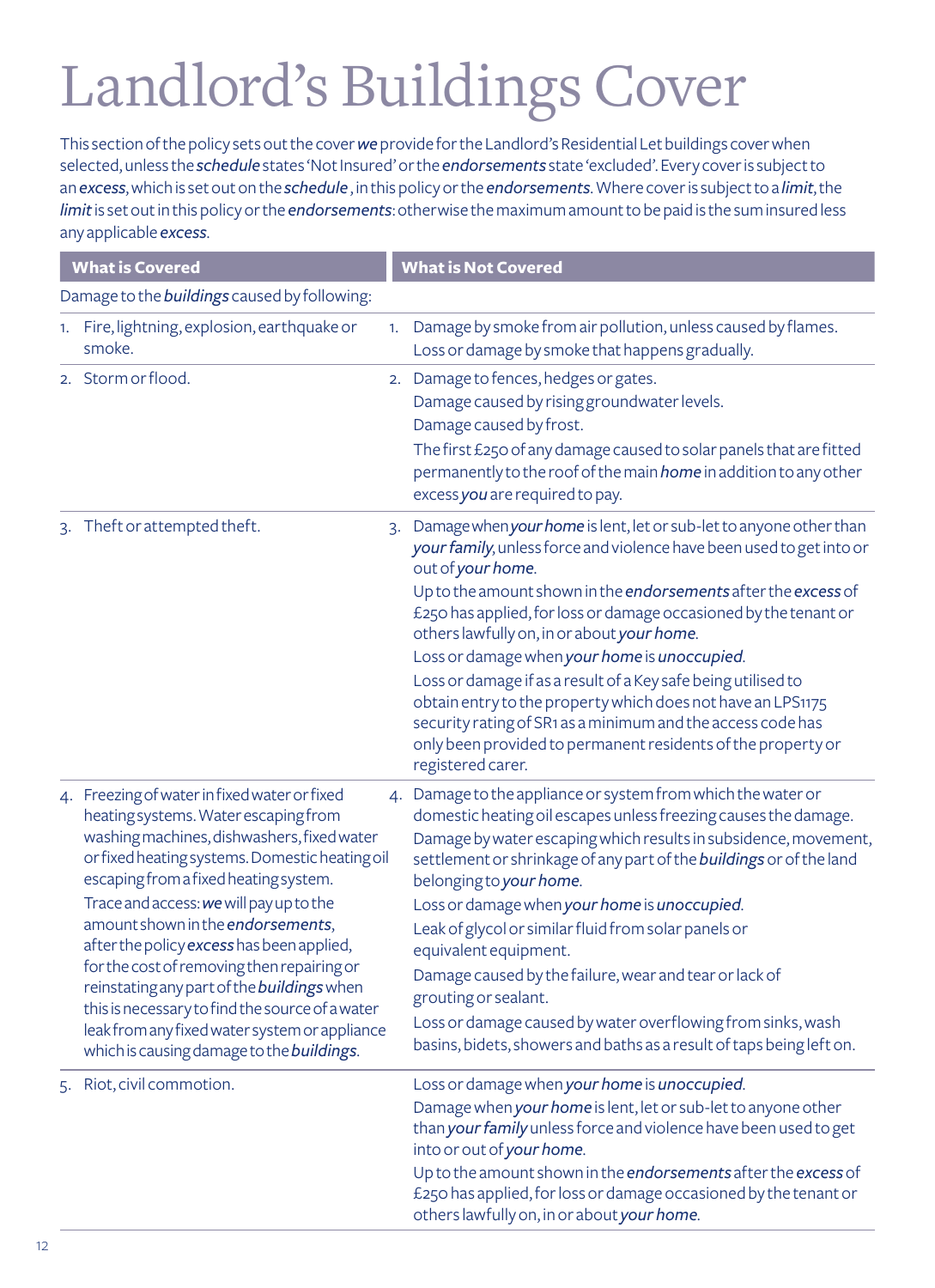# Landlord's Buildings Cover

This section of the policy sets out the cover ***we*** provide for the Landlord's Residential Let buildings cover when selected, unless the ***schedule*** states 'Not Insured' or the ***endorsements*** state 'excluded'. Every cover is subject to an ***excess***, which is set out on the ***schedule***, in this policy or the ***endorsements***. Where cover is subject to a ***limit***, the ***limit*** is set out in this policy or the ***endorsements***: otherwise the maximum amount to be paid is the sum insured less any applicable ***excess***.

| What is Covered | What is Not Covered |
|---|---|
| Damage to the ***buildings*** caused by following: | |
| 1. Fire, lightning, explosion, earthquake or smoke. | 1. Damage by smoke from air pollution, unless caused by flames.<br>Loss or damage by smoke that happens gradually. |
| 2. Storm or flood. | 2. Damage to fences, hedges or gates.<br>Damage caused by rising groundwater levels.<br>Damage caused by frost.<br>The first £250 of any damage caused to solar panels that are fitted permanently to the roof of the main ***home*** in addition to any other excess ***you*** are required to pay. |
| 3. Theft or attempted theft. | 3. Damage when ***your home*** is lent, let or sub-let to anyone other than ***your family***, unless force and violence have been used to get into or out of ***your home***.<br>Up to the amount shown in the ***endorsements*** after the ***excess*** of £250 has applied, for loss or damage occasioned by the tenant or others lawfully on, in or about ***your home***.<br>Loss or damage when ***your home*** is ***unoccupied***.<br>Loss or damage if as a result of a Key safe being utilised to obtain entry to the property which does not have an LPS1175 security rating of SR1 as a minimum and the access code has only been provided to permanent residents of the property or registered carer. |
| 4. Freezing of water in fixed water or fixed heating systems. Water escaping from washing machines, dishwashers, fixed water or fixed heating systems. Domestic heating oil escaping from a fixed heating system.<br>Trace and access: ***we*** will pay up to the amount shown in the ***endorsements***, after the policy ***excess*** has been applied, for the cost of removing then repairing or reinstating any part of the ***buildings*** when this is necessary to find the source of a water leak from any fixed water system or appliance which is causing damage to the ***buildings***. | 4. Damage to the appliance or system from which the water or domestic heating oil escapes unless freezing causes the damage.<br>Damage by water escaping which results in subsidence, movement, settlement or shrinkage of any part of the ***buildings*** or of the land belonging to ***your home***.<br>Loss or damage when ***your home*** is ***unoccupied***.<br>Leak of glycol or similar fluid from solar panels or equivalent equipment.<br>Damage caused by the failure, wear and tear or lack of grouting or sealant.<br>Loss or damage caused by water overflowing from sinks, wash basins, bidets, showers and baths as a result of taps being left on. |
| 5. Riot, civil commotion. | Loss or damage when ***your home*** is ***unoccupied***.<br>Damage when ***your home*** is lent, let or sub-let to anyone other than ***your family*** unless force and violence have been used to get into or out of ***your home***.<br>Up to the amount shown in the ***endorsements*** after the ***excess*** of £250 has applied, for loss or damage occasioned by the tenant or others lawfully on, in or about ***your home***. |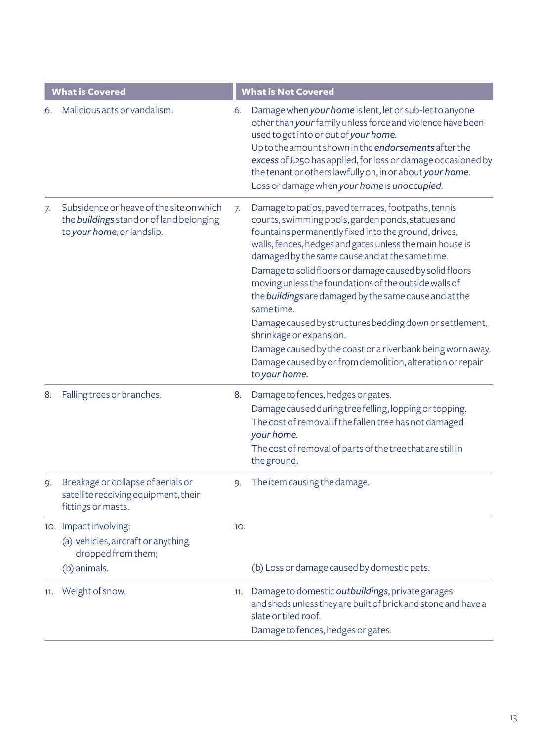| What is Covered | What is Not Covered |
|---|---|
| 6. Malicious acts or vandalism. | 6. Damage when ***your home*** is lent, let or sub-let to anyone other than ***your*** family unless force and violence have been used to get into or out of ***your home***.<br>Up to the amount shown in the ***endorsements*** after the ***excess*** of £250 has applied, for loss or damage occasioned by the tenant or others lawfully on, in or about ***your home***.<br>Loss or damage when ***your home*** is ***unoccupied***. |
| 7. Subsidence or heave of the site on which the ***buildings*** stand or of land belonging to ***your home***, or landslip. | 7. Damage to patios, paved terraces, footpaths, tennis courts, swimming pools, garden ponds, statues and fountains permanently fixed into the ground, drives, walls, fences, hedges and gates unless the main house is damaged by the same cause and at the same time.<br>Damage to solid floors or damage caused by solid floors moving unless the foundations of the outside walls of the ***buildings*** are damaged by the same cause and at the same time.<br>Damage caused by structures bedding down or settlement, shrinkage or expansion.<br>Damage caused by the coast or a riverbank being worn away.<br>Damage caused by or from demolition, alteration or repair to ***your home***. |
| 8. Falling trees or branches. | 8. Damage to fences, hedges or gates.<br>Damage caused during tree felling, lopping or topping.<br>The cost of removal if the fallen tree has not damaged ***your home***.<br>The cost of removal of parts of the tree that are still in the ground. |
| 9. Breakage or collapse of aerials or satellite receiving equipment, their fittings or masts. | 9. The item causing the damage. |
| 10. Impact involving:<br>(a) vehicles, aircraft or anything dropped from them;<br>(b) animals. | 10.<br><br>(b) Loss or damage caused by domestic pets. |
| 11. Weight of snow. | 11. Damage to domestic ***outbuildings***, private garages and sheds unless they are built of brick and stone and have a slate or tiled roof.<br>Damage to fences, hedges or gates. |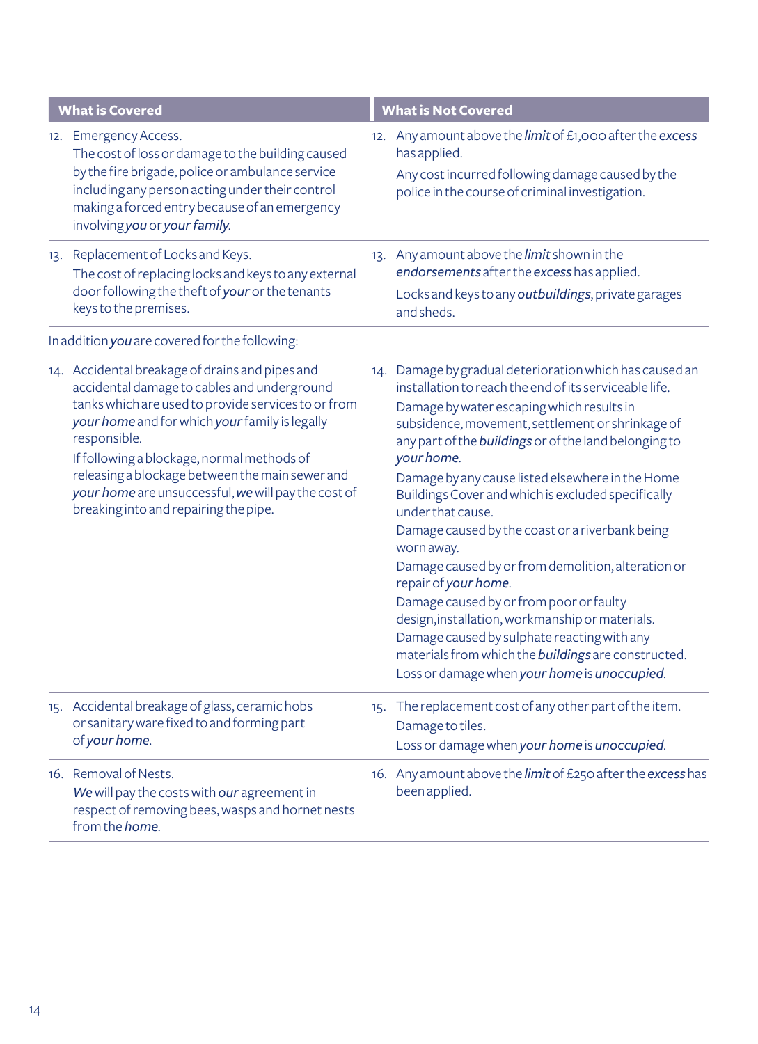| What is Covered | What is Not Covered |
|---|---|
| 12. Emergency Access.<br>The cost of loss or damage to the building caused by the fire brigade, police or ambulance service including any person acting under their control making a forced entry because of an emergency involving ***you*** or ***your family***. | 12. Any amount above the ***limit*** of £1,000 after the ***excess*** has applied.<br>Any cost incurred following damage caused by the police in the course of criminal investigation. |
| 13. Replacement of Locks and Keys.<br>The cost of replacing locks and keys to any external door following the theft of ***your*** or the tenants keys to the premises. | 13. Any amount above the ***limit*** shown in the ***endorsements*** after the ***excess*** has applied.<br>Locks and keys to any ***outbuildings***, private garages and sheds. |
| In addition ***you*** are covered for the following: | |
| 14. Accidental breakage of drains and pipes and accidental damage to cables and underground tanks which are used to provide services to or from ***your home*** and for which ***your*** family is legally responsible.<br>If following a blockage, normal methods of releasing a blockage between the main sewer and ***your home*** are unsuccessful, ***we*** will pay the cost of breaking into and repairing the pipe. | 14. Damage by gradual deterioration which has caused an installation to reach the end of its serviceable life.<br>Damage by water escaping which results in subsidence, movement, settlement or shrinkage of any part of the ***buildings*** or of the land belonging to ***your home***.<br>Damage by any cause listed elsewhere in the Home Buildings Cover and which is excluded specifically under that cause.<br>Damage caused by the coast or a riverbank being worn away.<br>Damage caused by or from demolition, alteration or repair of ***your home***.<br>Damage caused by or from poor or faulty design,installation, workmanship or materials.<br>Damage caused by sulphate reacting with any materials from which the ***buildings*** are constructed.<br>Loss or damage when ***your home*** is ***unoccupied***. |
| 15. Accidental breakage of glass, ceramic hobs or sanitary ware fixed to and forming part of ***your home***. | 15. The replacement cost of any other part of the item.<br>Damage to tiles.<br>Loss or damage when ***your home*** is ***unoccupied***. |
| 16. Removal of Nests.<br>***We*** will pay the costs with ***our*** agreement in respect of removing bees, wasps and hornet nests from the ***home***. | 16. Any amount above the ***limit*** of £250 after the ***excess*** has been applied. |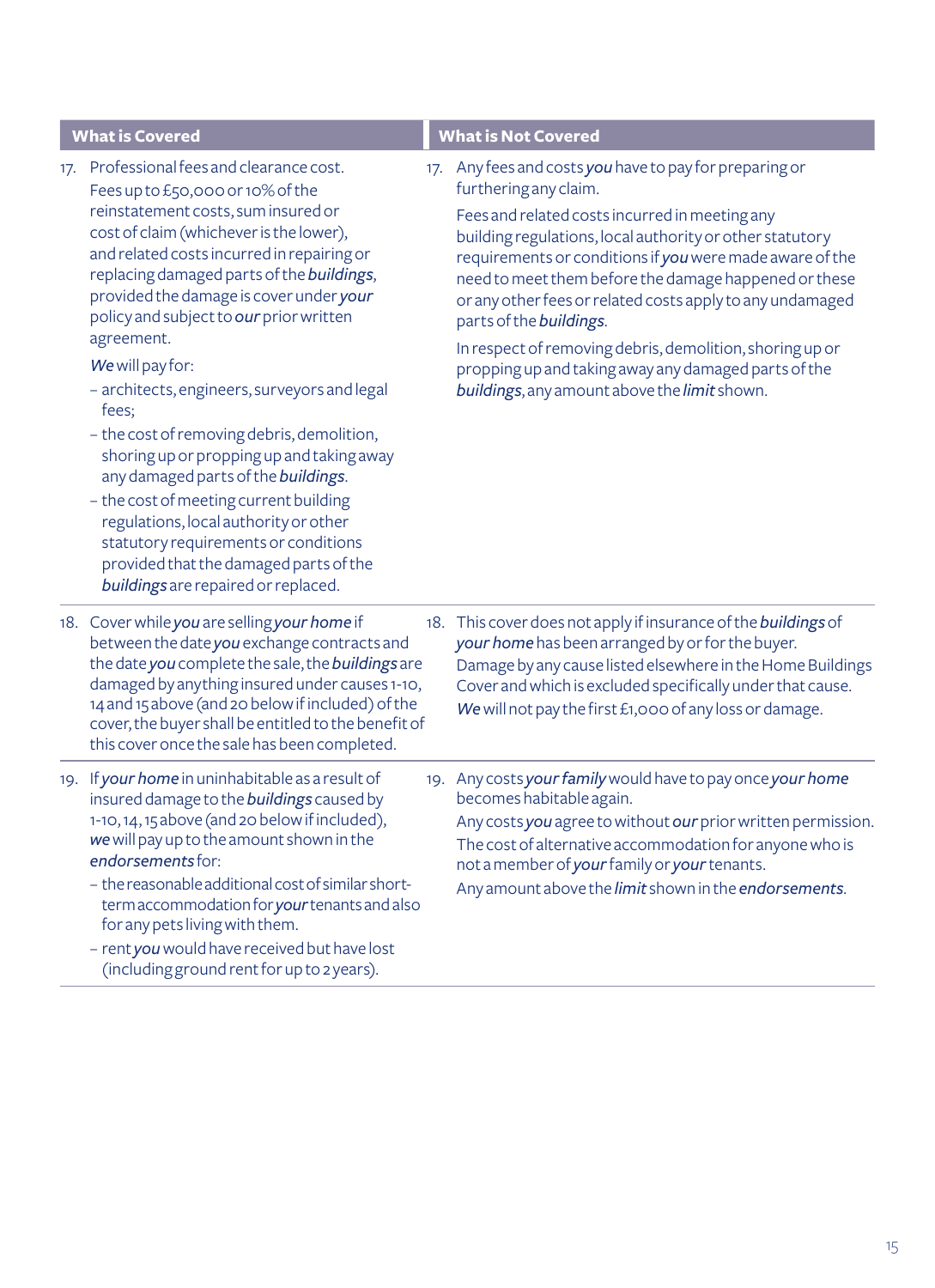| What is Covered | What is Not Covered |
|---|---|
| 17. Professional fees and clearance cost.<br>Fees up to £50,000 or 10% of the reinstatement costs, sum insured or cost of claim (whichever is the lower), and related costs incurred in repairing or replacing damaged parts of the ***buildings***, provided the damage is cover under ***your*** policy and subject to ***our*** prior written agreement.<br>***We*** will pay for:<br>– architects, engineers, surveyors and legal fees;<br>– the cost of removing debris, demolition, shoring up or propping up and taking away any damaged parts of the ***buildings***.<br>– the cost of meeting current building regulations, local authority or other statutory requirements or conditions provided that the damaged parts of the ***buildings*** are repaired or replaced. | 17. Any fees and costs ***you*** have to pay for preparing or furthering any claim.<br>Fees and related costs incurred in meeting any building regulations, local authority or other statutory requirements or conditions if ***you*** were made aware of the need to meet them before the damage happened or these or any other fees or related costs apply to any undamaged parts of the ***buildings***.<br>In respect of removing debris, demolition, shoring up or propping up and taking away any damaged parts of the ***buildings***, any amount above the ***limit*** shown. |
| 18. Cover while ***you*** are selling ***your home*** if between the date ***you*** exchange contracts and the date ***you*** complete the sale, the ***buildings*** are damaged by anything insured under causes 1-10, 14 and 15 above (and 20 below if included) of the cover, the buyer shall be entitled to the benefit of this cover once the sale has been completed. | 18. This cover does not apply if insurance of the ***buildings*** of ***your home*** has been arranged by or for the buyer.<br>Damage by any cause listed elsewhere in the Home Buildings Cover and which is excluded specifically under that cause.<br>***We*** will not pay the first £1,000 of any loss or damage. |
| 19. If ***your home*** in uninhabitable as a result of insured damage to the ***buildings*** caused by 1-10, 14, 15 above (and 20 below if included), ***we*** will pay up to the amount shown in the ***endorsements*** for:<br>– the reasonable additional cost of similar short-term accommodation for ***your*** tenants and also for any pets living with them.<br>– rent ***you*** would have received but have lost (including ground rent for up to 2 years). | 19. Any costs ***your family*** would have to pay once ***your home*** becomes habitable again.<br>Any costs ***you*** agree to without ***our*** prior written permission.<br>The cost of alternative accommodation for anyone who is not a member of ***your*** family or ***your*** tenants.<br>Any amount above the ***limit*** shown in the ***endorsements***. |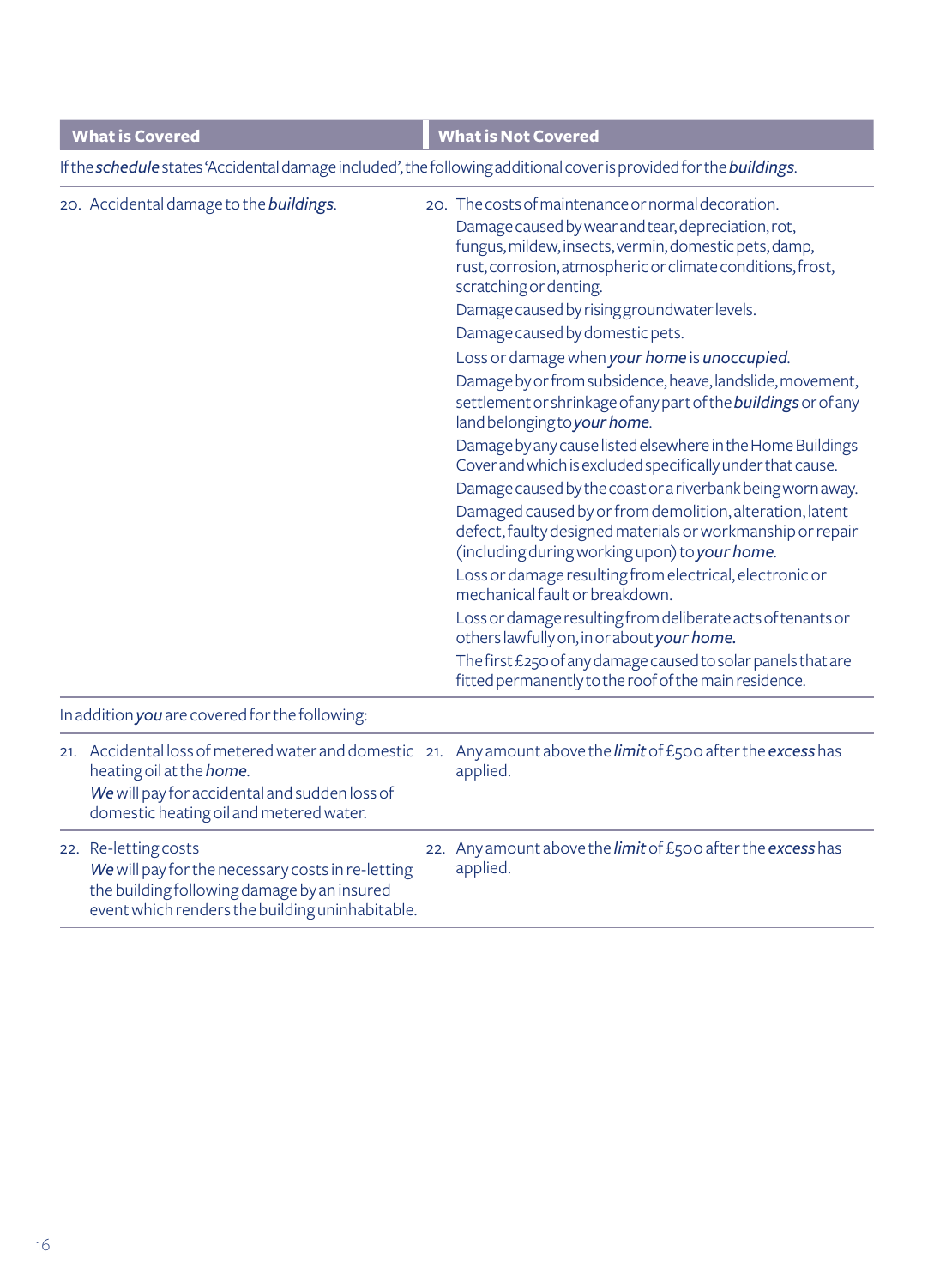| What is Covered | What is Not Covered |
|---|---|
| If the *schedule* states 'Accidental damage included', the following additional cover is provided for the *buildings*. | |
| 20. Accidental damage to the *buildings*. | 20. The costs of maintenance or normal decoration.<br>Damage caused by wear and tear, depreciation, rot, fungus, mildew, insects, vermin, domestic pets, damp, rust, corrosion, atmospheric or climate conditions, frost, scratching or denting.<br>Damage caused by rising groundwater levels.<br>Damage caused by domestic pets.<br>Loss or damage when *your home* is *unoccupied*.<br>Damage by or from subsidence, heave, landslide, movement, settlement or shrinkage of any part of the *buildings* or of any land belonging to *your home*.<br>Damage by any cause listed elsewhere in the Home Buildings Cover and which is excluded specifically under that cause.<br>Damage caused by the coast or a riverbank being worn away.<br>Damaged caused by or from demolition, alteration, latent defect, faulty designed materials or workmanship or repair (including during working upon) to *your home*.<br>Loss or damage resulting from electrical, electronic or mechanical fault or breakdown.<br>Loss or damage resulting from deliberate acts of tenants or others lawfully on, in or about *your home*.<br>The first £250 of any damage caused to solar panels that are fitted permanently to the roof of the main residence. |
| In addition *you* are covered for the following: | |
| 21. Accidental loss of metered water and domestic heating oil at the *home*.<br>*We* will pay for accidental and sudden loss of domestic heating oil and metered water. | 21. Any amount above the *limit* of £500 after the *excess* has applied. |
| 22. Re-letting costs<br>*We* will pay for the necessary costs in re-letting the building following damage by an insured event which renders the building uninhabitable. | 22. Any amount above the *limit* of £500 after the *excess* has applied. |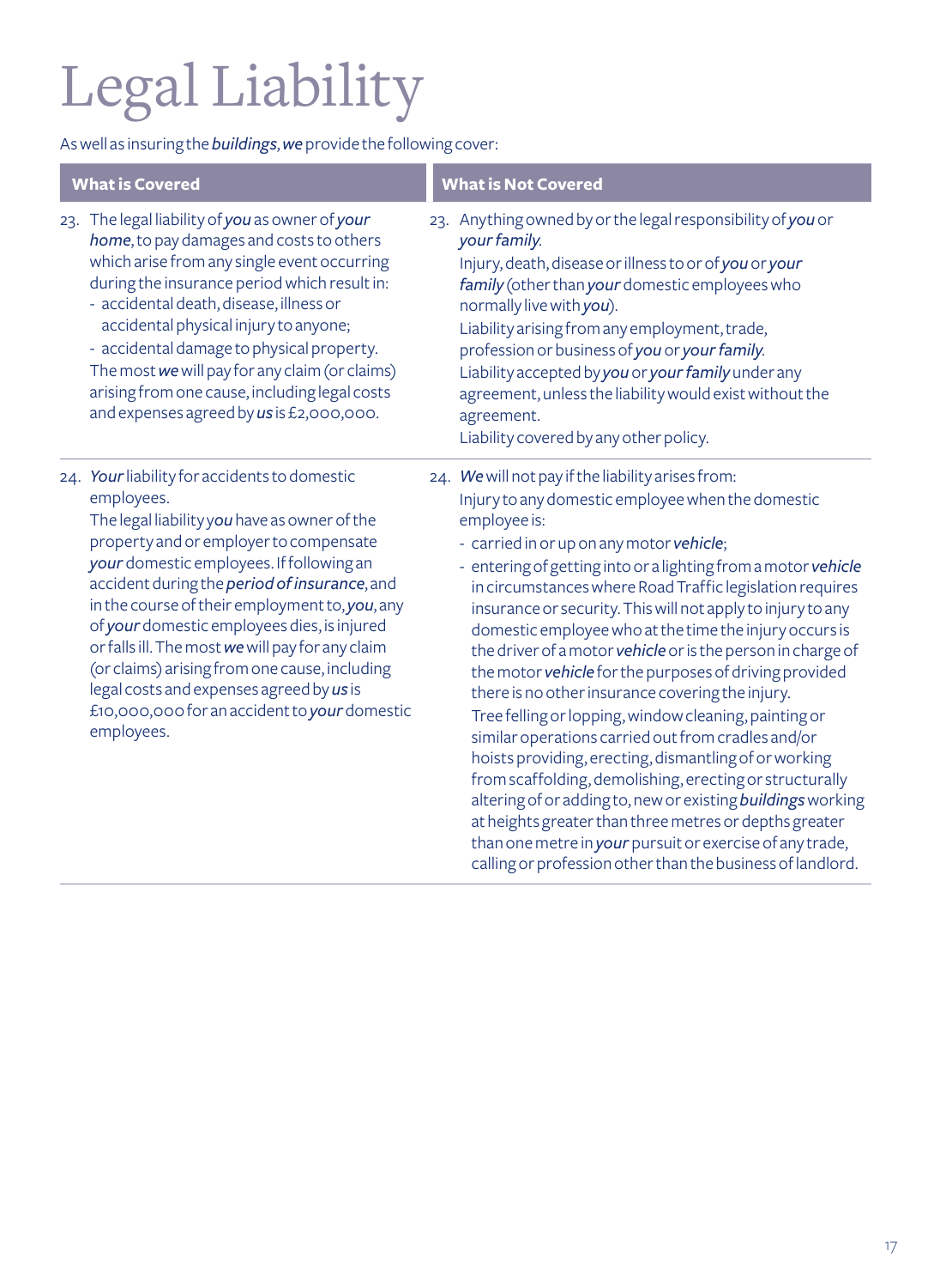# Legal Liability

As well as insuring the ***buildings***, ***we*** provide the following cover:

| What is Covered | What is Not Covered |
|---|---|
| 23. The legal liability of ***you*** as owner of ***your home***, to pay damages and costs to others which arise from any single event occurring during the insurance period which result in:<br>- accidental death, disease, illness or accidental physical injury to anyone;<br>- accidental damage to physical property.<br>The most ***we*** will pay for any claim (or claims) arising from one cause, including legal costs and expenses agreed by ***us*** is £2,000,000. | 23. Anything owned by or the legal responsibility of ***you*** or ***your family***.<br>Injury, death, disease or illness to or of ***you*** or ***your family*** (other than ***your*** domestic employees who normally live with ***you***).<br>Liability arising from any employment, trade, profession or business of ***you*** or ***your family***.<br>Liability accepted by ***you*** or ***your family*** under any agreement, unless the liability would exist without the agreement.<br>Liability covered by any other policy. |
| 24. ***Your*** liability for accidents to domestic employees.<br>The legal liability ***you*** have as owner of the property and or employer to compensate ***your*** domestic employees. If following an accident during the ***period of insurance***, and in the course of their employment to, ***you***, any of ***your*** domestic employees dies, is injured or falls ill. The most ***we*** will pay for any claim (or claims) arising from one cause, including legal costs and expenses agreed by ***us*** is £10,000,000 for an accident to ***your*** domestic employees. | 24. ***We*** will not pay if the liability arises from:<br>Injury to any domestic employee when the domestic employee is:<br>- carried in or up on any motor ***vehicle***;<br>- entering of getting into or a lighting from a motor ***vehicle*** in circumstances where Road Traffic legislation requires insurance or security. This will not apply to injury to any domestic employee who at the time the injury occurs is the driver of a motor ***vehicle*** or is the person in charge of the motor ***vehicle*** for the purposes of driving provided there is no other insurance covering the injury.<br>Tree felling or lopping, window cleaning, painting or similar operations carried out from cradles and/or hoists providing, erecting, dismantling of or working from scaffolding, demolishing, erecting or structurally altering of or adding to, new or existing ***buildings*** working at heights greater than three metres or depths greater than one metre in ***your*** pursuit or exercise of any trade, calling or profession other than the business of landlord. |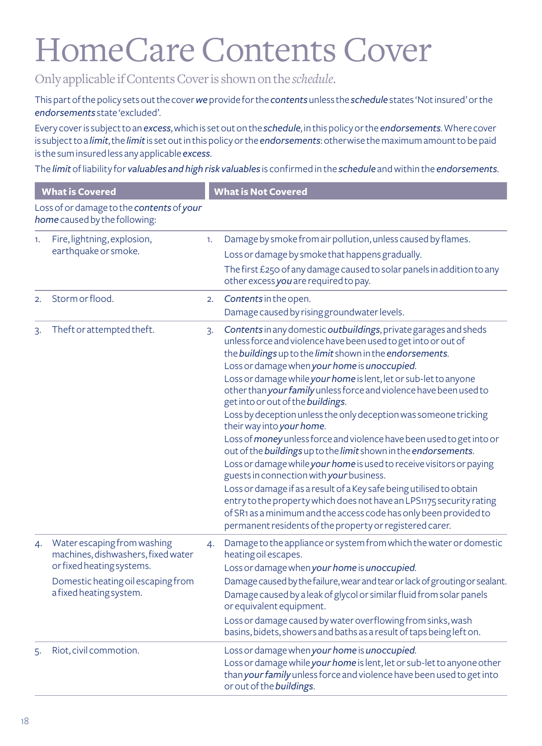# HomeCare Contents Cover

Only applicable if Contents Cover is shown on the *schedule*.

This part of the policy sets out the cover ***we*** provide for the ***contents*** unless the ***schedule*** states 'Not insured' or the ***endorsements*** state 'excluded'.

Every cover is subject to an ***excess***, which is set out on the ***schedule***, in this policy or the ***endorsements***. Where cover is subject to a ***limit***, the ***limit*** is set out in this policy or the ***endorsements***: otherwise the maximum amount to be paid is the sum insured less any applicable ***excess***.

The ***limit*** of liability for ***valuables and high risk valuables*** is confirmed in the ***schedule*** and within the ***endorsements***.

| What is Covered | What is Not Covered |
|---|---|
| Loss of or damage to the ***contents*** of ***your home*** caused by the following: | |
| 1. Fire, lightning, explosion, earthquake or smoke. | 1. Damage by smoke from air pollution, unless caused by flames.<br>Loss or damage by smoke that happens gradually.<br>The first £250 of any damage caused to solar panels in addition to any other excess ***you*** are required to pay. |
| 2. Storm or flood. | 2. ***Contents*** in the open.<br>Damage caused by rising groundwater levels. |
| 3. Theft or attempted theft. | 3. ***Contents*** in any domestic ***outbuildings***, private garages and sheds unless force and violence have been used to get into or out of the ***buildings*** up to the ***limit*** shown in the ***endorsements***.<br>Loss or damage when ***your home*** is ***unoccupied***.<br>Loss or damage while ***your home*** is lent, let or sub-let to anyone other than ***your family*** unless force and violence have been used to get into or out of the ***buildings***.<br>Loss by deception unless the only deception was someone tricking their way into ***your home***.<br>Loss of ***money*** unless force and violence have been used to get into or out of the ***buildings*** up to the ***limit*** shown in the ***endorsements***.<br>Loss or damage while ***your home*** is used to receive visitors or paying guests in connection with ***your*** business.<br>Loss or damage if as a result of a Key safe being utilised to obtain entry to the property which does not have an LPS1175 security rating of SR1 as a minimum and the access code has only been provided to permanent residents of the property or registered carer. |
| 4. Water escaping from washing machines, dishwashers, fixed water or fixed heating systems.<br>Domestic heating oil escaping from a fixed heating system. | 4. Damage to the appliance or system from which the water or domestic heating oil escapes.<br>Loss or damage when ***your home*** is ***unoccupied***.<br>Damage caused by the failure, wear and tear or lack of grouting or sealant.<br>Damage caused by a leak of glycol or similar fluid from solar panels or equivalent equipment.<br>Loss or damage caused by water overflowing from sinks, wash basins, bidets, showers and baths as a result of taps being left on. |
| 5. Riot, civil commotion. | Loss or damage when ***your home*** is ***unoccupied***.<br>Loss or damage while ***your home*** is lent, let or sub-let to anyone other than ***your family*** unless force and violence have been used to get into or out of the ***buildings***. |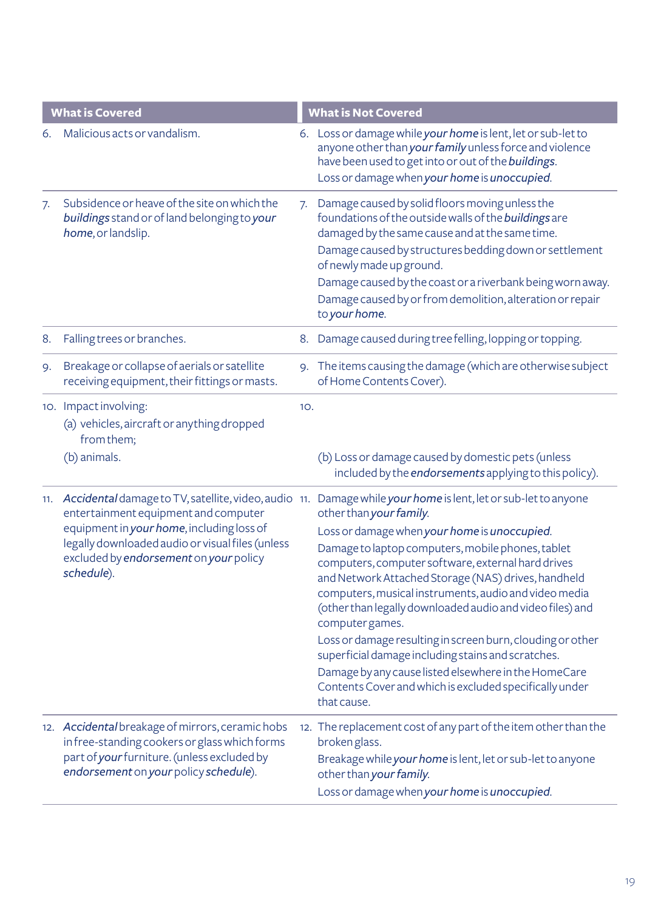| What is Covered | What is Not Covered |
|---|---|
| 6. Malicious acts or vandalism. | 6. Loss or damage while ***your home*** is lent, let or sub-let to anyone other than ***your family*** unless force and violence have been used to get into or out of the ***buildings***.<br>Loss or damage when ***your home*** is ***unoccupied***. |
| 7. Subsidence or heave of the site on which the ***buildings*** stand or of land belonging to ***your home***, or landslip. | 7. Damage caused by solid floors moving unless the foundations of the outside walls of the ***buildings*** are damaged by the same cause and at the same time.<br>Damage caused by structures bedding down or settlement of newly made up ground.<br>Damage caused by the coast or a riverbank being worn away.<br>Damage caused by or from demolition, alteration or repair to ***your home***. |
| 8. Falling trees or branches. | 8. Damage caused during tree felling, lopping or topping. |
| 9. Breakage or collapse of aerials or satellite receiving equipment, their fittings or masts. | 9. The items causing the damage (which are otherwise subject of Home Contents Cover). |
| 10. Impact involving:<br>(a) vehicles, aircraft or anything dropped from them;<br>(b) animals. | 10.<br><br>(b) Loss or damage caused by domestic pets (unless included by the ***endorsements*** applying to this policy). |
| 11. ***Accidental*** damage to TV, satellite, video, audio entertainment equipment and computer equipment in ***your home***, including loss of legally downloaded audio or visual files (unless excluded by ***endorsement*** on ***your*** policy ***schedule***). | 11. Damage while ***your home*** is lent, let or sub-let to anyone other than ***your family***.<br>Loss or damage when ***your home*** is ***unoccupied***.<br>Damage to laptop computers, mobile phones, tablet computers, computer software, external hard drives and Network Attached Storage (NAS) drives, handheld computers, musical instruments, audio and video media (other than legally downloaded audio and video files) and computer games.<br>Loss or damage resulting in screen burn, clouding or other superficial damage including stains and scratches.<br>Damage by any cause listed elsewhere in the HomeCare Contents Cover and which is excluded specifically under that cause. |
| 12. ***Accidental*** breakage of mirrors, ceramic hobs in free-standing cookers or glass which forms part of ***your*** furniture. (unless excluded by ***endorsement*** on ***your*** policy ***schedule***). | 12. The replacement cost of any part of the item other than the broken glass.<br>Breakage while ***your home*** is lent, let or sub-let to anyone other than ***your family***.<br>Loss or damage when ***your home*** is ***unoccupied***. |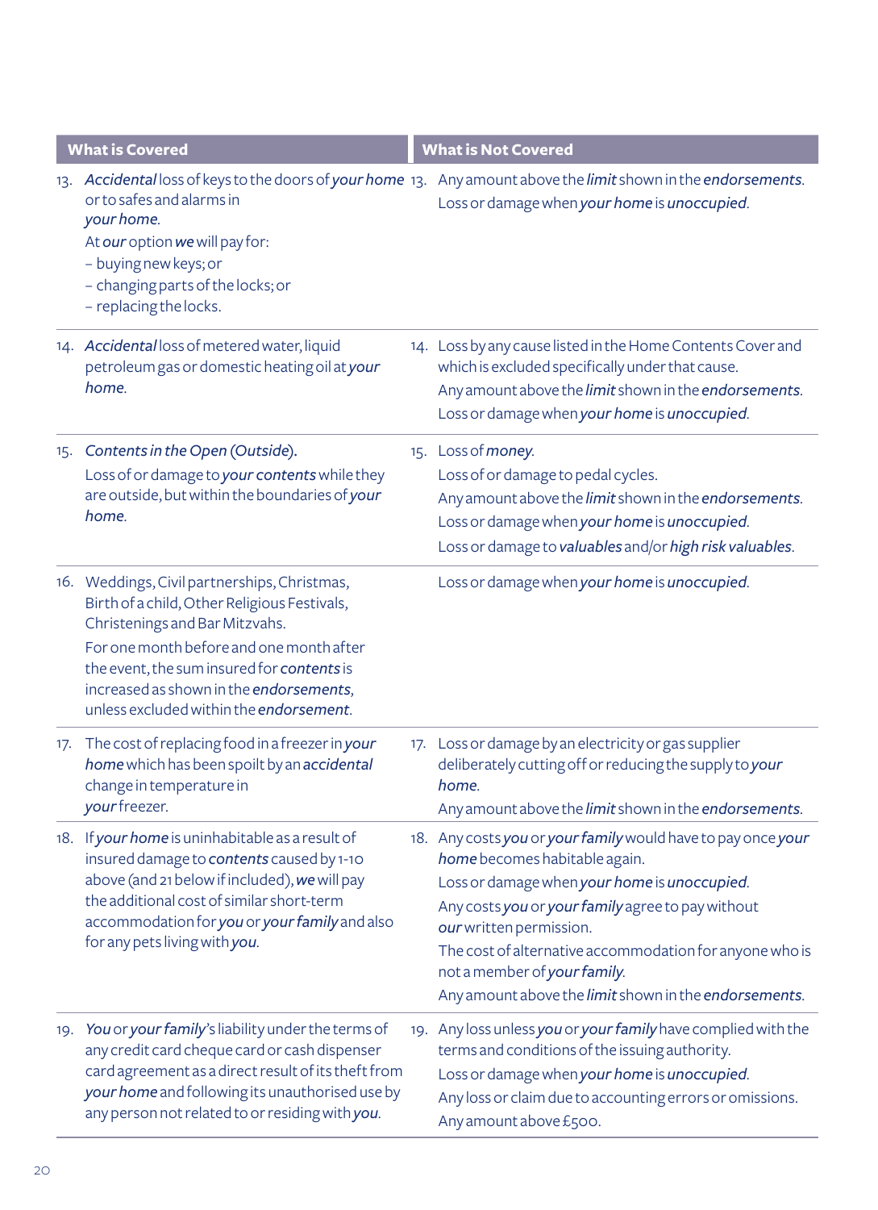| What is Covered | What is Not Covered |
|---|---|
| 13. ***Accidental*** loss of keys to the doors of ***your home*** or to safes and alarms in ***your home***.<br>At ***our*** option ***we*** will pay for:<br>– buying new keys; or<br>– changing parts of the locks; or<br>– replacing the locks. | 13. Any amount above the ***limit*** shown in the ***endorsements***.<br>Loss or damage when ***your home*** is ***unoccupied***. |
| 14. ***Accidental*** loss of metered water, liquid petroleum gas or domestic heating oil at ***your home***. | 14. Loss by any cause listed in the Home Contents Cover and which is excluded specifically under that cause.<br>Any amount above the ***limit*** shown in the ***endorsements***.<br>Loss or damage when ***your home*** is ***unoccupied***. |
| 15. *Contents in the Open (Outside).*<br>Loss of or damage to ***your contents*** while they are outside, but within the boundaries of ***your home***. | 15. Loss of ***money***.<br>Loss of or damage to pedal cycles.<br>Any amount above the ***limit*** shown in the ***endorsements***.<br>Loss or damage when ***your home*** is ***unoccupied***.<br>Loss or damage to ***valuables*** and/or ***high risk valuables***. |
| 16. Weddings, Civil partnerships, Christmas, Birth of a child, Other Religious Festivals, Christenings and Bar Mitzvahs.<br>For one month before and one month after the event, the sum insured for ***contents*** is increased as shown in the ***endorsements***, unless excluded within the ***endorsement***. | Loss or damage when ***your home*** is ***unoccupied***. |
| 17. The cost of replacing food in a freezer in ***your home*** which has been spoilt by an ***accidental*** change in temperature in ***your*** freezer. | 17. Loss or damage by an electricity or gas supplier deliberately cutting off or reducing the supply to ***your home***.<br>Any amount above the ***limit*** shown in the ***endorsements***. |
| 18. If ***your home*** is uninhabitable as a result of insured damage to ***contents*** caused by 1-10 above (and 21 below if included), ***we*** will pay the additional cost of similar short-term accommodation for ***you*** or ***your family*** and also for any pets living with ***you***. | 18. Any costs ***you*** or ***your family*** would have to pay once ***your home*** becomes habitable again.<br>Loss or damage when ***your home*** is ***unoccupied***.<br>Any costs ***you*** or ***your family*** agree to pay without ***our*** written permission.<br>The cost of alternative accommodation for anyone who is not a member of ***your family***.<br>Any amount above the ***limit*** shown in the ***endorsements***. |
| 19. ***You*** or ***your family***'s liability under the terms of any credit card cheque card or cash dispenser card agreement as a direct result of its theft from ***your home*** and following its unauthorised use by any person not related to or residing with ***you***. | 19. Any loss unless ***you*** or ***your family*** have complied with the terms and conditions of the issuing authority.<br>Loss or damage when ***your home*** is ***unoccupied***.<br>Any loss or claim due to accounting errors or omissions.<br>Any amount above £500. |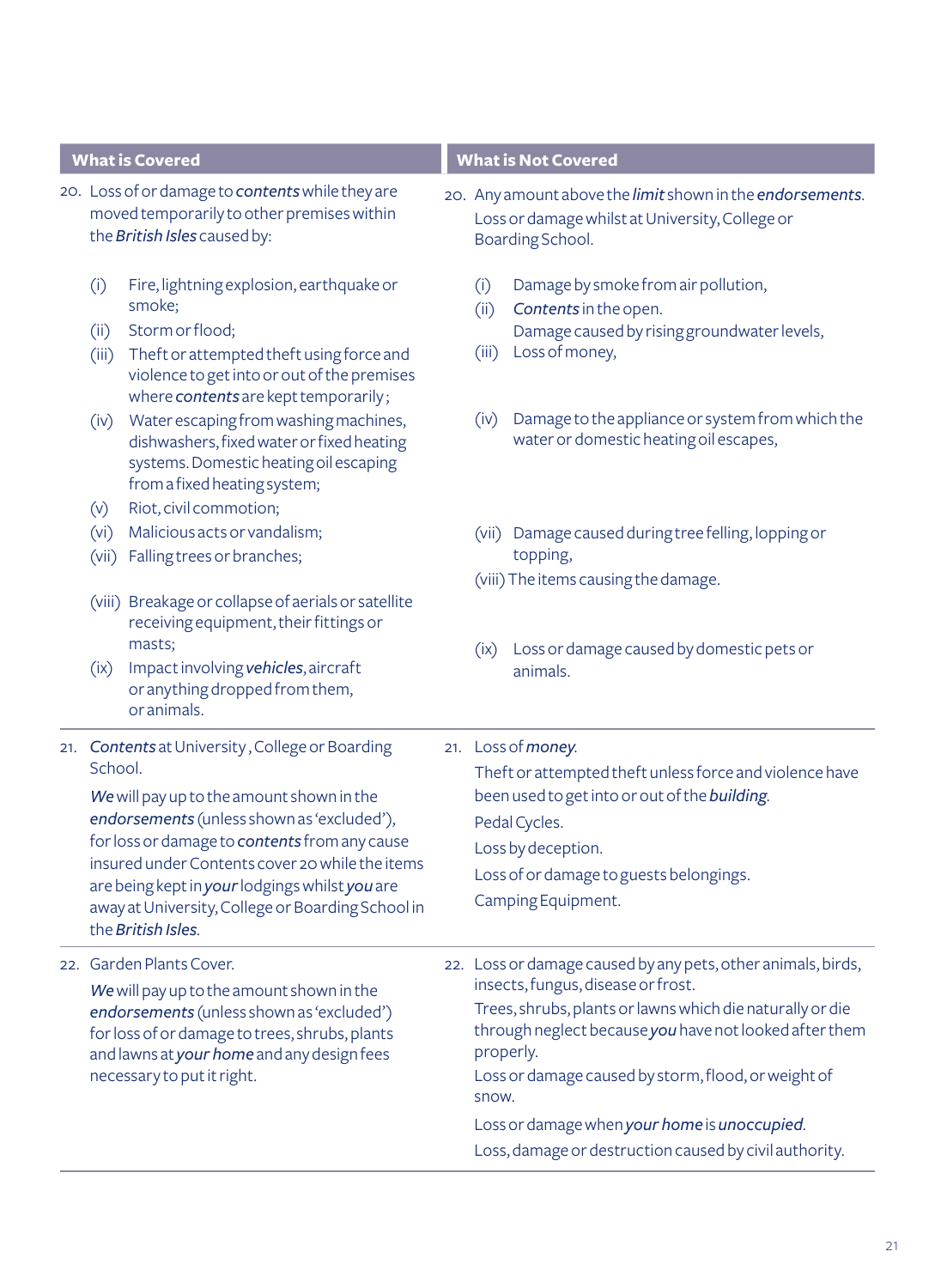| What is Covered | What is Not Covered |
|---|---|
| 20. Loss of or damage to ***contents*** while they are moved temporarily to other premises within the ***British Isles*** caused by:<br><br>(i) Fire, lightning explosion, earthquake or smoke;<br>(ii) Storm or flood;<br>(iii) Theft or attempted theft using force and violence to get into or out of the premises where ***contents*** are kept temporarily;<br>(iv) Water escaping from washing machines, dishwashers, fixed water or fixed heating systems. Domestic heating oil escaping from a fixed heating system;<br>(v) Riot, civil commotion;<br>(vi) Malicious acts or vandalism;<br>(vii) Falling trees or branches;<br>(viii) Breakage or collapse of aerials or satellite receiving equipment, their fittings or masts;<br>(ix) Impact involving ***vehicles***, aircraft or anything dropped from them, or animals. | 20. Any amount above the ***limit*** shown in the ***endorsements***.<br>Loss or damage whilst at University, College or Boarding School.<br><br>(i) Damage by smoke from air pollution,<br>(ii) ***Contents*** in the open.<br>Damage caused by rising groundwater levels,<br>(iii) Loss of money,<br>(iv) Damage to the appliance or system from which the water or domestic heating oil escapes,<br>(vii) Damage caused during tree felling, lopping or topping,<br>(viii) The items causing the damage.<br>(ix) Loss or damage caused by domestic pets or animals. |
| 21. ***Contents*** at University , College or Boarding School.<br><br>***We*** will pay up to the amount shown in the ***endorsements*** (unless shown as 'excluded'), for loss or damage to ***contents*** from any cause insured under Contents cover 20 while the items are being kept in ***your*** lodgings whilst ***you*** are away at University, College or Boarding School in the ***British Isles***. | 21. Loss of ***money***.<br>Theft or attempted theft unless force and violence have been used to get into or out of the ***building***.<br>Pedal Cycles.<br>Loss by deception.<br>Loss of or damage to guests belongings.<br>Camping Equipment. |
| 22. Garden Plants Cover.<br><br>***We*** will pay up to the amount shown in the ***endorsements*** (unless shown as 'excluded') for loss of or damage to trees, shrubs, plants and lawns at ***your home*** and any design fees necessary to put it right. | 22. Loss or damage caused by any pets, other animals, birds, insects, fungus, disease or frost.<br>Trees, shrubs, plants or lawns which die naturally or die through neglect because ***you*** have not looked after them properly.<br>Loss or damage caused by storm, flood, or weight of snow.<br>Loss or damage when ***your home*** is ***unoccupied***.<br>Loss, damage or destruction caused by civil authority. |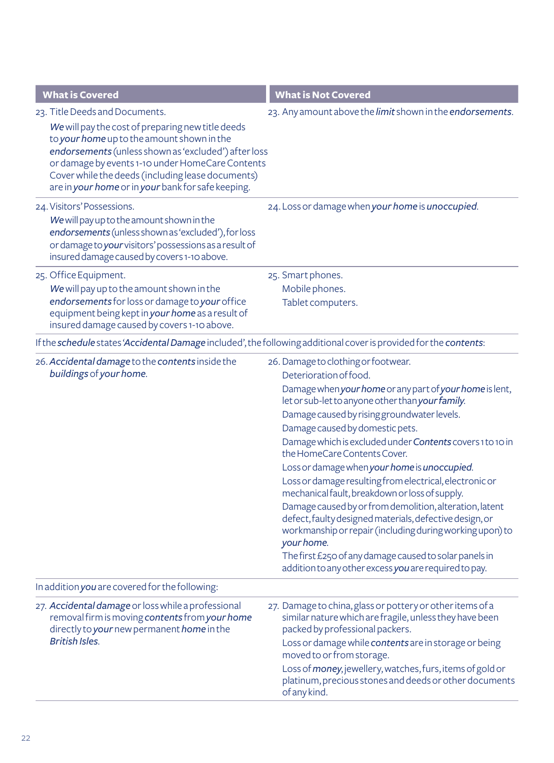| What is Covered | What is Not Covered |
|---|---|
| 23. Title Deeds and Documents.<br>***We*** will pay the cost of preparing new title deeds to ***your home*** up to the amount shown in the ***endorsements*** (unless shown as 'excluded') after loss or damage by events 1-10 under HomeCare Contents Cover while the deeds (including lease documents) are in ***your home*** or in ***your*** bank for safe keeping. | 23. Any amount above the ***limit*** shown in the ***endorsements***. |
| 24. Visitors' Possessions.<br>***We*** will pay up to the amount shown in the ***endorsements*** (unless shown as 'excluded'), for loss or damage to ***your*** visitors' possessions as a result of insured damage caused by covers 1-10 above. | 24. Loss or damage when ***your home*** is ***unoccupied***. |
| 25. Office Equipment.<br>***We*** will pay up to the amount shown in the ***endorsements*** for loss or damage to ***your*** office equipment being kept in ***your home*** as a result of insured damage caused by covers 1-10 above. | 25. Smart phones.<br>Mobile phones.<br>Tablet computers. |
| If the ***schedule*** states '***Accidental Damage*** included', the following additional cover is provided for the ***contents***: | |
| 26. ***Accidental damage*** to the ***contents*** inside the ***buildings*** of ***your home***. | 26. Damage to clothing or footwear.<br>Deterioration of food.<br>Damage when ***your home*** or any part of ***your home*** is lent, let or sub-let to anyone other than ***your family***.<br>Damage caused by rising groundwater levels.<br>Damage caused by domestic pets.<br>Damage which is excluded under ***Contents*** covers 1 to 10 in the HomeCare Contents Cover.<br>Loss or damage when ***your home*** is ***unoccupied***.<br>Loss or damage resulting from electrical, electronic or mechanical fault, breakdown or loss of supply.<br>Damage caused by or from demolition, alteration, latent defect, faulty designed materials, defective design, or workmanship or repair (including during working upon) to ***your home***.<br>The first £250 of any damage caused to solar panels in addition to any other excess ***you*** are required to pay. |
| In addition ***you*** are covered for the following: | |
| 27. ***Accidental damage*** or loss while a professional removal firm is moving ***contents*** from ***your home*** directly to ***your*** new permanent ***home*** in the ***British Isles***. | 27. Damage to china, glass or pottery or other items of a similar nature which are fragile, unless they have been packed by professional packers.<br>Loss or damage while ***contents*** are in storage or being moved to or from storage.<br>Loss of ***money***, jewellery, watches, furs, items of gold or platinum, precious stones and deeds or other documents of any kind. |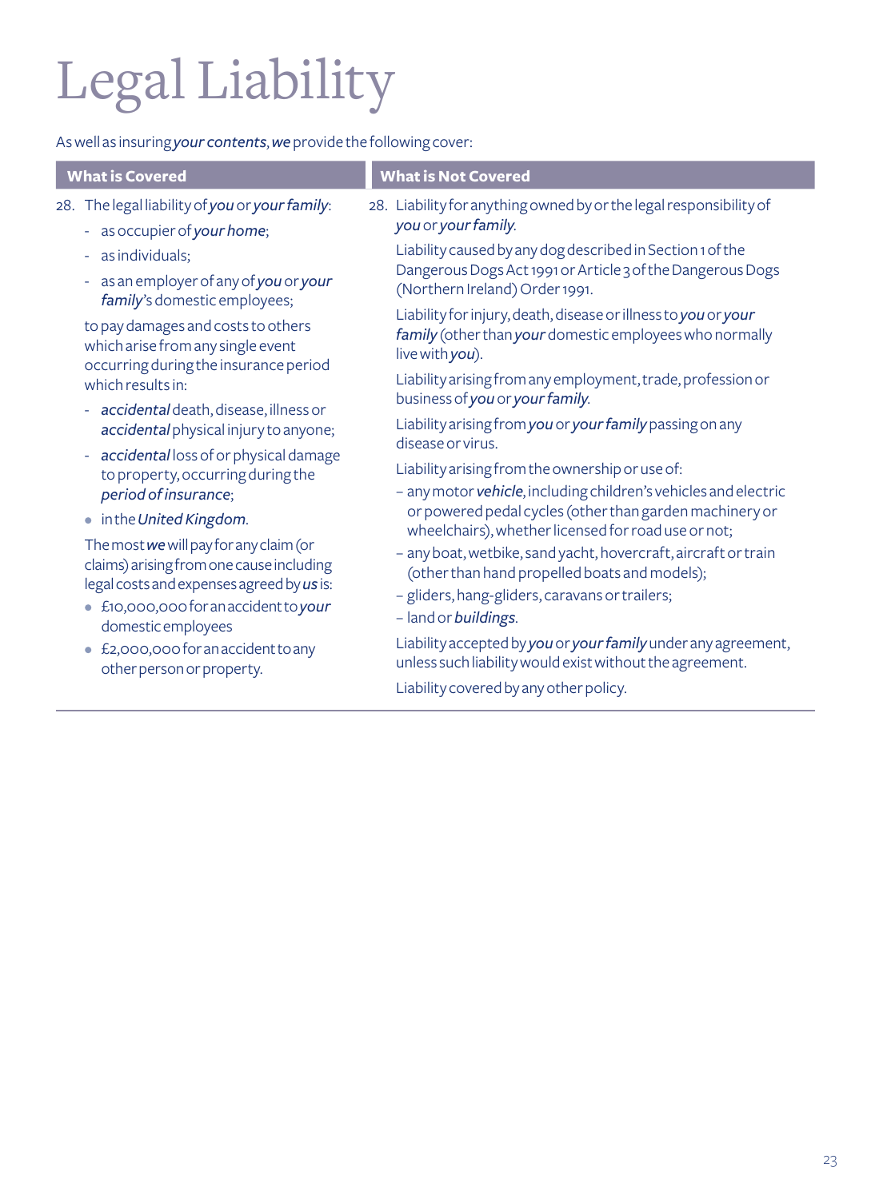# Legal Liability

As well as insuring *your contents*, *we* provide the following cover:

| What is Covered | What is Not Covered |
| --- | --- |
| 28. The legal liability of *you* or *your family*:<br>- as occupier of *your home*;<br>- as individuals;<br>- as an employer of any of *you* or *your family*'s domestic employees;<br><br>to pay damages and costs to others which arise from any single event occurring during the insurance period which results in:<br>- *accidental* death, disease, illness or *accidental* physical injury to anyone;<br>- *accidental* loss of or physical damage to property, occurring during the *period of insurance*;<br>- in the *United Kingdom*.<br><br>The most *we* will pay for any claim (or claims) arising from one cause including legal costs and expenses agreed by *us* is:<br>- £10,000,000 for an accident to *your* domestic employees<br>- £2,000,000 for an accident to any other person or property. | 28. Liability for anything owned by or the legal responsibility of *you* or *your family*.<br><br>Liability caused by any dog described in Section 1 of the Dangerous Dogs Act 1991 or Article 3 of the Dangerous Dogs (Northern Ireland) Order 1991.<br><br>Liability for injury, death, disease or illness to *you* or *your family* (other than *your* domestic employees who normally live with *you*).<br><br>Liability arising from any employment, trade, profession or business of *you* or *your family*.<br><br>Liability arising from *you* or *your family* passing on any disease or virus.<br><br>Liability arising from the ownership or use of:<br>– any motor ***vehicle***, including children's vehicles and electric or powered pedal cycles (other than garden machinery or wheelchairs), whether licensed for road use or not;<br>– any boat, wetbike, sand yacht, hovercraft, aircraft or train (other than hand propelled boats and models);<br>– gliders, hang-gliders, caravans or trailers;<br>– land or ***buildings***.<br><br>Liability accepted by *you* or *your family* under any agreement, unless such liability would exist without the agreement.<br><br>Liability covered by any other policy. |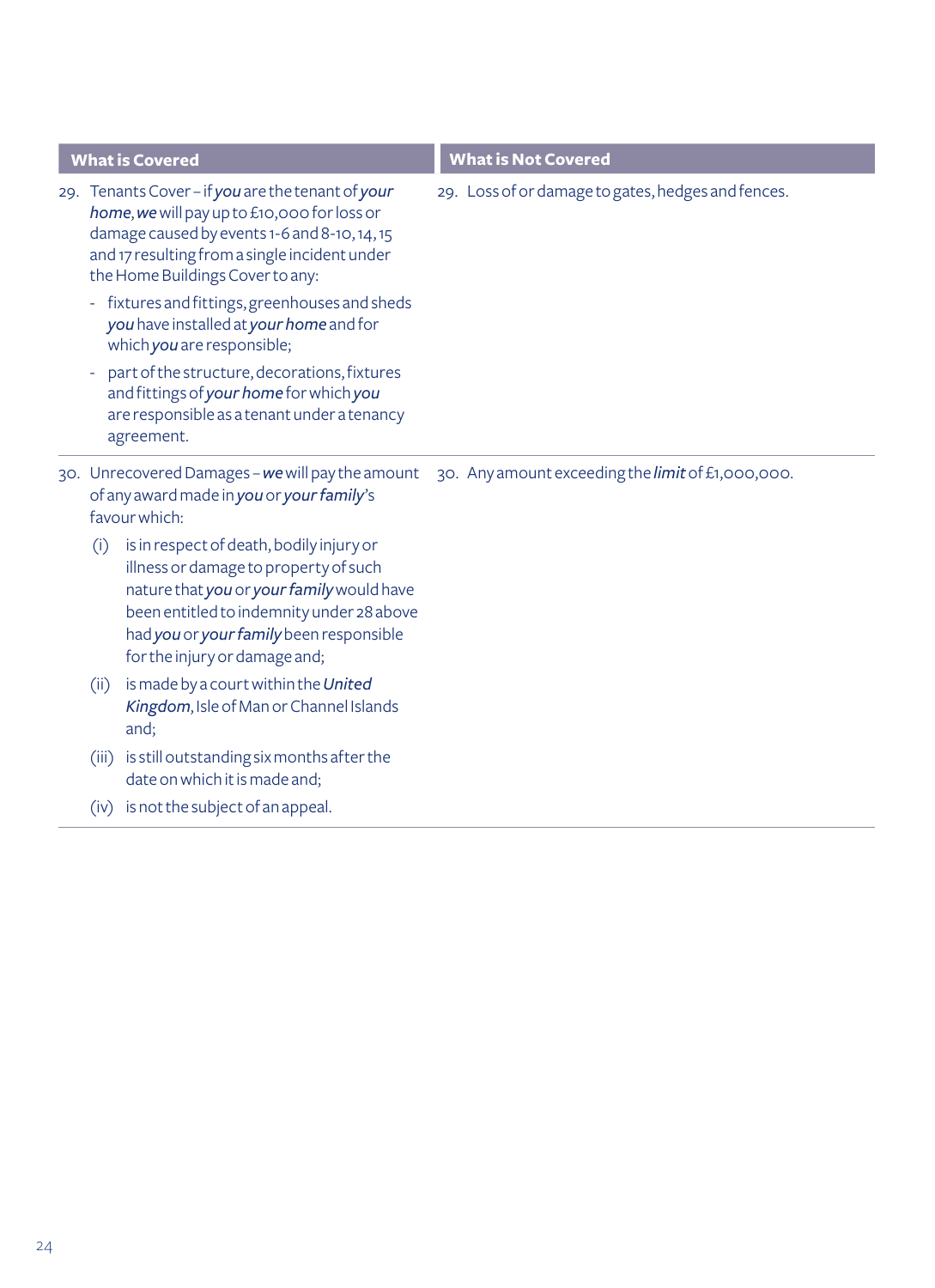| What is Covered | What is Not Covered |
| --- | --- |
| 29. Tenants Cover – if ***you*** are the tenant of ***your home***, ***we*** will pay up to £10,000 for loss or damage caused by events 1-6 and 8-10, 14, 15 and 17 resulting from a single incident under the Home Buildings Cover to any:<br>- fixtures and fittings, greenhouses and sheds ***you*** have installed at ***your home*** and for which ***you*** are responsible;<br>- part of the structure, decorations, fixtures and fittings of ***your home*** for which ***you*** are responsible as a tenant under a tenancy agreement. | 29. Loss of or damage to gates, hedges and fences. |
| 30. Unrecovered Damages – ***we*** will pay the amount of any award made in ***you*** or ***your family***'s favour which:<br>(i) is in respect of death, bodily injury or illness or damage to property of such nature that ***you*** or ***your family*** would have been entitled to indemnity under 28 above had ***you*** or ***your family*** been responsible for the injury or damage and;<br>(ii) is made by a court within the ***United Kingdom***, Isle of Man or Channel Islands and;<br>(iii) is still outstanding six months after the date on which it is made and;<br>(iv) is not the subject of an appeal. | 30. Any amount exceeding the ***limit*** of £1,000,000. |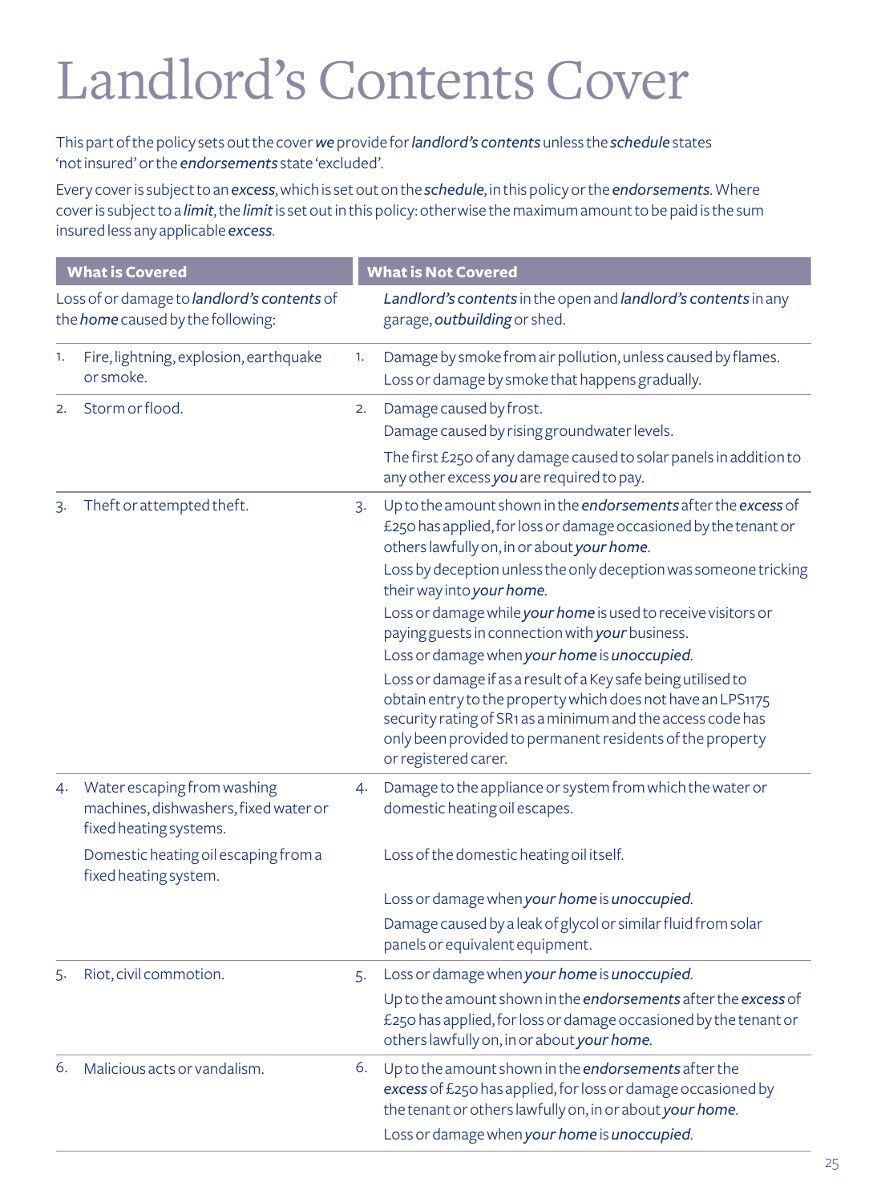# Landlord's Contents Cover

This part of the policy sets out the cover ***we*** provide for ***landlord's contents*** unless the ***schedule*** states 'not insured' or the ***endorsements*** state 'excluded'.

Every cover is subject to an ***excess***, which is set out on the ***schedule***, in this policy or the ***endorsements***. Where cover is subject to a ***limit***, the ***limit*** is set out in this policy: otherwise the maximum amount to be paid is the sum insured less any applicable ***excess***.

| What is Covered | What is Not Covered |
|---|---|
| Loss of or damage to ***landlord's contents*** of the ***home*** caused by the following: | ***Landlord's contents*** in the open and ***landlord's contents*** in any garage, ***outbuilding*** or shed. |
| 1. Fire, lightning, explosion, earthquake or smoke. | 1. Damage by smoke from air pollution, unless caused by flames.<br>Loss or damage by smoke that happens gradually. |
| 2. Storm or flood. | 2. Damage caused by frost.<br>Damage caused by rising groundwater levels.<br>The first £250 of any damage caused to solar panels in addition to any other excess ***you*** are required to pay. |
| 3. Theft or attempted theft. | 3. Up to the amount shown in the ***endorsements*** after the ***excess*** of £250 has applied, for loss or damage occasioned by the tenant or others lawfully on, in or about ***your home***.<br>Loss by deception unless the only deception was someone tricking their way into ***your home***.<br>Loss or damage while ***your home*** is used to receive visitors or paying guests in connection with ***your*** business.<br>Loss or damage when ***your home*** is ***unoccupied***.<br>Loss or damage if as a result of a Key safe being utilised to obtain entry to the property which does not have an LPS1175 security rating of SR1 as a minimum and the access code has only been provided to permanent residents of the property or registered carer. |
| 4. Water escaping from washing machines, dishwashers, fixed water or fixed heating systems.<br>Domestic heating oil escaping from a fixed heating system. | 4. Damage to the appliance or system from which the water or domestic heating oil escapes.<br>Loss of the domestic heating oil itself.<br>Loss or damage when ***your home*** is ***unoccupied***.<br>Damage caused by a leak of glycol or similar fluid from solar panels or equivalent equipment. |
| 5. Riot, civil commotion. | 5. Loss or damage when ***your home*** is ***unoccupied***.<br>Up to the amount shown in the ***endorsements*** after the ***excess*** of £250 has applied, for loss or damage occasioned by the tenant or others lawfully on, in or about ***your home***. |
| 6. Malicious acts or vandalism. | 6. Up to the amount shown in the ***endorsements*** after the ***excess*** of £250 has applied, for loss or damage occasioned by the tenant or others lawfully on, in or about ***your home***.<br>Loss or damage when ***your home*** is ***unoccupied***. |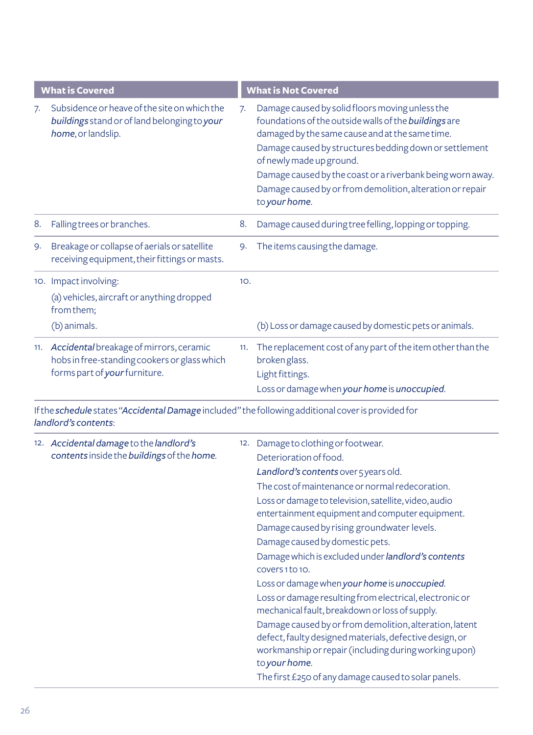| What is Covered | What is Not Covered |
|---|---|
| 7. Subsidence or heave of the site on which the ***buildings*** stand or of land belonging to ***your home***, or landslip. | 7. Damage caused by solid floors moving unless the foundations of the outside walls of the ***buildings*** are damaged by the same cause and at the same time.<br>Damage caused by structures bedding down or settlement of newly made up ground.<br>Damage caused by the coast or a riverbank being worn away.<br>Damage caused by or from demolition, alteration or repair to ***your home***. |
| 8. Falling trees or branches. | 8. Damage caused during tree felling, lopping or topping. |
| 9. Breakage or collapse of aerials or satellite receiving equipment, their fittings or masts. | 9. The items causing the damage. |
| 10. Impact involving:<br>(a) vehicles, aircraft or anything dropped from them;<br>(b) animals. | 10.<br><br>(b) Loss or damage caused by domestic pets or animals. |
| 11. ***Accidental*** breakage of mirrors, ceramic hobs in free-standing cookers or glass which forms part of ***your*** furniture. | 11. The replacement cost of any part of the item other than the broken glass.<br>Light fittings.<br>Loss or damage when ***your home*** is ***unoccupied***. |

If the ***schedule*** states "***Accidental Damage*** included" the following additional cover is provided for ***landlord's contents***:

| What is Covered | What is Not Covered |
|---|---|
| 12. ***Accidental damage*** to the ***landlord's contents*** inside the ***buildings*** of the ***home***. | 12. Damage to clothing or footwear.<br>Deterioration of food.<br>***Landlord's contents*** over 5 years old.<br>The cost of maintenance or normal redecoration.<br>Loss or damage to television, satellite, video, audio entertainment equipment and computer equipment.<br>Damage caused by rising groundwater levels.<br>Damage caused by domestic pets.<br>Damage which is excluded under ***landlord's contents*** covers 1 to 10.<br>Loss or damage when ***your home*** is ***unoccupied***.<br>Loss or damage resulting from electrical, electronic or mechanical fault, breakdown or loss of supply.<br>Damage caused by or from demolition, alteration, latent defect, faulty designed materials, defective design, or workmanship or repair (including during working upon) to ***your home***.<br>The first £250 of any damage caused to solar panels. |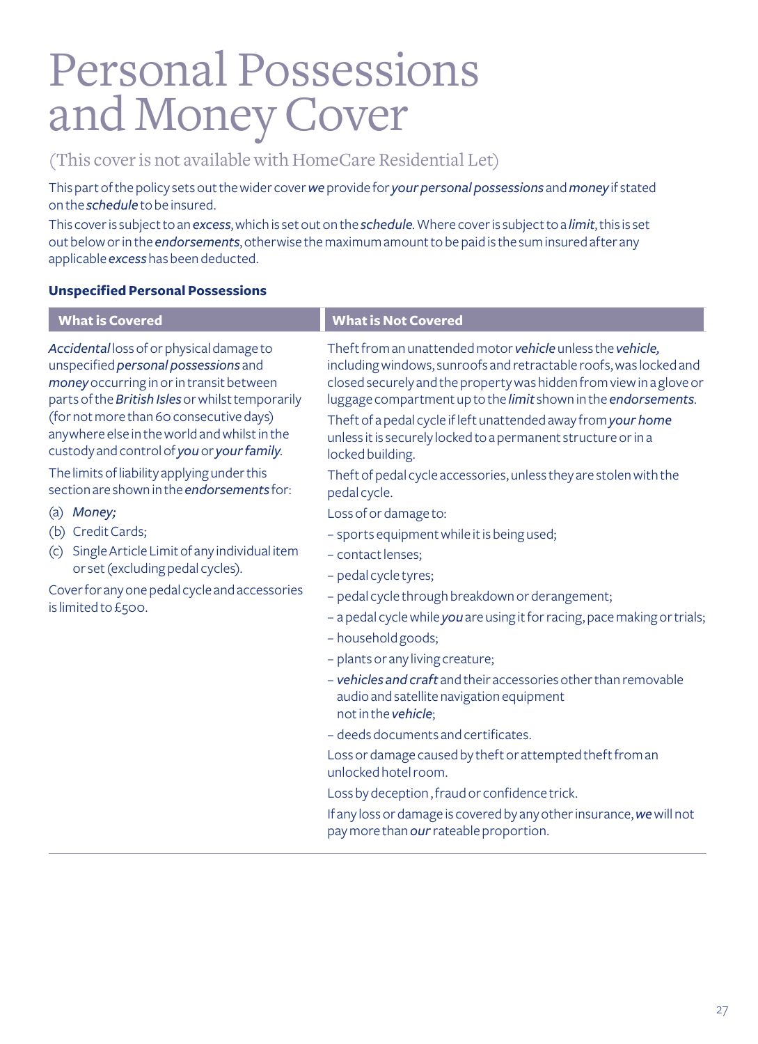# Personal Possessions and Money Cover

(This cover is not available with HomeCare Residential Let)

This part of the policy sets out the wider cover ***we*** provide for ***your personal possessions*** and ***money*** if stated on the ***schedule*** to be insured.

This cover is subject to an ***excess***, which is set out on the ***schedule***. Where cover is subject to a ***limit***, this is set out below or in the ***endorsements***, otherwise the maximum amount to be paid is the sum insured after any applicable ***excess*** has been deducted.

### Unspecified Personal Possessions

| What is Covered | What is Not Covered |
|---|---|
| ***Accidental*** loss of or physical damage to unspecified ***personal possessions*** and ***money*** occurring in or in transit between parts of the ***British Isles*** or whilst temporarily (for not more than 60 consecutive days) anywhere else in the world and whilst in the custody and control of ***you*** or ***your family***.<br><br>The limits of liability applying under this section are shown in the ***endorsements*** for:<br><br>(a) ***Money;***<br>(b) Credit Cards;<br>(c) Single Article Limit of any individual item or set (excluding pedal cycles).<br><br>Cover for any one pedal cycle and accessories is limited to £500. | Theft from an unattended motor ***vehicle*** unless the ***vehicle,*** including windows, sunroofs and retractable roofs, was locked and closed securely and the property was hidden from view in a glove or luggage compartment up to the ***limit*** shown in the ***endorsements***.<br><br>Theft of a pedal cycle if left unattended away from ***your home*** unless it is securely locked to a permanent structure or in a locked building.<br><br>Theft of pedal cycle accessories, unless they are stolen with the pedal cycle.<br><br>Loss of or damage to:<br>– sports equipment while it is being used;<br>– contact lenses;<br>– pedal cycle tyres;<br>– pedal cycle through breakdown or derangement;<br>– a pedal cycle while ***you*** are using it for racing, pace making or trials;<br>– household goods;<br>– plants or any living creature;<br>– ***vehicles and craft*** and their accessories other than removable audio and satellite navigation equipment not in the ***vehicle***;<br>– deeds documents and certificates.<br><br>Loss or damage caused by theft or attempted theft from an unlocked hotel room.<br><br>Loss by deception , fraud or confidence trick.<br><br>If any loss or damage is covered by any other insurance, ***we*** will not pay more than ***our*** rateable proportion. |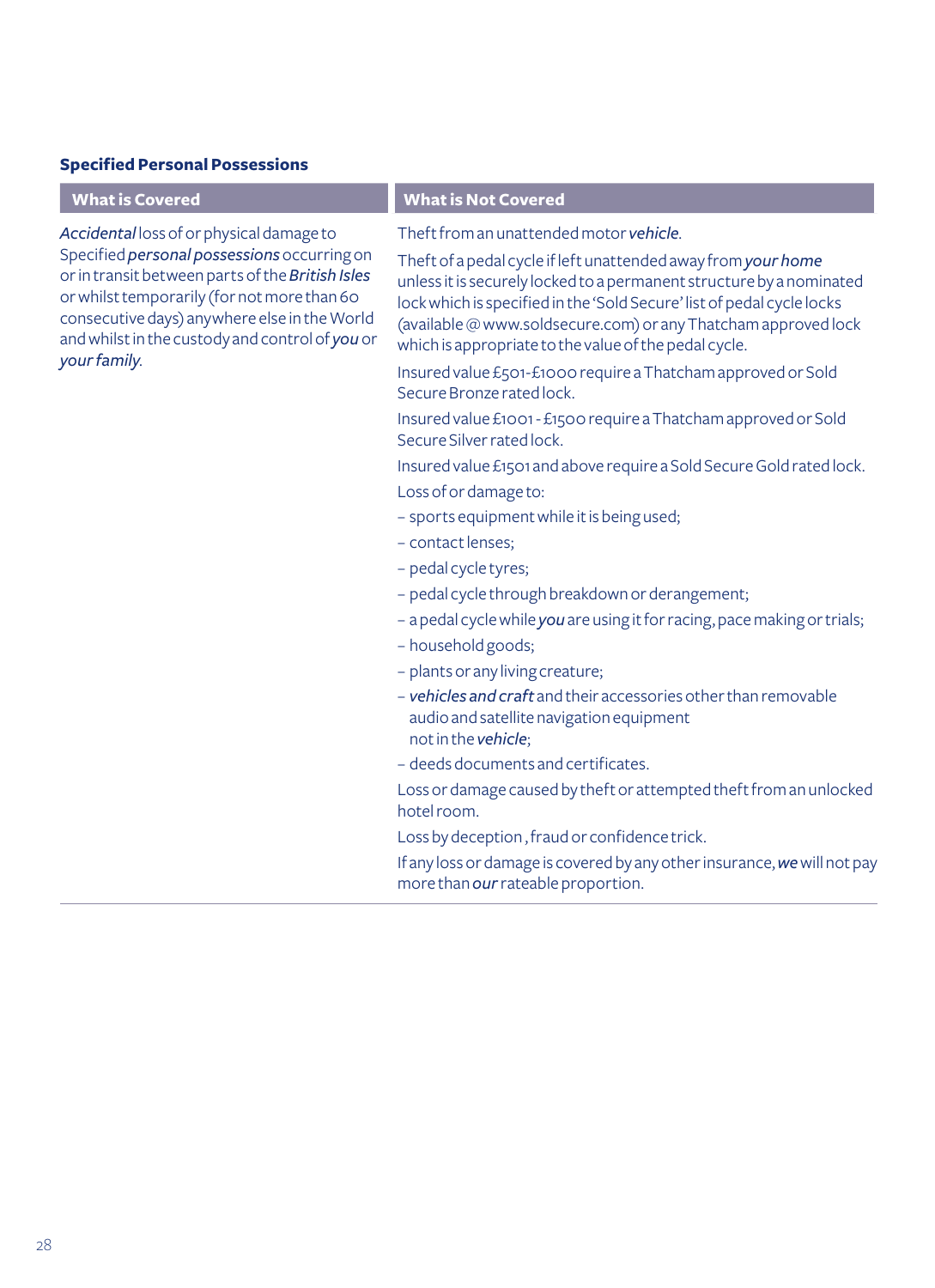### Specified Personal Possessions

| What is Covered | What is Not Covered |
|---|---|
| *Accidental* loss of or physical damage to Specified *personal possessions* occurring on or in transit between parts of the *British Isles* or whilst temporarily (for not more than 60 consecutive days) anywhere else in the World and whilst in the custody and control of *you* or *your family*. | Theft from an unattended motor *vehicle*.<br><br>Theft of a pedal cycle if left unattended away from *your home* unless it is securely locked to a permanent structure by a nominated lock which is specified in the 'Sold Secure' list of pedal cycle locks (available @ www.soldsecure.com) or any Thatcham approved lock which is appropriate to the value of the pedal cycle.<br><br>Insured value £501-£1000 require a Thatcham approved or Sold Secure Bronze rated lock.<br><br>Insured value £1001 - £1500 require a Thatcham approved or Sold Secure Silver rated lock.<br><br>Insured value £1501 and above require a Sold Secure Gold rated lock.<br><br>Loss of or damage to:<br>– sports equipment while it is being used;<br>– contact lenses;<br>– pedal cycle tyres;<br>– pedal cycle through breakdown or derangement;<br>– a pedal cycle while *you* are using it for racing, pace making or trials;<br>– household goods;<br>– plants or any living creature;<br>– *vehicles and craft* and their accessories other than removable audio and satellite navigation equipment not in the *vehicle*;<br>– deeds documents and certificates.<br><br>Loss or damage caused by theft or attempted theft from an unlocked hotel room.<br><br>Loss by deception , fraud or confidence trick.<br><br>If any loss or damage is covered by any other insurance, *we* will not pay more than *our* rateable proportion. |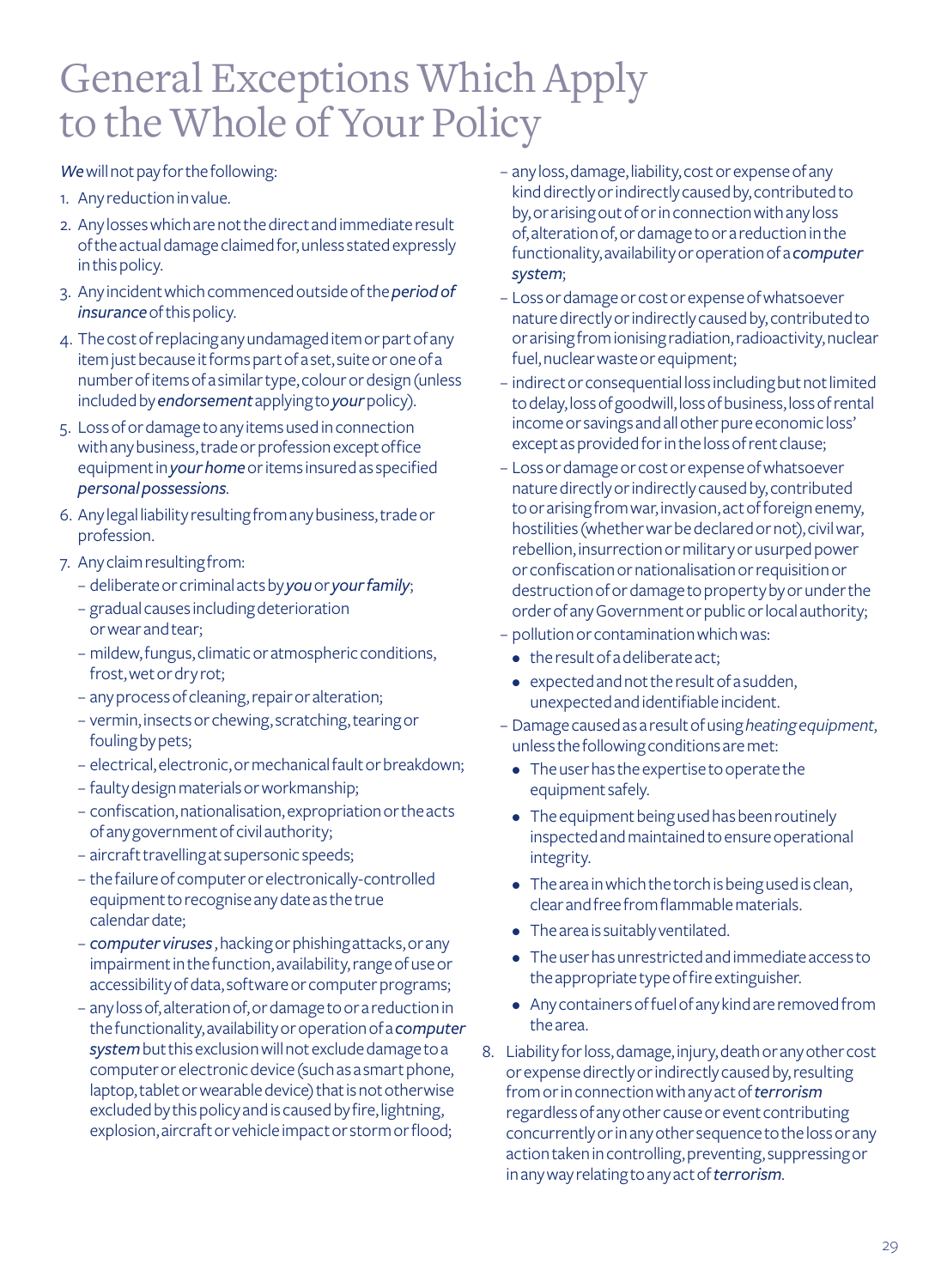# General Exceptions Which Apply to the Whole of Your Policy

*We* will not pay for the following:

1. Any reduction in value.
2. Any losses which are not the direct and immediate result of the actual damage claimed for, unless stated expressly in this policy.
3. Any incident which commenced outside of the *period of insurance* of this policy.
4. The cost of replacing any undamaged item or part of any item just because it forms part of a set, suite or one of a number of items of a similar type, colour or design (unless included by *endorsement* applying to *your* policy).
5. Loss of or damage to any items used in connection with any business, trade or profession except office equipment in *your home* or items insured as specified *personal possessions*.
6. Any legal liability resulting from any business, trade or profession.
7. Any claim resulting from:
   - deliberate or criminal acts by *you* or *your family*;
   - gradual causes including deterioration or wear and tear;
   - mildew, fungus, climatic or atmospheric conditions, frost, wet or dry rot;
   - any process of cleaning, repair or alteration;
   - vermin, insects or chewing, scratching, tearing or fouling by pets;
   - electrical, electronic, or mechanical fault or breakdown;
   - faulty design materials or workmanship;
   - confiscation, nationalisation, expropriation or the acts of any government of civil authority;
   - aircraft travelling at supersonic speeds;
   - the failure of computer or electronically-controlled equipment to recognise any date as the true calendar date;
   - *computer viruses* , hacking or phishing attacks, or any impairment in the function, availability, range of use or accessibility of data, software or computer programs;
   - any loss of, alteration of, or damage to or a reduction in the functionality, availability or operation of a *computer system* but this exclusion will not exclude damage to a computer or electronic device (such as a smart phone, laptop, tablet or wearable device) that is not otherwise excluded by this policy and is caused by fire, lightning, explosion, aircraft or vehicle impact or storm or flood;
   - any loss, damage, liability, cost or expense of any kind directly or indirectly caused by, contributed to by, or arising out of or in connection with any loss of, alteration of, or damage to or a reduction in the functionality, availability or operation of a *computer system*;
   - Loss or damage or cost or expense of whatsoever nature directly or indirectly caused by, contributed to or arising from ionising radiation, radioactivity, nuclear fuel, nuclear waste or equipment;
   - indirect or consequential loss including but not limited to delay, loss of goodwill, loss of business, loss of rental income or savings and all other pure economic loss' except as provided for in the loss of rent clause;
   - Loss or damage or cost or expense of whatsoever nature directly or indirectly caused by, contributed to or arising from war, invasion, act of foreign enemy, hostilities (whether war be declared or not), civil war, rebellion, insurrection or military or usurped power or confiscation or nationalisation or requisition or destruction of or damage to property by or under the order of any Government or public or local authority;
   - pollution or contamination which was:
     - the result of a deliberate act;
     - expected and not the result of a sudden, unexpected and identifiable incident.
   - Damage caused as a result of using *heating equipment*, unless the following conditions are met:
     - The user has the expertise to operate the equipment safely.
     - The equipment being used has been routinely inspected and maintained to ensure operational integrity.
     - The area in which the torch is being used is clean, clear and free from flammable materials.
     - The area is suitably ventilated.
     - The user has unrestricted and immediate access to the appropriate type of fire extinguisher.
     - Any containers of fuel of any kind are removed from the area.
8. Liability for loss, damage, injury, death or any other cost or expense directly or indirectly caused by, resulting from or in connection with any act of *terrorism* regardless of any other cause or event contributing concurrently or in any other sequence to the loss or any action taken in controlling, preventing, suppressing or in any way relating to any act of *terrorism*.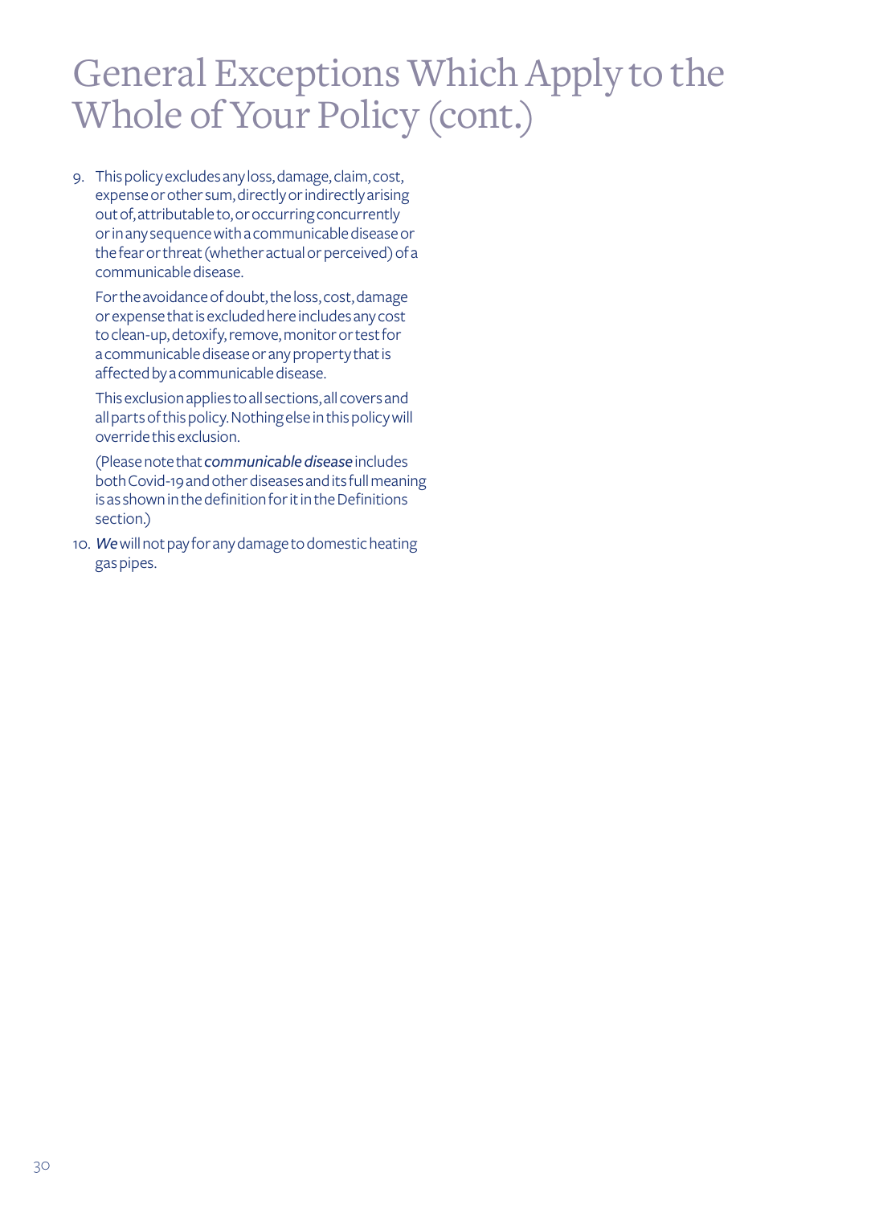# General Exceptions Which Apply to the Whole of Your Policy (cont.)

9. This policy excludes any loss, damage, claim, cost, expense or other sum, directly or indirectly arising out of, attributable to, or occurring concurrently or in any sequence with a communicable disease or the fear or threat (whether actual or perceived) of a communicable disease.

   For the avoidance of doubt, the loss, cost, damage or expense that is excluded here includes any cost to clean-up, detoxify, remove, monitor or test for a communicable disease or any property that is affected by a communicable disease.

   This exclusion applies to all sections, all covers and all parts of this policy. Nothing else in this policy will override this exclusion.

   (Please note that ***communicable disease*** includes both Covid-19 and other diseases and its full meaning is as shown in the definition for it in the Definitions section.)

10. ***We*** will not pay for any damage to domestic heating gas pipes.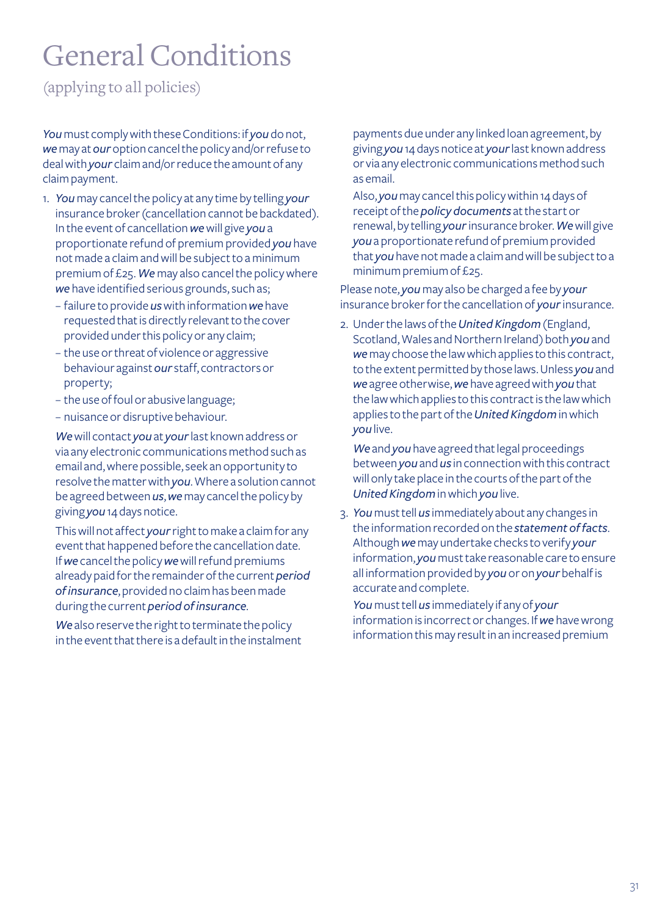# General Conditions

(applying to all policies)

*You* must comply with these Conditions: if *you* do not, *we* may at *our* option cancel the policy and/or refuse to deal with *your* claim and/or reduce the amount of any claim payment.

1. *You* may cancel the policy at any time by telling *your* insurance broker (cancellation cannot be backdated). In the event of cancellation *we* will give *you* a proportionate refund of premium provided *you* have not made a claim and will be subject to a minimum premium of £25. *We* may also cancel the policy where *we* have identified serious grounds, such as;
   - failure to provide *us* with information *we* have requested that is directly relevant to the cover provided under this policy or any claim;
   - the use or threat of violence or aggressive behaviour against *our* staff, contractors or property;
   - the use of foul or abusive language;
   - nuisance or disruptive behaviour.

   *We* will contact *you* at *your* last known address or via any electronic communications method such as email and, where possible, seek an opportunity to resolve the matter with *you*. Where a solution cannot be agreed between *us*, *we* may cancel the policy by giving *you* 14 days notice.

   This will not affect *your* right to make a claim for any event that happened before the cancellation date. If *we* cancel the policy *we* will refund premiums already paid for the remainder of the current ***period of insurance***, provided no claim has been made during the current ***period of insurance***.

   *We* also reserve the right to terminate the policy in the event that there is a default in the instalment payments due under any linked loan agreement, by giving *you* 14 days notice at *your* last known address or via any electronic communications method such as email.

   Also, *you* may cancel this policy within 14 days of receipt of the ***policy documents*** at the start or renewal, by telling *your* insurance broker. *We* will give *you* a proportionate refund of premium provided that *you* have not made a claim and will be subject to a minimum premium of £25.

Please note, *you* may also be charged a fee by *your* insurance broker for the cancellation of *your* insurance.

2. Under the laws of the *United Kingdom* (England, Scotland, Wales and Northern Ireland) both *you* and *we* may choose the law which applies to this contract, to the extent permitted by those laws. Unless *you* and *we* agree otherwise, *we* have agreed with *you* that the law which applies to this contract is the law which applies to the part of the *United Kingdom* in which *you* live.

   *We* and *you* have agreed that legal proceedings between *you* and *us* in connection with this contract will only take place in the courts of the part of the *United Kingdom* in which *you* live.

3. *You* must tell *us* immediately about any changes in the information recorded on the ***statement of facts***. Although *we* may undertake checks to verify *your* information, *you* must take reasonable care to ensure all information provided by *you* or on *your* behalf is accurate and complete.

   *You* must tell *us* immediately if any of *your* information is incorrect or changes. If *we* have wrong information this may result in an increased premium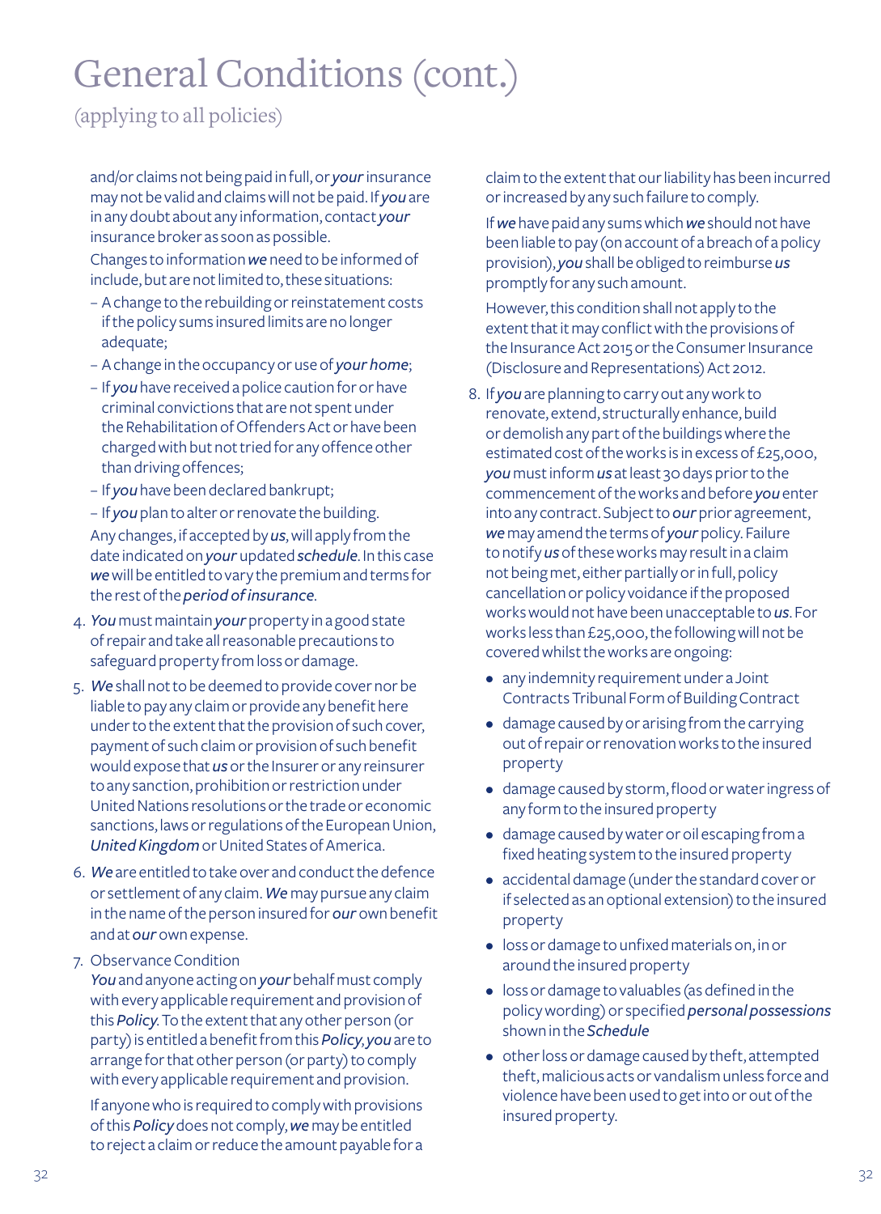# General Conditions (cont.)

(applying to all policies)

and/or claims not being paid in full, or ***your*** insurance may not be valid and claims will not be paid. If ***you*** are in any doubt about any information, contact ***your*** insurance broker as soon as possible.

Changes to information ***we*** need to be informed of include, but are not limited to, these situations:

- A change to the rebuilding or reinstatement costs if the policy sums insured limits are no longer adequate;
- A change in the occupancy or use of ***your home***;
- If ***you*** have received a police caution for or have criminal convictions that are not spent under the Rehabilitation of Offenders Act or have been charged with but not tried for any offence other than driving offences;
- If ***you*** have been declared bankrupt;
- If ***you*** plan to alter or renovate the building.

Any changes, if accepted by ***us***, will apply from the date indicated on ***your*** updated ***schedule***. In this case ***we*** will be entitled to vary the premium and terms for the rest of the ***period of insurance***.

4. ***You*** must maintain ***your*** property in a good state of repair and take all reasonable precautions to safeguard property from loss or damage.

5. ***We*** shall not to be deemed to provide cover nor be liable to pay any claim or provide any benefit here under to the extent that the provision of such cover, payment of such claim or provision of such benefit would expose that ***us*** or the Insurer or any reinsurer to any sanction, prohibition or restriction under United Nations resolutions or the trade or economic sanctions, laws or regulations of the European Union, ***United Kingdom*** or United States of America.

6. ***We*** are entitled to take over and conduct the defence or settlement of any claim. ***We*** may pursue any claim in the name of the person insured for ***our*** own benefit and at ***our*** own expense.

7. Observance Condition

   ***You*** and anyone acting on ***your*** behalf must comply with every applicable requirement and provision of this ***Policy***. To the extent that any other person (or party) is entitled a benefit from this ***Policy***, ***you*** are to arrange for that other person (or party) to comply with every applicable requirement and provision.

   If anyone who is required to comply with provisions of this ***Policy*** does not comply, ***we*** may be entitled to reject a claim or reduce the amount payable for a claim to the extent that our liability has been incurred or increased by any such failure to comply.

   If ***we*** have paid any sums which ***we*** should not have been liable to pay (on account of a breach of a policy provision), ***you*** shall be obliged to reimburse ***us*** promptly for any such amount.

   However, this condition shall not apply to the extent that it may conflict with the provisions of the Insurance Act 2015 or the Consumer Insurance (Disclosure and Representations) Act 2012.

8. If ***you*** are planning to carry out any work to renovate, extend, structurally enhance, build or demolish any part of the buildings where the estimated cost of the works is in excess of £25,000, ***you*** must inform ***us*** at least 30 days prior to the commencement of the works and before ***you*** enter into any contract. Subject to ***our*** prior agreement, ***we*** may amend the terms of ***your*** policy. Failure to notify ***us*** of these works may result in a claim not being met, either partially or in full, policy cancellation or policy voidance if the proposed works would not have been unacceptable to ***us***. For works less than £25,000, the following will not be covered whilst the works are ongoing:

   - any indemnity requirement under a Joint Contracts Tribunal Form of Building Contract
   - damage caused by or arising from the carrying out of repair or renovation works to the insured property
   - damage caused by storm, flood or water ingress of any form to the insured property
   - damage caused by water or oil escaping from a fixed heating system to the insured property
   - accidental damage (under the standard cover or if selected as an optional extension) to the insured property
   - loss or damage to unfixed materials on, in or around the insured property
   - loss or damage to valuables (as defined in the policy wording) or specified ***personal possessions*** shown in the ***Schedule***
   - other loss or damage caused by theft, attempted theft, malicious acts or vandalism unless force and violence have been used to get into or out of the insured property.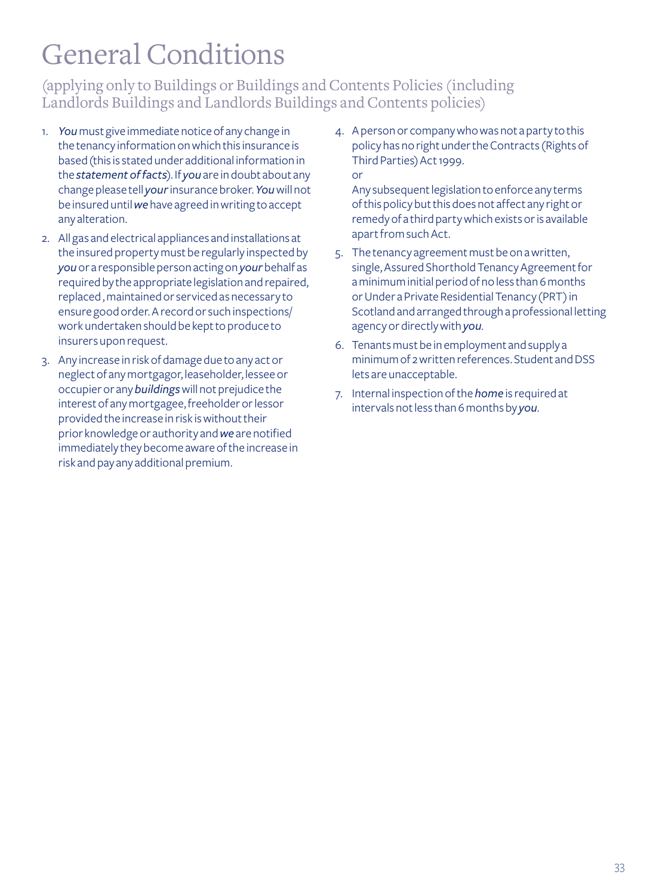# General Conditions

(applying only to Buildings or Buildings and Contents Policies (including Landlords Buildings and Landlords Buildings and Contents policies)

1. *You* must give immediate notice of any change in the tenancy information on which this insurance is based (this is stated under additional information in the ***statement of facts***). If *you* are in doubt about any change please tell *your* insurance broker. *You* will not be insured until *we* have agreed in writing to accept any alteration.
2. All gas and electrical appliances and installations at the insured property must be regularly inspected by *you* or a responsible person acting on *your* behalf as required by the appropriate legislation and repaired, replaced , maintained or serviced as necessary to ensure good order. A record or such inspections/ work undertaken should be kept to produce to insurers upon request.
3. Any increase in risk of damage due to any act or neglect of any mortgagor, leaseholder, lessee or occupier or any ***buildings*** will not prejudice the interest of any mortgagee, freeholder or lessor provided the increase in risk is without their prior knowledge or authority and *we* are notified immediately they become aware of the increase in risk and pay any additional premium.
4. A person or company who was not a party to this policy has no right under the Contracts (Rights of Third Parties) Act 1999.
   or
   Any subsequent legislation to enforce any terms of this policy but this does not affect any right or remedy of a third party which exists or is available apart from such Act.
5. The tenancy agreement must be on a written, single, Assured Shorthold Tenancy Agreement for a minimum initial period of no less than 6 months or Under a Private Residential Tenancy (PRT) in Scotland and arranged through a professional letting agency or directly with *you*.
6. Tenants must be in employment and supply a minimum of 2 written references. Student and DSS lets are unacceptable.
7. Internal inspection of the ***home*** is required at intervals not less than 6 months by *you*.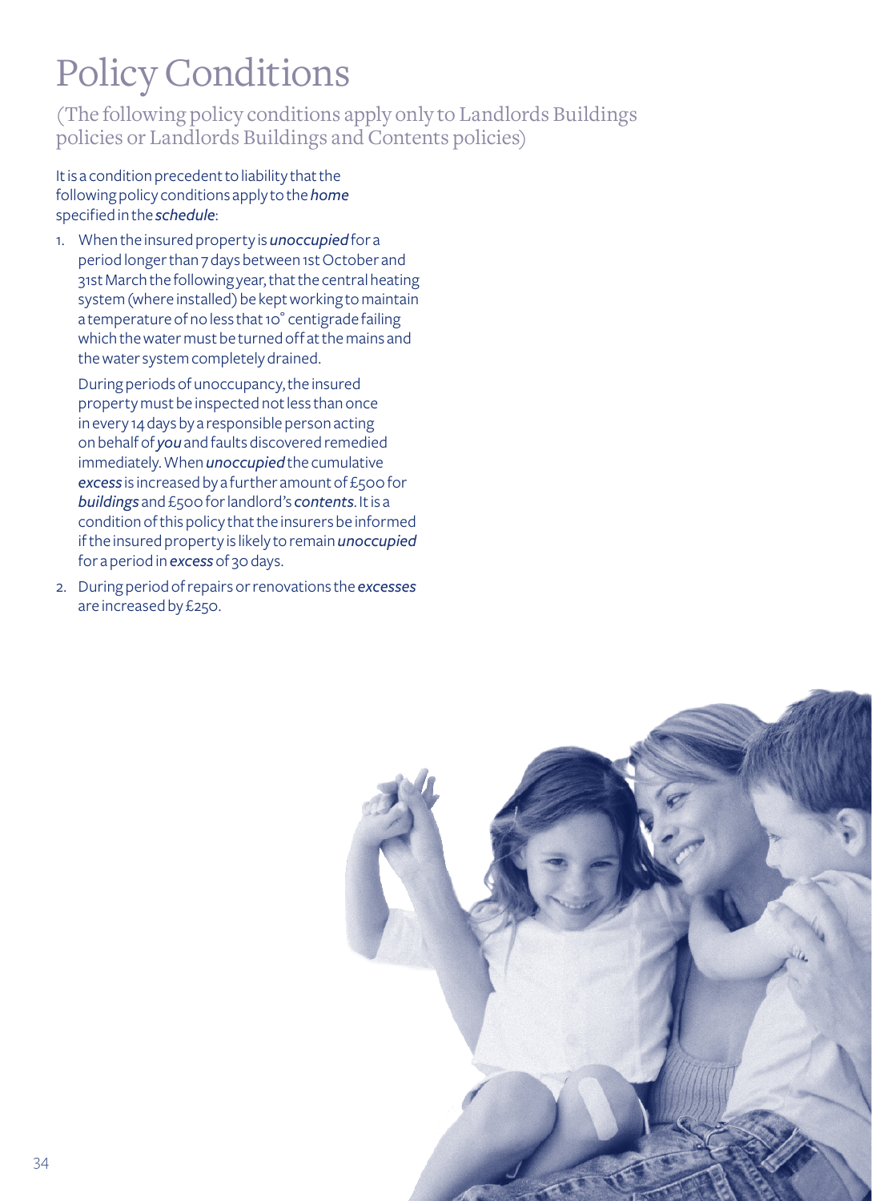# Policy Conditions

(The following policy conditions apply only to Landlords Buildings policies or Landlords Buildings and Contents policies)

It is a condition precedent to liability that the following policy conditions apply to the ***home*** specified in the ***schedule***:

1. When the insured property is ***unoccupied*** for a period longer than 7 days between 1st October and 31st March the following year, that the central heating system (where installed) be kept working to maintain a temperature of no less that 10° centigrade failing which the water must be turned off at the mains and the water system completely drained.

   During periods of unoccupancy, the insured property must be inspected not less than once in every 14 days by a responsible person acting on behalf of ***you*** and faults discovered remedied immediately. When ***unoccupied*** the cumulative ***excess*** is increased by a further amount of £500 for ***buildings*** and £500 for landlord's ***contents***. It is a condition of this policy that the insurers be informed if the insured property is likely to remain ***unoccupied*** for a period in ***excess*** of 30 days.

2. During period of repairs or renovations the ***excesses*** are increased by £250.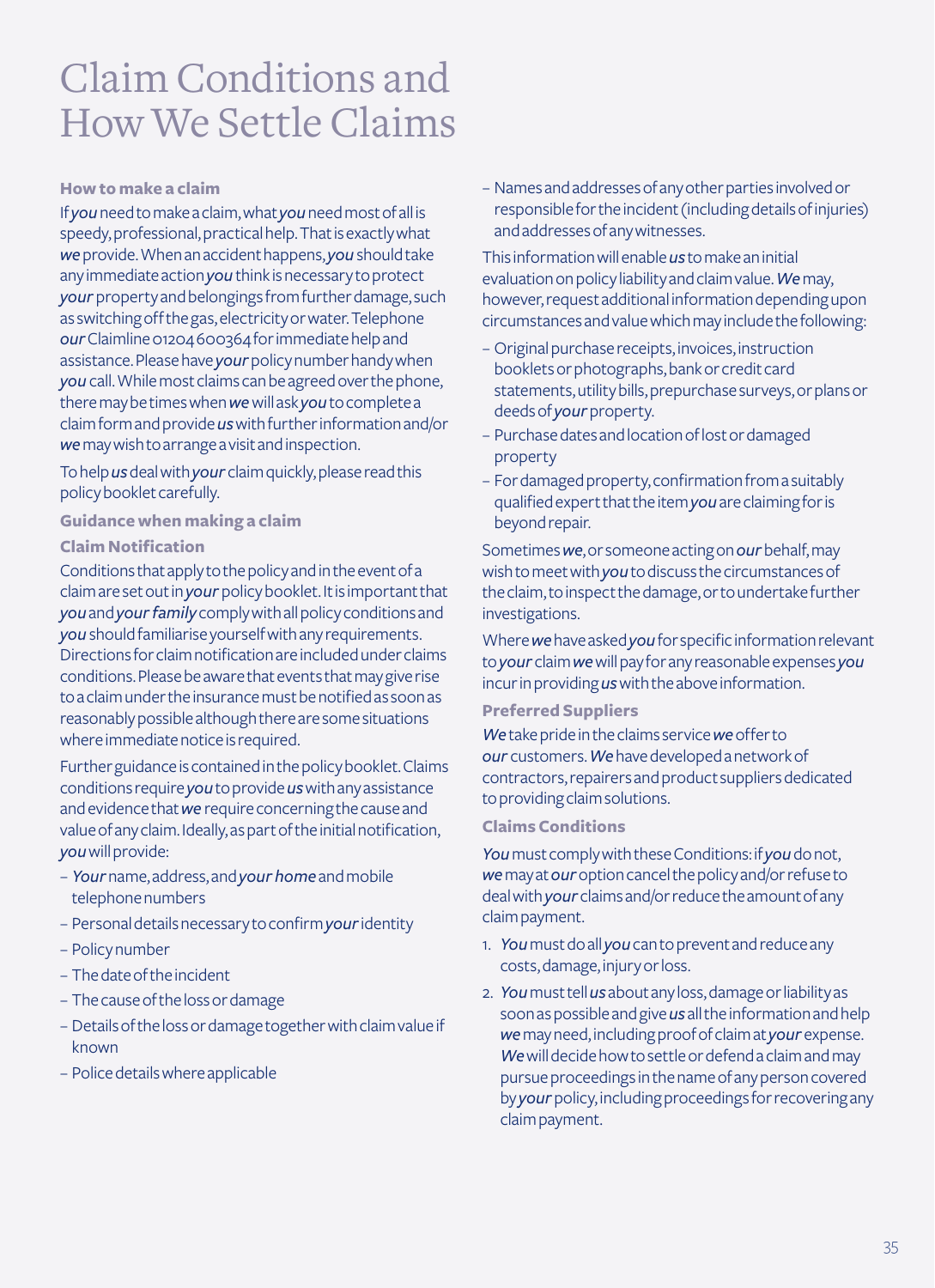# Claim Conditions and How We Settle Claims

### How to make a claim

If ***you*** need to make a claim, what ***you*** need most of all is speedy, professional, practical help. That is exactly what ***we*** provide. When an accident happens, ***you*** should take any immediate action ***you*** think is necessary to protect ***your*** property and belongings from further damage, such as switching off the gas, electricity or water. Telephone ***our*** Claimline 01204 600364 for immediate help and assistance. Please have ***your*** policy number handy when ***you*** call. While most claims can be agreed over the phone, there may be times when ***we*** will ask ***you*** to complete a claim form and provide ***us*** with further information and/or ***we*** may wish to arrange a visit and inspection.

To help ***us*** deal with ***your*** claim quickly, please read this policy booklet carefully.

### Guidance when making a claim

### Claim Notification

Conditions that apply to the policy and in the event of a claim are set out in ***your*** policy booklet. It is important that ***you*** and ***your family*** comply with all policy conditions and ***you*** should familiarise yourself with any requirements. Directions for claim notification are included under claims conditions. Please be aware that events that may give rise to a claim under the insurance must be notified as soon as reasonably possible although there are some situations where immediate notice is required.

Further guidance is contained in the policy booklet. Claims conditions require ***you*** to provide ***us*** with any assistance and evidence that ***we*** require concerning the cause and value of any claim. Ideally, as part of the initial notification, ***you*** will provide:

- ***Your*** name, address, and ***your home*** and mobile telephone numbers
- Personal details necessary to confirm ***your*** identity
- Policy number
- The date of the incident
- The cause of the loss or damage
- Details of the loss or damage together with claim value if known
- Police details where applicable
- Names and addresses of any other parties involved or responsible for the incident (including details of injuries) and addresses of any witnesses.

This information will enable ***us*** to make an initial evaluation on policy liability and claim value. ***We*** may, however, request additional information depending upon circumstances and value which may include the following:

- Original purchase receipts, invoices, instruction booklets or photographs, bank or credit card statements, utility bills, prepurchase surveys, or plans or deeds of ***your*** property.
- Purchase dates and location of lost or damaged property
- For damaged property, confirmation from a suitably qualified expert that the item ***you*** are claiming for is beyond repair.

Sometimes ***we***, or someone acting on ***our*** behalf, may wish to meet with ***you*** to discuss the circumstances of the claim, to inspect the damage, or to undertake further investigations.

Where ***we*** have asked ***you*** for specific information relevant to ***your*** claim ***we*** will pay for any reasonable expenses ***you*** incur in providing ***us*** with the above information.

### Preferred Suppliers

***We*** take pride in the claims service ***we*** offer to ***our*** customers. ***We*** have developed a network of contractors, repairers and product suppliers dedicated to providing claim solutions.

### Claims Conditions

***You*** must comply with these Conditions: if ***you*** do not, ***we*** may at ***our*** option cancel the policy and/or refuse to deal with ***your*** claims and/or reduce the amount of any claim payment.

1. ***You*** must do all ***you*** can to prevent and reduce any costs, damage, injury or loss.
2. ***You*** must tell ***us*** about any loss, damage or liability as soon as possible and give ***us*** all the information and help ***we*** may need, including proof of claim at ***your*** expense. ***We*** will decide how to settle or defend a claim and may pursue proceedings in the name of any person covered by ***your*** policy, including proceedings for recovering any claim payment.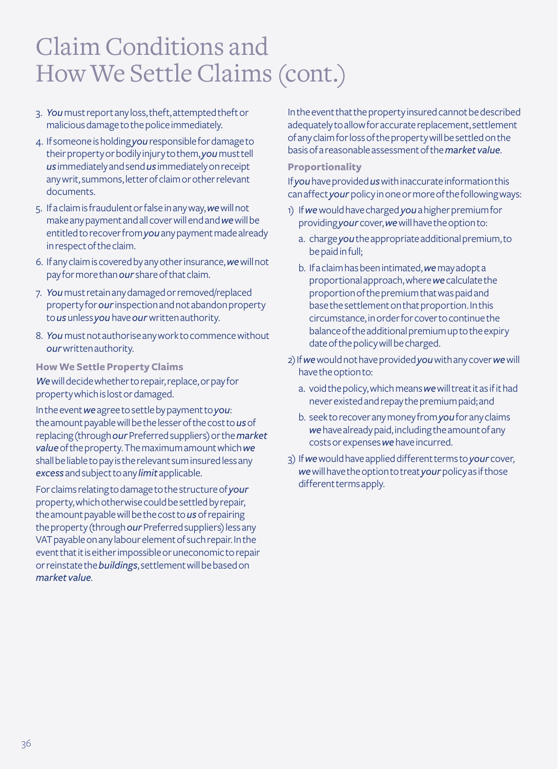# Claim Conditions and How We Settle Claims (cont.)

3. *You* must report any loss, theft, attempted theft or malicious damage to the police immediately.
4. If someone is holding *you* responsible for damage to their property or bodily injury to them, *you* must tell *us* immediately and send *us* immediately on receipt any writ, summons, letter of claim or other relevant documents.
5. If a claim is fraudulent or false in any way, *we* will not make any payment and all cover will end and *we* will be entitled to recover from *you* any payment made already in respect of the claim.
6. If any claim is covered by any other insurance, *we* will not pay for more than *our* share of that claim.
7. *You* must retain any damaged or removed/replaced property for *our* inspection and not abandon property to *us* unless *you* have *our* written authority.
8. *You* must not authorise any work to commence without *our* written authority.

**How We Settle Property Claims**

*We* will decide whether to repair, replace, or pay for property which is lost or damaged.

In the event *we* agree to settle by payment to *you*: the amount payable will be the lesser of the cost to *us* of replacing (through *our* Preferred suppliers) or the *market value* of the property. The maximum amount which *we* shall be liable to pay is the relevant sum insured less any *excess* and subject to any *limit* applicable.

For claims relating to damage to the structure of *your* property, which otherwise could be settled by repair, the amount payable will be the cost to *us* of repairing the property (through *our* Preferred suppliers) less any VAT payable on any labour element of such repair. In the event that it is either impossible or uneconomic to repair or reinstate the *buildings*, settlement will be based on *market value*.

In the event that the property insured cannot be described adequately to allow for accurate replacement, settlement of any claim for loss of the property will be settled on the basis of a reasonable assessment of the *market value*.

**Proportionality**

If *you* have provided *us* with inaccurate information this can affect *your* policy in one or more of the following ways:

1) If *we* would have charged *you* a higher premium for providing *your* cover, *we* will have the option to:
   a. charge *you* the appropriate additional premium, to be paid in full;
   b. If a claim has been intimated, *we* may adopt a proportional approach, where *we* calculate the proportion of the premium that was paid and base the settlement on that proportion. In this circumstance, in order for cover to continue the balance of the additional premium up to the expiry date of the policy will be charged.
2) If *we* would not have provided *you* with any cover *we* will have the option to:
   a. void the policy, which means *we* will treat it as if it had never existed and repay the premium paid; and
   b. seek to recover any money from *you* for any claims *we* have already paid, including the amount of any costs or expenses *we* have incurred.
3) If *we* would have applied different terms to *your* cover, *we* will have the option to treat *your* policy as if those different terms apply.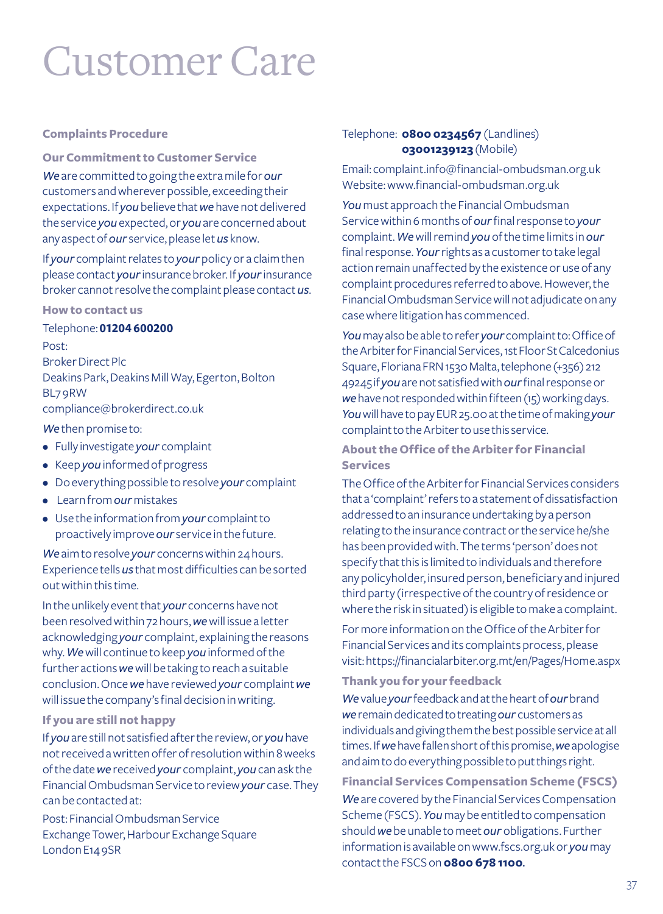# Customer Care

### Complaints Procedure

### Our Commitment to Customer Service

***We*** are committed to going the extra mile for ***our*** customers and wherever possible, exceeding their expectations. If ***you*** believe that ***we*** have not delivered the service ***you*** expected, or ***you*** are concerned about any aspect of ***our*** service, please let ***us*** know.

If ***your*** complaint relates to ***your*** policy or a claim then please contact ***your*** insurance broker. If ***your*** insurance broker cannot resolve the complaint please contact ***us***.

### How to contact us

Telephone: **01204 600200**

Post:
Broker Direct Plc
Deakins Park, Deakins Mill Way, Egerton, Bolton
BL7 9RW
compliance@brokerdirect.co.uk

***We*** then promise to:

- Fully investigate ***your*** complaint
- Keep ***you*** informed of progress
- Do everything possible to resolve ***your*** complaint
- Learn from ***our*** mistakes
- Use the information from ***your*** complaint to proactively improve ***our*** service in the future.

***We*** aim to resolve ***your*** concerns within 24 hours. Experience tells ***us*** that most difficulties can be sorted out within this time.

In the unlikely event that ***your*** concerns have not been resolved within 72 hours, ***we*** will issue a letter acknowledging ***your*** complaint, explaining the reasons why. ***We*** will continue to keep ***you*** informed of the further actions ***we*** will be taking to reach a suitable conclusion. Once ***we*** have reviewed ***your*** complaint ***we*** will issue the company's final decision in writing.

### If you are still not happy

If ***you*** are still not satisfied after the review, or ***you*** have not received a written offer of resolution within 8 weeks of the date ***we*** received ***your*** complaint, ***you*** can ask the Financial Ombudsman Service to review ***your*** case. They can be contacted at:

Post: Financial Ombudsman Service
Exchange Tower, Harbour Exchange Square
London E14 9SR

Telephone: **0800 0234567** (Landlines)
**03001239123** (Mobile)

Email: complaint.info@financial-ombudsman.org.uk
Website: www.financial-ombudsman.org.uk

***You*** must approach the Financial Ombudsman Service within 6 months of ***our*** final response to ***your*** complaint. ***We*** will remind ***you*** of the time limits in ***our*** final response. ***Your*** rights as a customer to take legal action remain unaffected by the existence or use of any complaint procedures referred to above. However, the Financial Ombudsman Service will not adjudicate on any case where litigation has commenced.

***You*** may also be able to refer ***your*** complaint to: Office of the Arbiter for Financial Services, 1st Floor St Calcedonius Square, Floriana FRN 1530 Malta, telephone (+356) 212 49245 if ***you*** are not satisfied with ***our*** final response or ***we*** have not responded within fifteen (15) working days. ***You*** will have to pay EUR 25.00 at the time of making ***your*** complaint to the Arbiter to use this service.

### About the Office of the Arbiter for Financial Services

The Office of the Arbiter for Financial Services considers that a 'complaint' refers to a statement of dissatisfaction addressed to an insurance undertaking by a person relating to the insurance contract or the service he/she has been provided with. The terms 'person' does not specify that this is limited to individuals and therefore any policyholder, insured person, beneficiary and injured third party (irrespective of the country of residence or where the risk in situated) is eligible to make a complaint.

For more information on the Office of the Arbiter for Financial Services and its complaints process, please visit: https://financialarbiter.org.mt/en/Pages/Home.aspx

### Thank you for your feedback

***We*** value ***your*** feedback and at the heart of ***our*** brand ***we*** remain dedicated to treating ***our*** customers as individuals and giving them the best possible service at all times. If ***we*** have fallen short of this promise, ***we*** apologise and aim to do everything possible to put things right.

### Financial Services Compensation Scheme (FSCS)

***We*** are covered by the Financial Services Compensation Scheme (FSCS). ***You*** may be entitled to compensation should ***we*** be unable to meet ***our*** obligations. Further information is available on www.fscs.org.uk or ***you*** may contact the FSCS on **0800 678 1100**.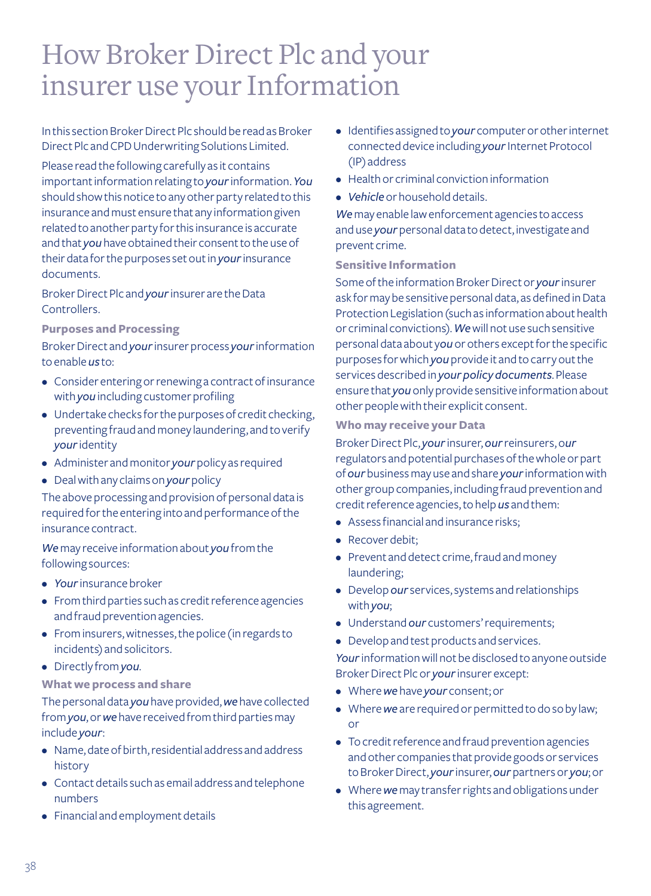# How Broker Direct Plc and your insurer use your Information

In this section Broker Direct Plc should be read as Broker Direct Plc and CPD Underwriting Solutions Limited.

Please read the following carefully as it contains important information relating to ***your*** information. ***You*** should show this notice to any other party related to this insurance and must ensure that any information given related to another party for this insurance is accurate and that ***you*** have obtained their consent to the use of their data for the purposes set out in ***your*** insurance documents.

Broker Direct Plc and ***your*** insurer are the Data Controllers.

### Purposes and Processing

Broker Direct and ***your*** insurer process ***your*** information to enable ***us*** to:

- Consider entering or renewing a contract of insurance with ***you*** including customer profiling
- Undertake checks for the purposes of credit checking, preventing fraud and money laundering, and to verify ***your*** identity
- Administer and monitor ***your*** policy as required
- Deal with any claims on ***your*** policy

The above processing and provision of personal data is required for the entering into and performance of the insurance contract.

***We*** may receive information about ***you*** from the following sources:

- ***Your*** insurance broker
- From third parties such as credit reference agencies and fraud prevention agencies.
- From insurers, witnesses, the police (in regards to incidents) and solicitors.
- Directly from ***you***.

### What we process and share

The personal data ***you*** have provided, ***we*** have collected from ***you***, or ***we*** have received from third parties may include ***your***:

- Name, date of birth, residential address and address history
- Contact details such as email address and telephone numbers
- Financial and employment details
- Identifies assigned to ***your*** computer or other internet connected device including ***your*** Internet Protocol (IP) address
- Health or criminal conviction information
- ***Vehicle*** or household details.

***We*** may enable law enforcement agencies to access and use ***your*** personal data to detect, investigate and prevent crime.

### Sensitive Information

Some of the information Broker Direct or ***your*** insurer ask for may be sensitive personal data, as defined in Data Protection Legislation (such as information about health or criminal convictions). ***We*** will not use such sensitive personal data about ***you*** or others except for the specific purposes for which ***you*** provide it and to carry out the services described in ***your policy documents***. Please ensure that ***you*** only provide sensitive information about other people with their explicit consent.

### Who may receive your Data

Broker Direct Plc, ***your*** insurer, ***our*** reinsurers, o***ur*** regulators and potential purchases of the whole or part of ***our*** business may use and share ***your*** information with other group companies, including fraud prevention and credit reference agencies, to help ***us*** and them:

- Assess financial and insurance risks;
- Recover debit;
- Prevent and detect crime, fraud and money laundering;
- Develop ***our*** services, systems and relationships with ***you***;
- Understand ***our*** customers' requirements;
- Develop and test products and services.

***Your*** information will not be disclosed to anyone outside Broker Direct Plc or ***your*** insurer except:

- Where ***we*** have ***your*** consent; or
- Where ***we*** are required or permitted to do so by law; or
- To credit reference and fraud prevention agencies and other companies that provide goods or services to Broker Direct, ***your*** insurer, ***our*** partners or ***you***; or
- Where ***we*** may transfer rights and obligations under this agreement.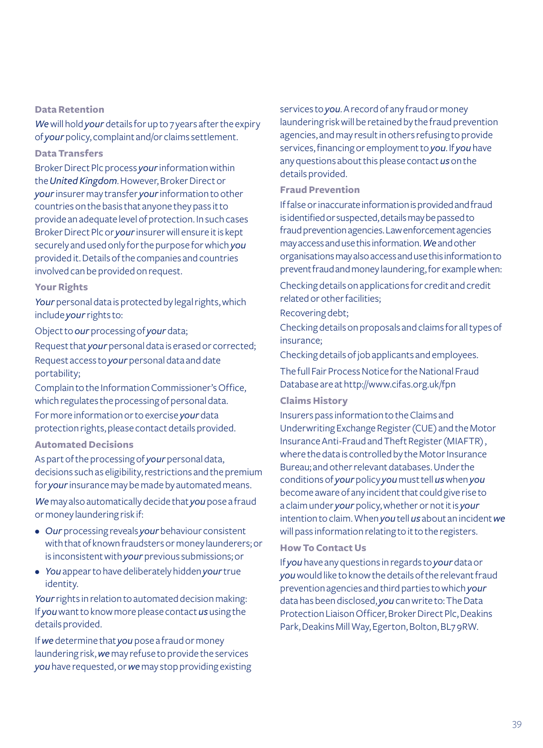### Data Retention

***We*** will hold ***your*** details for up to 7 years after the expiry of ***your*** policy, complaint and/or claims settlement.

### Data Transfers

Broker Direct Plc process ***your*** information within the ***United Kingdom***. However, Broker Direct or ***your*** insurer may transfer ***your*** information to other countries on the basis that anyone they pass it to provide an adequate level of protection. In such cases Broker Direct Plc or ***your*** insurer will ensure it is kept securely and used only for the purpose for which ***you*** provided it. Details of the companies and countries involved can be provided on request.

### Your Rights

***Your*** personal data is protected by legal rights, which include ***your*** rights to:

Object to ***our*** processing of ***your*** data;

Request that ***your*** personal data is erased or corrected;

Request access to ***your*** personal data and date portability;

Complain to the Information Commissioner's Office, which regulates the processing of personal data.

For more information or to exercise ***your*** data protection rights, please contact details provided.

### Automated Decisions

As part of the processing of ***your*** personal data, decisions such as eligibility, restrictions and the premium for ***your*** insurance may be made by automated means.

***We*** may also automatically decide that ***you*** pose a fraud or money laundering risk if:

- ***Our*** processing reveals ***your*** behaviour consistent with that of known fraudsters or money launderers; or is inconsistent with ***your*** previous submissions; or
- ***You*** appear to have deliberately hidden ***your*** true identity.

***Your*** rights in relation to automated decision making: If ***you*** want to know more please contact ***us*** using the details provided.

If ***we*** determine that ***you*** pose a fraud or money laundering risk, ***we*** may refuse to provide the services ***you*** have requested, or ***we*** may stop providing existing services to ***you***. A record of any fraud or money laundering risk will be retained by the fraud prevention agencies, and may result in others refusing to provide services, financing or employment to ***you***. If ***you*** have any questions about this please contact ***us*** on the details provided.

### Fraud Prevention

If false or inaccurate information is provided and fraud is identified or suspected, details may be passed to fraud prevention agencies. Law enforcement agencies may access and use this information. ***We*** and other organisations may also access and use this information to prevent fraud and money laundering, for example when:

Checking details on applications for credit and credit related or other facilities;

Recovering debt;

Checking details on proposals and claims for all types of insurance;

Checking details of job applicants and employees.

The full Fair Process Notice for the National Fraud Database are at http://www.cifas.org.uk/fpn

### Claims History

Insurers pass information to the Claims and Underwriting Exchange Register (CUE) and the Motor Insurance Anti-Fraud and Theft Register (MIAFTR) , where the data is controlled by the Motor Insurance Bureau; and other relevant databases. Under the conditions of ***your*** policy ***you*** must tell ***us*** when ***you*** become aware of any incident that could give rise to a claim under ***your*** policy, whether or not it is ***your*** intention to claim. When ***you*** tell ***us*** about an incident ***we*** will pass information relating to it to the registers.

### How To Contact Us

If ***you*** have any questions in regards to ***your*** data or ***you*** would like to know the details of the relevant fraud prevention agencies and third parties to which ***your*** data has been disclosed, ***you*** can write to: The Data Protection Liaison Officer, Broker Direct Plc, Deakins Park, Deakins Mill Way, Egerton, Bolton, BL7 9RW.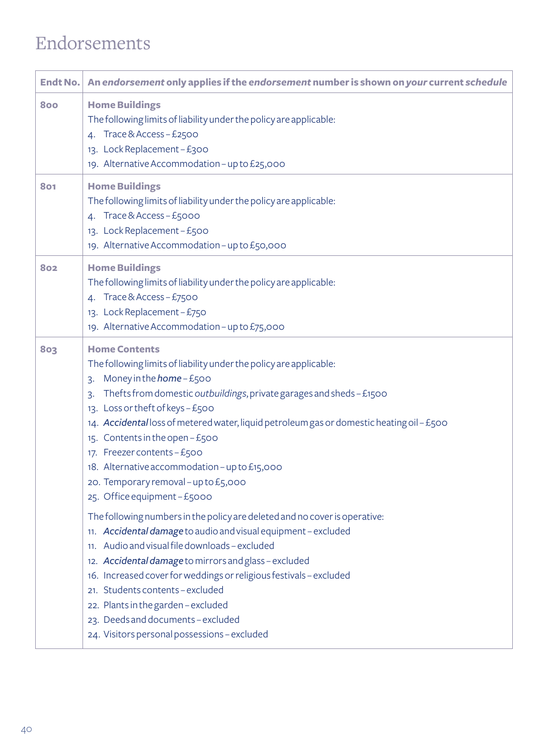# Endorsements

| Endt No. | An *endorsement* only applies if the *endorsement* number is shown on *your* current *schedule* |
|---|---|
| 800 | **Home Buildings**<br>The following limits of liability under the policy are applicable:<br>4. Trace & Access – £2500<br>13. Lock Replacement – £300<br>19. Alternative Accommodation – up to £25,000 |
| 801 | **Home Buildings**<br>The following limits of liability under the policy are applicable:<br>4. Trace & Access – £5000<br>13. Lock Replacement – £500<br>19. Alternative Accommodation – up to £50,000 |
| 802 | **Home Buildings**<br>The following limits of liability under the policy are applicable:<br>4. Trace & Access – £7500<br>13. Lock Replacement – £750<br>19. Alternative Accommodation – up to £75,000 |
| 803 | **Home Contents**<br>The following limits of liability under the policy are applicable:<br>3. Money in the ***home*** – £500<br>3. Thefts from domestic *outbuildings*, private garages and sheds – £1500<br>13. Loss or theft of keys – £500<br>14. ***Accidental*** loss of metered water, liquid petroleum gas or domestic heating oil – £500<br>15. Contents in the open – £500<br>17. Freezer contents – £500<br>18. Alternative accommodation – up to £15,000<br>20. Temporary removal – up to £5,000<br>25. Office equipment – £5000<br><br>The following numbers in the policy are deleted and no cover is operative:<br>11. ***Accidental damage*** to audio and visual equipment – excluded<br>11. Audio and visual file downloads – excluded<br>12. ***Accidental damage*** to mirrors and glass – excluded<br>16. Increased cover for weddings or religious festivals – excluded<br>21. Students contents – excluded<br>22. Plants in the garden – excluded<br>23. Deeds and documents – excluded<br>24. Visitors personal possessions – excluded |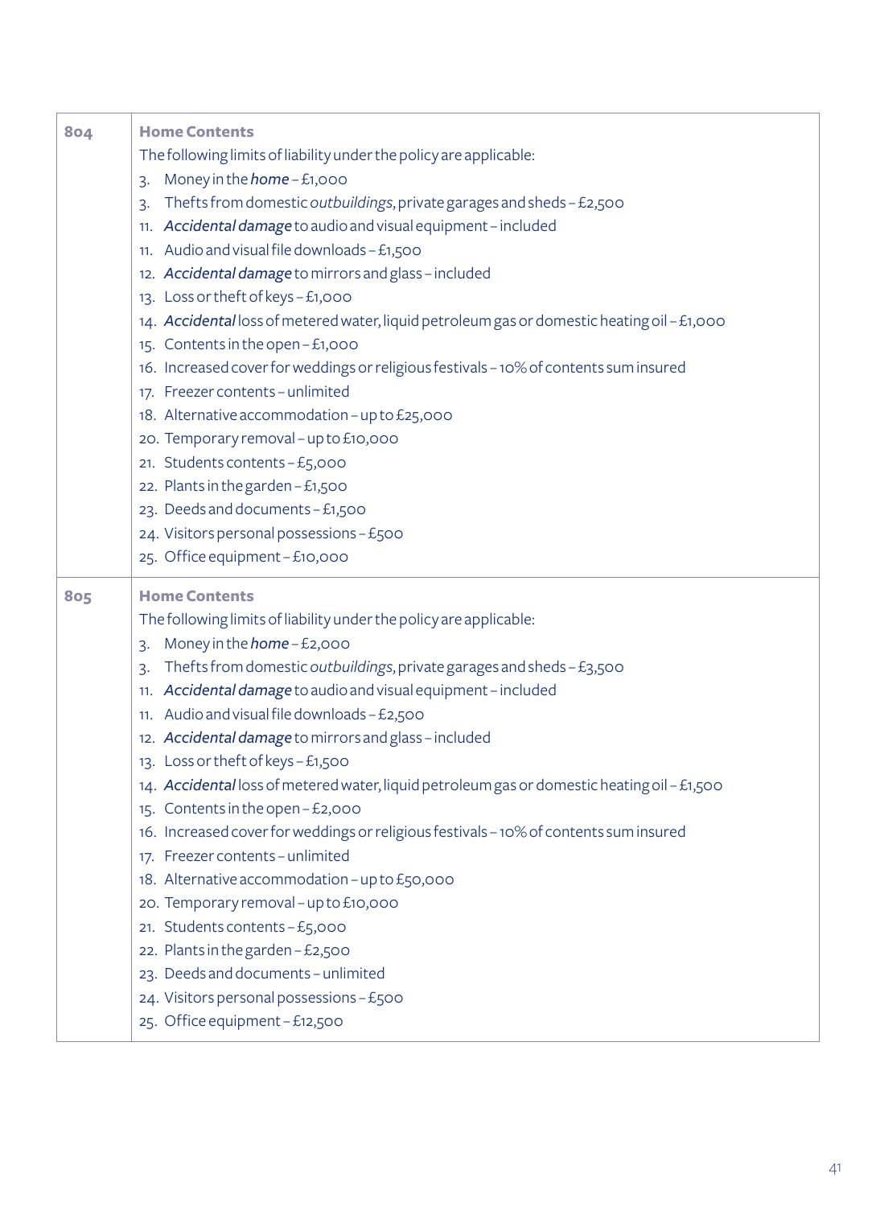| | |
|---|---|
| **804** | **Home Contents**<br>The following limits of liability under the policy are applicable:<br>3. Money in the ***home*** – £1,000<br>3. Thefts from domestic *outbuildings*, private garages and sheds – £2,500<br>11. ***Accidental damage*** to audio and visual equipment – included<br>11. Audio and visual file downloads – £1,500<br>12. ***Accidental damage*** to mirrors and glass – included<br>13. Loss or theft of keys – £1,000<br>14. ***Accidental*** loss of metered water, liquid petroleum gas or domestic heating oil – £1,000<br>15. Contents in the open – £1,000<br>16. Increased cover for weddings or religious festivals – 10% of contents sum insured<br>17. Freezer contents – unlimited<br>18. Alternative accommodation – up to £25,000<br>20. Temporary removal – up to £10,000<br>21. Students contents – £5,000<br>22. Plants in the garden – £1,500<br>23. Deeds and documents – £1,500<br>24. Visitors personal possessions – £500<br>25. Office equipment – £10,000 |
| **805** | **Home Contents**<br>The following limits of liability under the policy are applicable:<br>3. Money in the ***home*** – £2,000<br>3. Thefts from domestic *outbuildings*, private garages and sheds – £3,500<br>11. ***Accidental damage*** to audio and visual equipment – included<br>11. Audio and visual file downloads – £2,500<br>12. ***Accidental damage*** to mirrors and glass – included<br>13. Loss or theft of keys – £1,500<br>14. ***Accidental*** loss of metered water, liquid petroleum gas or domestic heating oil – £1,500<br>15. Contents in the open – £2,000<br>16. Increased cover for weddings or religious festivals – 10% of contents sum insured<br>17. Freezer contents – unlimited<br>18. Alternative accommodation – up to £50,000<br>20. Temporary removal – up to £10,000<br>21. Students contents – £5,000<br>22. Plants in the garden – £2,500<br>23. Deeds and documents – unlimited<br>24. Visitors personal possessions – £500<br>25. Office equipment – £12,500 |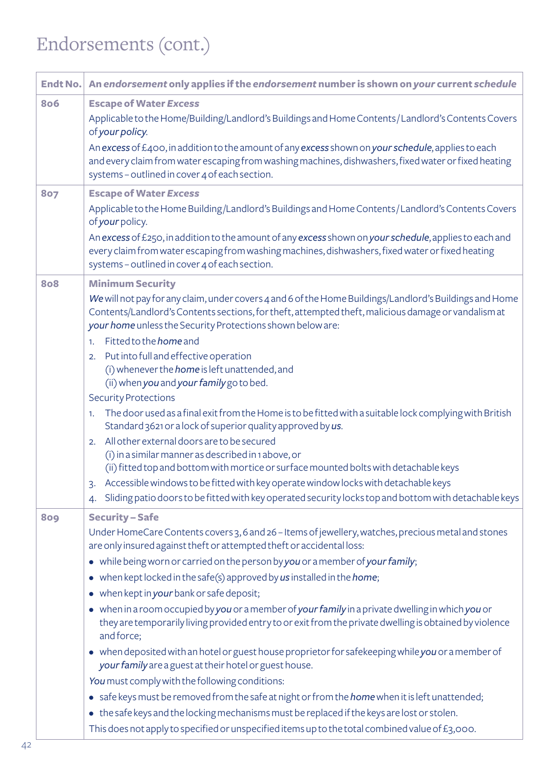# Endorsements (cont.)

| Endt No. | An *endorsement* only applies if the *endorsement* number is shown on *your* current *schedule* |
|---|---|
| 806 | **Escape of Water *Excess*** <br> Applicable to the Home/Building/Landlord's Buildings and Home Contents / Landlord's Contents Covers of *your policy*. <br> An *excess* of £400, in addition to the amount of any *excess* shown on *your schedule*, applies to each and every claim from water escaping from washing machines, dishwashers, fixed water or fixed heating systems – outlined in cover 4 of each section. |
| 807 | **Escape of Water *Excess*** <br> Applicable to the Home Building /Landlord's Buildings and Home Contents / Landlord's Contents Covers of *your* policy. <br> An *excess* of £250, in addition to the amount of any *excess* shown on *your schedule*, applies to each and every claim from water escaping from washing machines, dishwashers, fixed water or fixed heating systems – outlined in cover 4 of each section. |
| 808 | **Minimum Security** <br> *We* will not pay for any claim, under covers 4 and 6 of the Home Buildings/Landlord's Buildings and Home Contents/Landlord's Contents sections, for theft, attempted theft, malicious damage or vandalism at *your home* unless the Security Protections shown below are: <br> 1. Fitted to the *home* and <br> 2. Put into full and effective operation <br> (i) whenever the *home* is left unattended, and <br> (ii) when *you* and *your family* go to bed. <br> Security Protections <br> 1. The door used as a final exit from the Home is to be fitted with a suitable lock complying with British Standard 3621 or a lock of superior quality approved by *us*. <br> 2. All other external doors are to be secured <br> (i) in a similar manner as described in 1 above, or <br> (ii) fitted top and bottom with mortice or surface mounted bolts with detachable keys <br> 3. Accessible windows to be fitted with key operate window locks with detachable keys <br> 4. Sliding patio doors to be fitted with key operated security locks top and bottom with detachable keys |
| 809 | **Security – Safe** <br> Under HomeCare Contents covers 3, 6 and 26 – Items of jewellery, watches, precious metal and stones are only insured against theft or attempted theft or accidental loss: <br> • while being worn or carried on the person by *you* or a member of *your family*; <br> • when kept locked in the safe(s) approved by *us* installed in the *home*; <br> • when kept in *your* bank or safe deposit; <br> • when in a room occupied by *you* or a member of *your family* in a private dwelling in which *you* or they are temporarily living provided entry to or exit from the private dwelling is obtained by violence and force; <br> • when deposited with an hotel or guest house proprietor for safekeeping while *you* or a member of *your family* are a guest at their hotel or guest house. <br> *You* must comply with the following conditions: <br> • safe keys must be removed from the safe at night or from the *home* when it is left unattended; <br> • the safe keys and the locking mechanisms must be replaced if the keys are lost or stolen. <br> This does not apply to specified or unspecified items up to the total combined value of £3,000. |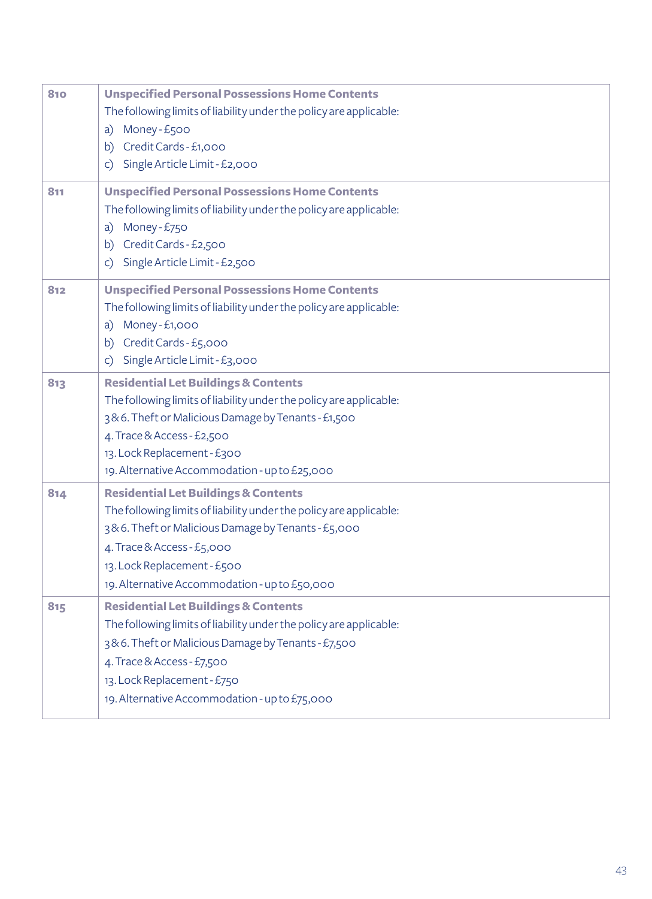| | |
|---|---|
| 810 | **Unspecified Personal Possessions Home Contents**<br>The following limits of liability under the policy are applicable:<br>a) Money - £500<br>b) Credit Cards - £1,000<br>c) Single Article Limit - £2,000 |
| 811 | **Unspecified Personal Possessions Home Contents**<br>The following limits of liability under the policy are applicable:<br>a) Money - £750<br>b) Credit Cards - £2,500<br>c) Single Article Limit - £2,500 |
| 812 | **Unspecified Personal Possessions Home Contents**<br>The following limits of liability under the policy are applicable:<br>a) Money - £1,000<br>b) Credit Cards - £5,000<br>c) Single Article Limit - £3,000 |
| 813 | **Residential Let Buildings & Contents**<br>The following limits of liability under the policy are applicable:<br>3 & 6. Theft or Malicious Damage by Tenants - £1,500<br>4. Trace & Access - £2,500<br>13. Lock Replacement - £300<br>19. Alternative Accommodation - up to £25,000 |
| 814 | **Residential Let Buildings & Contents**<br>The following limits of liability under the policy are applicable:<br>3 & 6. Theft or Malicious Damage by Tenants - £5,000<br>4. Trace & Access - £5,000<br>13. Lock Replacement - £500<br>19. Alternative Accommodation - up to £50,000 |
| 815 | **Residential Let Buildings & Contents**<br>The following limits of liability under the policy are applicable:<br>3 & 6. Theft or Malicious Damage by Tenants - £7,500<br>4. Trace & Access - £7,500<br>13. Lock Replacement - £750<br>19. Alternative Accommodation - up to £75,000 |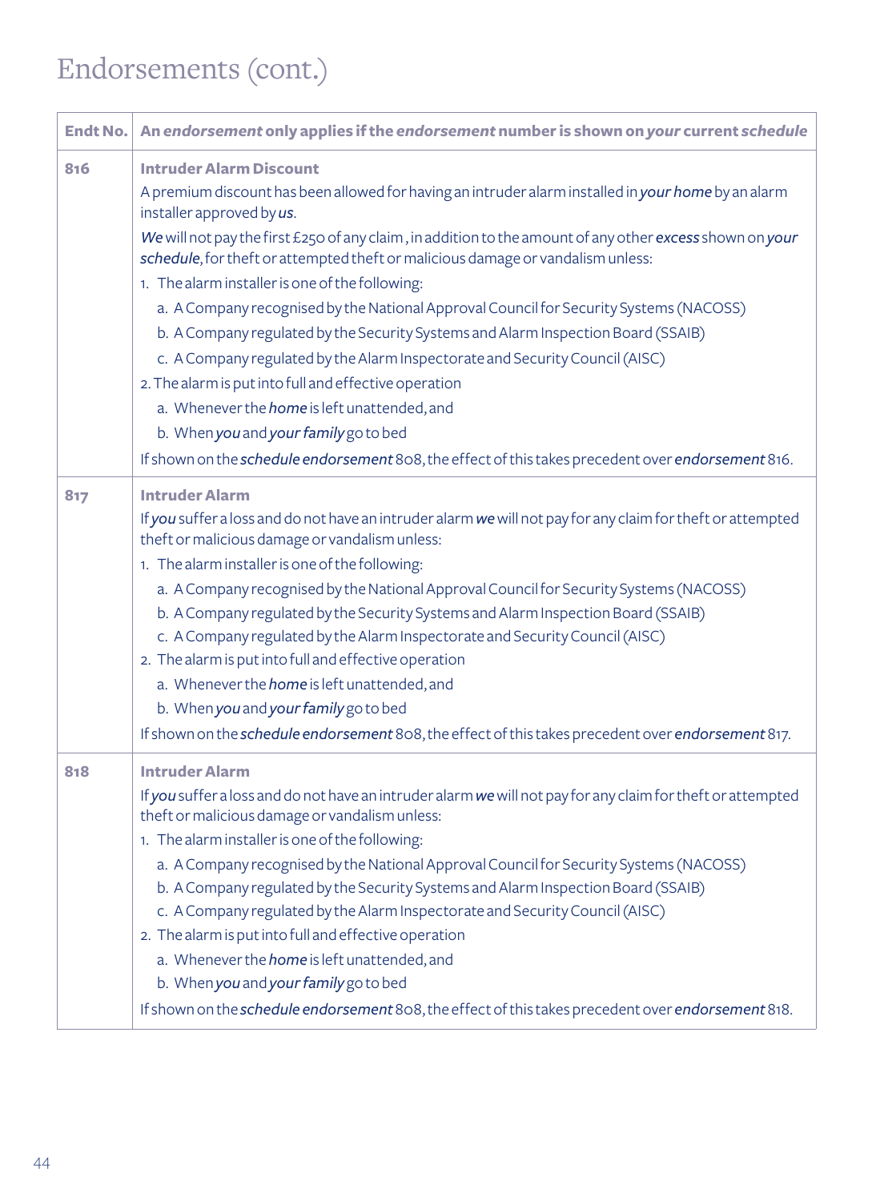# Endorsements (cont.)

| Endt No. | An *endorsement* only applies if the *endorsement* number is shown on *your* current *schedule* |
|---|---|
| 816 | **Intruder Alarm Discount**<br>A premium discount has been allowed for having an intruder alarm installed in ***your home*** by an alarm installer approved by ***us***.<br>***We*** will not pay the first £250 of any claim , in addition to the amount of any other ***excess*** shown on ***your schedule***, for theft or attempted theft or malicious damage or vandalism unless:<br>1. The alarm installer is one of the following:<br>a. A Company recognised by the National Approval Council for Security Systems (NACOSS)<br>b. A Company regulated by the Security Systems and Alarm Inspection Board (SSAIB)<br>c. A Company regulated by the Alarm Inspectorate and Security Council (AISC)<br>2. The alarm is put into full and effective operation<br>a. Whenever the ***home*** is left unattended, and<br>b. When ***you*** and ***your family*** go to bed<br>If shown on the ***schedule endorsement*** 808, the effect of this takes precedent over ***endorsement*** 816. |
| 817 | **Intruder Alarm**<br>If ***you*** suffer a loss and do not have an intruder alarm ***we*** will not pay for any claim for theft or attempted theft or malicious damage or vandalism unless:<br>1. The alarm installer is one of the following:<br>a. A Company recognised by the National Approval Council for Security Systems (NACOSS)<br>b. A Company regulated by the Security Systems and Alarm Inspection Board (SSAIB)<br>c. A Company regulated by the Alarm Inspectorate and Security Council (AISC)<br>2. The alarm is put into full and effective operation<br>a. Whenever the ***home*** is left unattended, and<br>b. When ***you*** and ***your family*** go to bed<br>If shown on the ***schedule endorsement*** 808, the effect of this takes precedent over ***endorsement*** 817. |
| 818 | **Intruder Alarm**<br>If ***you*** suffer a loss and do not have an intruder alarm ***we*** will not pay for any claim for theft or attempted theft or malicious damage or vandalism unless:<br>1. The alarm installer is one of the following:<br>a. A Company recognised by the National Approval Council for Security Systems (NACOSS)<br>b. A Company regulated by the Security Systems and Alarm Inspection Board (SSAIB)<br>c. A Company regulated by the Alarm Inspectorate and Security Council (AISC)<br>2. The alarm is put into full and effective operation<br>a. Whenever the ***home*** is left unattended, and<br>b. When ***you*** and ***your family*** go to bed<br>If shown on the ***schedule endorsement*** 808, the effect of this takes precedent over ***endorsement*** 818. |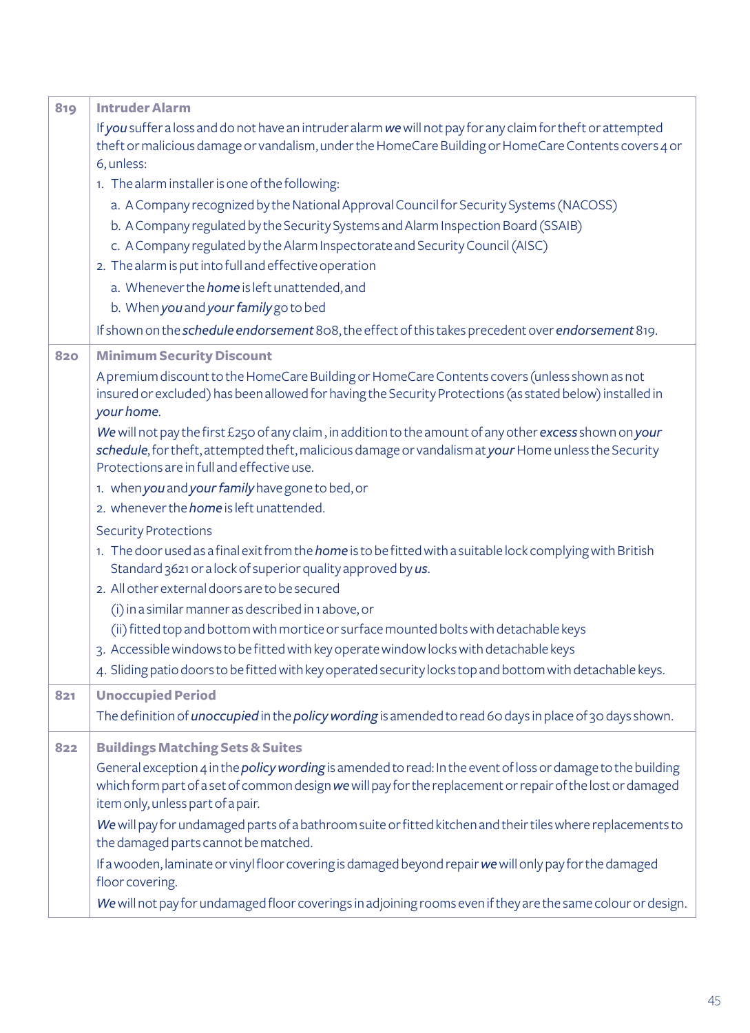| | |
|---|---|
| **819** | **Intruder Alarm**<br>If ***you*** suffer a loss and do not have an intruder alarm ***we*** will not pay for any claim for theft or attempted theft or malicious damage or vandalism, under the HomeCare Building or HomeCare Contents covers 4 or 6, unless:<br>1. The alarm installer is one of the following:<br>a. A Company recognized by the National Approval Council for Security Systems (NACOSS)<br>b. A Company regulated by the Security Systems and Alarm Inspection Board (SSAIB)<br>c. A Company regulated by the Alarm Inspectorate and Security Council (AISC)<br>2. The alarm is put into full and effective operation<br>a. Whenever the ***home*** is left unattended, and<br>b. When ***you*** and ***your family*** go to bed<br>If shown on the ***schedule endorsement*** 808, the effect of this takes precedent over ***endorsement*** 819. |
| **820** | **Minimum Security Discount**<br>A premium discount to the HomeCare Building or HomeCare Contents covers (unless shown as not insured or excluded) has been allowed for having the Security Protections (as stated below) installed in ***your home***.<br>***We*** will not pay the first £250 of any claim , in addition to the amount of any other ***excess*** shown on ***your schedule***, for theft, attempted theft, malicious damage or vandalism at ***your*** Home unless the Security Protections are in full and effective use.<br>1. when ***you*** and ***your family*** have gone to bed, or<br>2. whenever the ***home*** is left unattended.<br>Security Protections<br>1. The door used as a final exit from the ***home*** is to be fitted with a suitable lock complying with British Standard 3621 or a lock of superior quality approved by ***us***.<br>2. All other external doors are to be secured<br>(i) in a similar manner as described in 1 above, or<br>(ii) fitted top and bottom with mortice or surface mounted bolts with detachable keys<br>3. Accessible windows to be fitted with key operate window locks with detachable keys<br>4. Sliding patio doors to be fitted with key operated security locks top and bottom with detachable keys. |
| **821** | **Unoccupied Period**<br>The definition of ***unoccupied*** in the ***policy wording*** is amended to read 60 days in place of 30 days shown. |
| **822** | **Buildings Matching Sets & Suites**<br>General exception 4 in the ***policy wording*** is amended to read: In the event of loss or damage to the building which form part of a set of common design ***we*** will pay for the replacement or repair of the lost or damaged item only, unless part of a pair.<br>***We*** will pay for undamaged parts of a bathroom suite or fitted kitchen and their tiles where replacements to the damaged parts cannot be matched.<br>If a wooden, laminate or vinyl floor covering is damaged beyond repair ***we*** will only pay for the damaged floor covering.<br>***We*** will not pay for undamaged floor coverings in adjoining rooms even if they are the same colour or design. |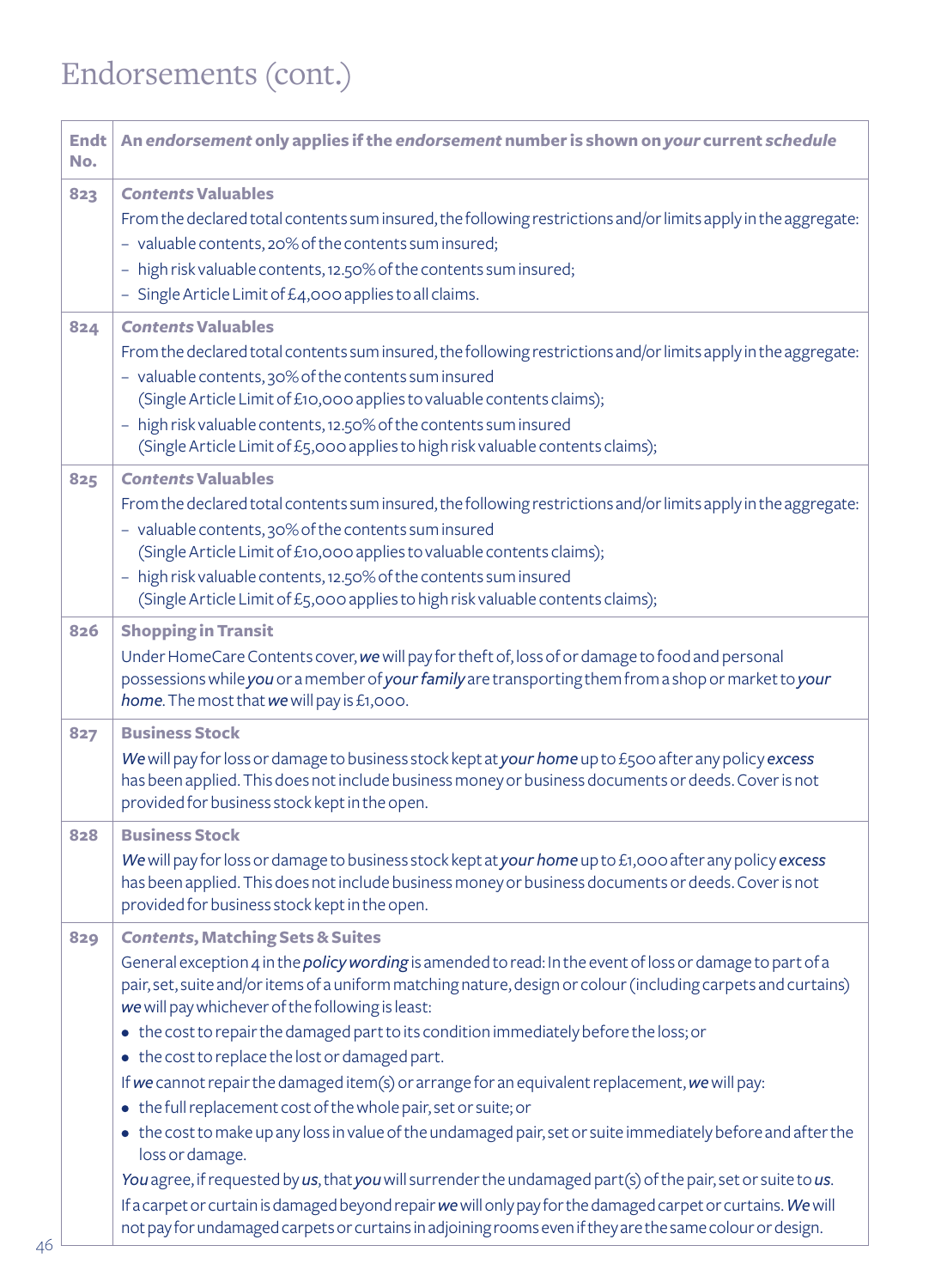# Endorsements (cont.)

| Endt No. | An *endorsement* only applies if the *endorsement* number is shown on *your* current *schedule* |
|---|---|
| 823 | ***Contents* Valuables**<br>From the declared total contents sum insured, the following restrictions and/or limits apply in the aggregate:<br>– valuable contents, 20% of the contents sum insured;<br>– high risk valuable contents, 12.50% of the contents sum insured;<br>– Single Article Limit of £4,000 applies to all claims. |
| 824 | ***Contents* Valuables**<br>From the declared total contents sum insured, the following restrictions and/or limits apply in the aggregate:<br>– valuable contents, 30% of the contents sum insured (Single Article Limit of £10,000 applies to valuable contents claims);<br>– high risk valuable contents, 12.50% of the contents sum insured (Single Article Limit of £5,000 applies to high risk valuable contents claims); |
| 825 | ***Contents* Valuables**<br>From the declared total contents sum insured, the following restrictions and/or limits apply in the aggregate:<br>– valuable contents, 30% of the contents sum insured (Single Article Limit of £10,000 applies to valuable contents claims);<br>– high risk valuable contents, 12.50% of the contents sum insured (Single Article Limit of £5,000 applies to high risk valuable contents claims); |
| 826 | **Shopping in Transit**<br>Under HomeCare Contents cover, ***we*** will pay for theft of, loss of or damage to food and personal possessions while ***you*** or a member of ***your family*** are transporting them from a shop or market to ***your home***. The most that ***we*** will pay is £1,000. |
| 827 | **Business Stock**<br>***We*** will pay for loss or damage to business stock kept at ***your home*** up to £500 after any policy ***excess*** has been applied. This does not include business money or business documents or deeds. Cover is not provided for business stock kept in the open. |
| 828 | **Business Stock**<br>***We*** will pay for loss or damage to business stock kept at ***your home*** up to £1,000 after any policy ***excess*** has been applied. This does not include business money or business documents or deeds. Cover is not provided for business stock kept in the open. |
| 829 | ***Contents*, Matching Sets & Suites**<br>General exception 4 in the ***policy wording*** is amended to read: In the event of loss or damage to part of a pair, set, suite and/or items of a uniform matching nature, design or colour (including carpets and curtains) ***we*** will pay whichever of the following is least:<br>• the cost to repair the damaged part to its condition immediately before the loss; or<br>• the cost to replace the lost or damaged part.<br>If ***we*** cannot repair the damaged item(s) or arrange for an equivalent replacement, ***we*** will pay:<br>• the full replacement cost of the whole pair, set or suite; or<br>• the cost to make up any loss in value of the undamaged pair, set or suite immediately before and after the loss or damage.<br>***You*** agree, if requested by ***us***, that ***you*** will surrender the undamaged part(s) of the pair, set or suite to ***us***.<br>If a carpet or curtain is damaged beyond repair ***we*** will only pay for the damaged carpet or curtains. ***We*** will not pay for undamaged carpets or curtains in adjoining rooms even if they are the same colour or design. |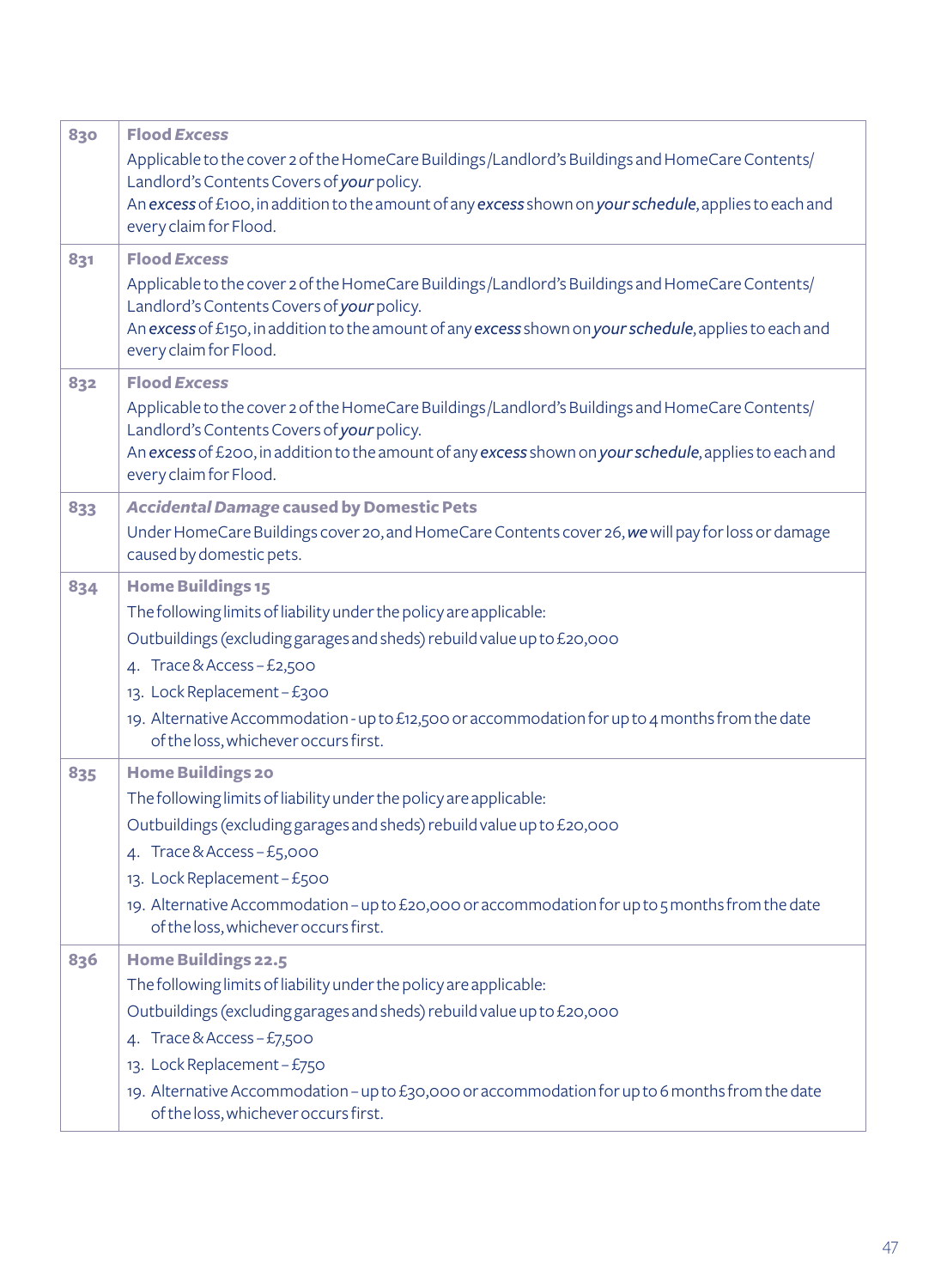| | |
|---|---|
| **830** | **Flood *Excess***<br>Applicable to the cover 2 of the HomeCare Buildings /Landlord's Buildings and HomeCare Contents/ Landlord's Contents Covers of ***your*** policy.<br>An ***excess*** of £100, in addition to the amount of any ***excess*** shown on ***your schedule***, applies to each and every claim for Flood. |
| **831** | **Flood *Excess***<br>Applicable to the cover 2 of the HomeCare Buildings /Landlord's Buildings and HomeCare Contents/ Landlord's Contents Covers of ***your*** policy.<br>An ***excess*** of £150, in addition to the amount of any ***excess*** shown on ***your schedule***, applies to each and every claim for Flood. |
| **832** | **Flood *Excess***<br>Applicable to the cover 2 of the HomeCare Buildings /Landlord's Buildings and HomeCare Contents/ Landlord's Contents Covers of ***your*** policy.<br>An ***excess*** of £200, in addition to the amount of any ***excess*** shown on ***your schedule***, applies to each and every claim for Flood. |
| **833** | ***Accidental Damage* caused by Domestic Pets**<br>Under HomeCare Buildings cover 20, and HomeCare Contents cover 26, ***we*** will pay for loss or damage caused by domestic pets. |
| **834** | **Home Buildings 15**<br>The following limits of liability under the policy are applicable:<br>Outbuildings (excluding garages and sheds) rebuild value up to £20,000<br>4. Trace & Access – £2,500<br>13. Lock Replacement – £300<br>19. Alternative Accommodation - up to £12,500 or accommodation for up to 4 months from the date of the loss, whichever occurs first. |
| **835** | **Home Buildings 20**<br>The following limits of liability under the policy are applicable:<br>Outbuildings (excluding garages and sheds) rebuild value up to £20,000<br>4. Trace & Access – £5,000<br>13. Lock Replacement – £500<br>19. Alternative Accommodation – up to £20,000 or accommodation for up to 5 months from the date of the loss, whichever occurs first. |
| **836** | **Home Buildings 22.5**<br>The following limits of liability under the policy are applicable:<br>Outbuildings (excluding garages and sheds) rebuild value up to £20,000<br>4. Trace & Access – £7,500<br>13. Lock Replacement – £750<br>19. Alternative Accommodation – up to £30,000 or accommodation for up to 6 months from the date of the loss, whichever occurs first. |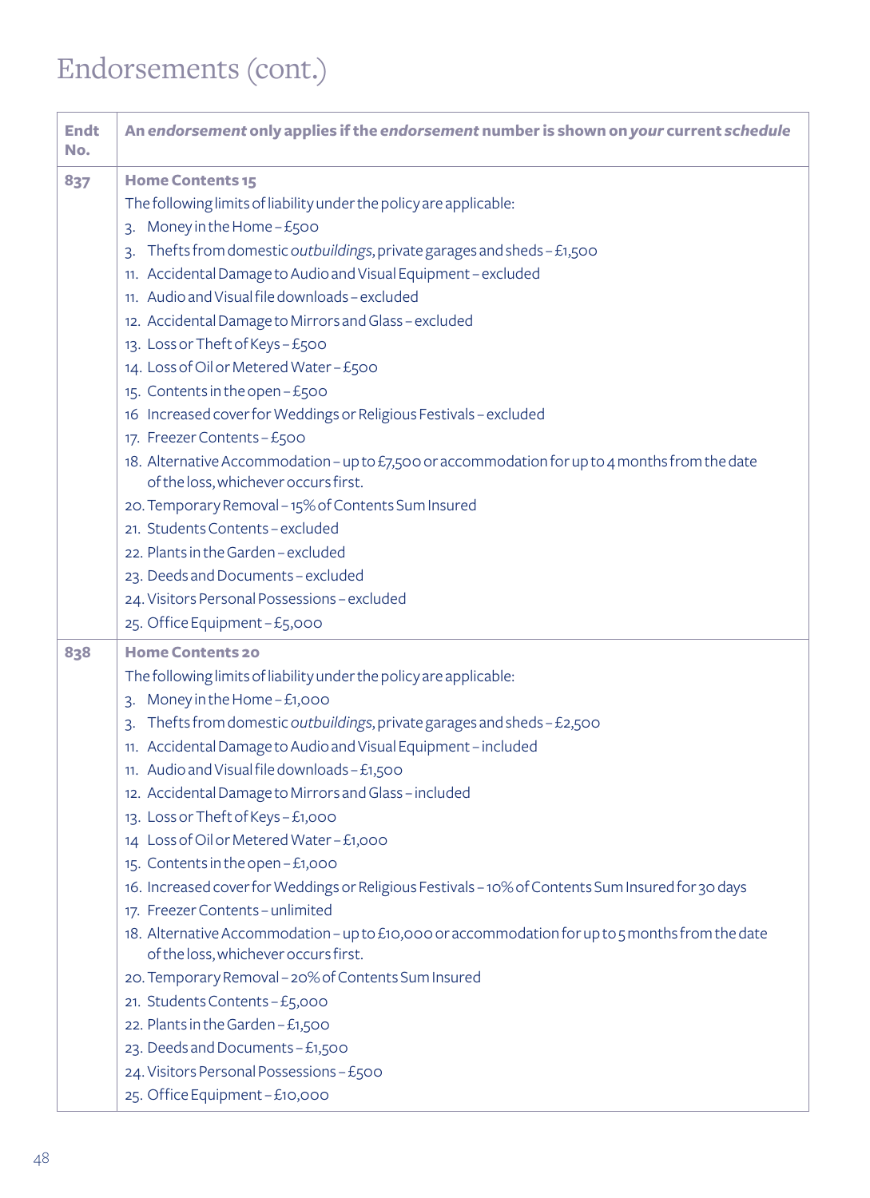# Endorsements (cont.)

| Endt No. | An *endorsement* only applies if the *endorsement* number is shown on *your* current *schedule* |
|---|---|
| 837 | **Home Contents 15**<br>The following limits of liability under the policy are applicable:<br>3. Money in the Home – £500<br>3. Thefts from domestic *outbuildings*, private garages and sheds – £1,500<br>11. Accidental Damage to Audio and Visual Equipment – excluded<br>11. Audio and Visual file downloads – excluded<br>12. Accidental Damage to Mirrors and Glass – excluded<br>13. Loss or Theft of Keys – £500<br>14. Loss of Oil or Metered Water – £500<br>15. Contents in the open – £500<br>16 Increased cover for Weddings or Religious Festivals – excluded<br>17. Freezer Contents – £500<br>18. Alternative Accommodation – up to £7,500 or accommodation for up to 4 months from the date of the loss, whichever occurs first.<br>20. Temporary Removal – 15% of Contents Sum Insured<br>21. Students Contents – excluded<br>22. Plants in the Garden – excluded<br>23. Deeds and Documents – excluded<br>24. Visitors Personal Possessions – excluded<br>25. Office Equipment – £5,000 |
| 838 | **Home Contents 20**<br>The following limits of liability under the policy are applicable:<br>3. Money in the Home – £1,000<br>3. Thefts from domestic *outbuildings*, private garages and sheds – £2,500<br>11. Accidental Damage to Audio and Visual Equipment – included<br>11. Audio and Visual file downloads – £1,500<br>12. Accidental Damage to Mirrors and Glass – included<br>13. Loss or Theft of Keys – £1,000<br>14 Loss of Oil or Metered Water – £1,000<br>15. Contents in the open – £1,000<br>16. Increased cover for Weddings or Religious Festivals – 10% of Contents Sum Insured for 30 days<br>17. Freezer Contents – unlimited<br>18. Alternative Accommodation – up to £10,000 or accommodation for up to 5 months from the date of the loss, whichever occurs first.<br>20. Temporary Removal – 20% of Contents Sum Insured<br>21. Students Contents – £5,000<br>22. Plants in the Garden – £1,500<br>23. Deeds and Documents – £1,500<br>24. Visitors Personal Possessions – £500<br>25. Office Equipment – £10,000 |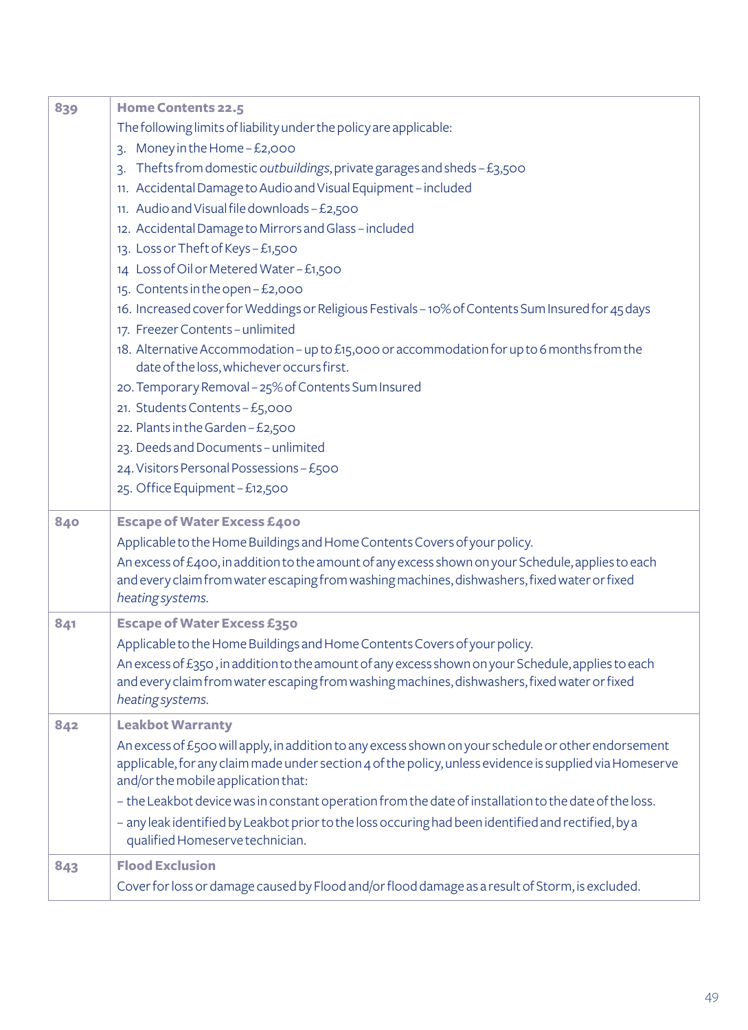| | |
|---|---|
| **839** | **Home Contents 22.5**<br>The following limits of liability under the policy are applicable:<br>3. Money in the Home – £2,000<br>3. Thefts from domestic *outbuildings*, private garages and sheds – £3,500<br>11. Accidental Damage to Audio and Visual Equipment – included<br>11. Audio and Visual file downloads – £2,500<br>12. Accidental Damage to Mirrors and Glass – included<br>13. Loss or Theft of Keys – £1,500<br>14 Loss of Oil or Metered Water – £1,500<br>15. Contents in the open – £2,000<br>16. Increased cover for Weddings or Religious Festivals – 10% of Contents Sum Insured for 45 days<br>17. Freezer Contents – unlimited<br>18. Alternative Accommodation – up to £15,000 or accommodation for up to 6 months from the date of the loss, whichever occurs first.<br>20. Temporary Removal – 25% of Contents Sum Insured<br>21. Students Contents – £5,000<br>22. Plants in the Garden – £2,500<br>23. Deeds and Documents – unlimited<br>24. Visitors Personal Possessions – £500<br>25. Office Equipment – £12,500 |
| **840** | **Escape of Water Excess £400**<br>Applicable to the Home Buildings and Home Contents Covers of your policy.<br>An excess of £400, in addition to the amount of any excess shown on your Schedule, applies to each and every claim from water escaping from washing machines, dishwashers, fixed water or fixed *heating systems*. |
| **841** | **Escape of Water Excess £350**<br>Applicable to the Home Buildings and Home Contents Covers of your policy.<br>An excess of £350 , in addition to the amount of any excess shown on your Schedule, applies to each and every claim from water escaping from washing machines, dishwashers, fixed water or fixed *heating systems*. |
| **842** | **Leakbot Warranty**<br>An excess of £500 will apply, in addition to any excess shown on your schedule or other endorsement applicable, for any claim made under section 4 of the policy, unless evidence is supplied via Homeserve and/or the mobile application that:<br>– the Leakbot device was in constant operation from the date of installation to the date of the loss.<br>– any leak identified by Leakbot prior to the loss occuring had been identified and rectified, by a qualified Homeserve technician. |
| **843** | **Flood Exclusion**<br>Cover for loss or damage caused by Flood and/or flood damage as a result of Storm, is excluded. |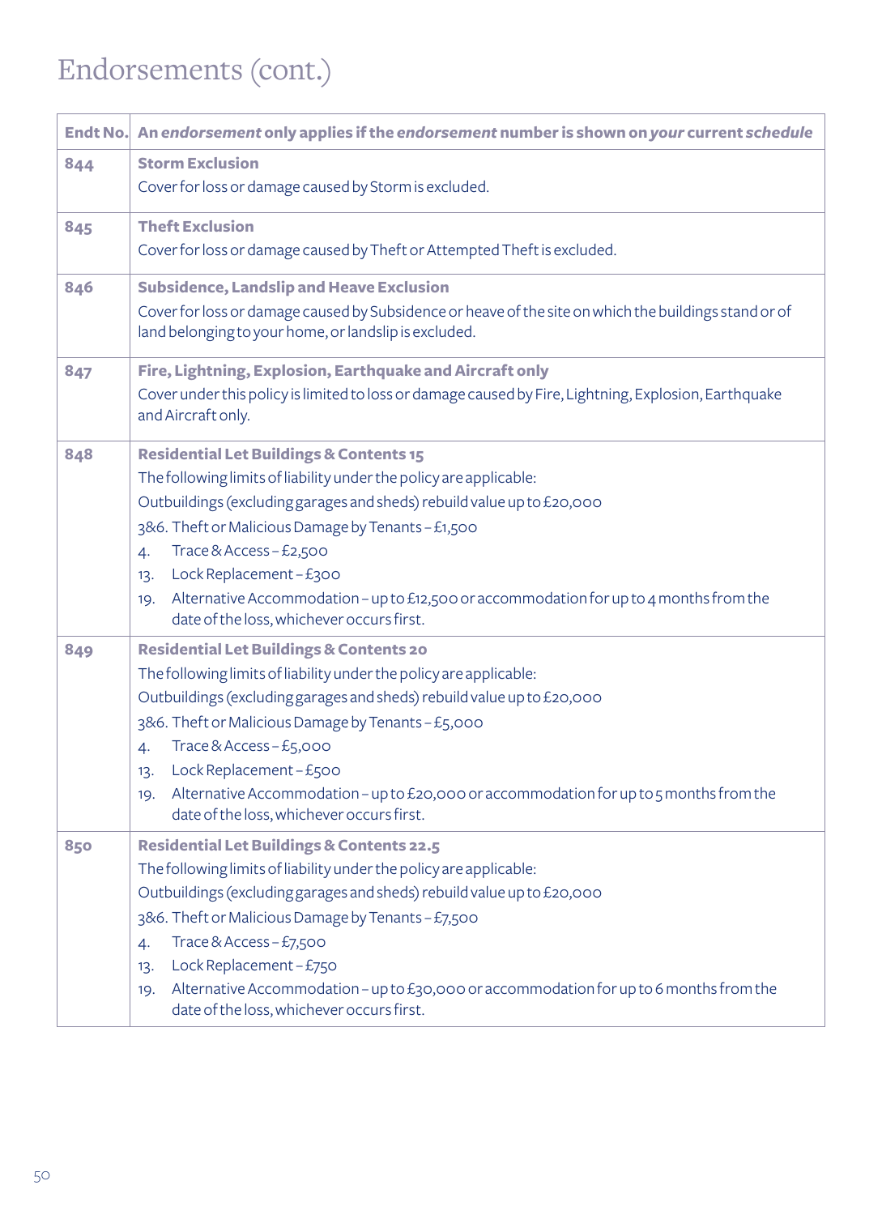# Endorsements (cont.)

| Endt No. | An *endorsement* only applies if the *endorsement* number is shown on *your* current *schedule* |
|---|---|
| 844 | **Storm Exclusion**<br>Cover for loss or damage caused by Storm is excluded. |
| 845 | **Theft Exclusion**<br>Cover for loss or damage caused by Theft or Attempted Theft is excluded. |
| 846 | **Subsidence, Landslip and Heave Exclusion**<br>Cover for loss or damage caused by Subsidence or heave of the site on which the buildings stand or of land belonging to your home, or landslip is excluded. |
| 847 | **Fire, Lightning, Explosion, Earthquake and Aircraft only**<br>Cover under this policy is limited to loss or damage caused by Fire, Lightning, Explosion, Earthquake and Aircraft only. |
| 848 | **Residential Let Buildings & Contents 15**<br>The following limits of liability under the policy are applicable:<br>Outbuildings (excluding garages and sheds) rebuild value up to £20,000<br>3&6. Theft or Malicious Damage by Tenants – £1,500<br>4. Trace & Access – £2,500<br>13. Lock Replacement – £300<br>19. Alternative Accommodation – up to £12,500 or accommodation for up to 4 months from the date of the loss, whichever occurs first. |
| 849 | **Residential Let Buildings & Contents 20**<br>The following limits of liability under the policy are applicable:<br>Outbuildings (excluding garages and sheds) rebuild value up to £20,000<br>3&6. Theft or Malicious Damage by Tenants – £5,000<br>4. Trace & Access – £5,000<br>13. Lock Replacement – £500<br>19. Alternative Accommodation – up to £20,000 or accommodation for up to 5 months from the date of the loss, whichever occurs first. |
| 850 | **Residential Let Buildings & Contents 22.5**<br>The following limits of liability under the policy are applicable:<br>Outbuildings (excluding garages and sheds) rebuild value up to £20,000<br>3&6. Theft or Malicious Damage by Tenants – £7,500<br>4. Trace & Access – £7,500<br>13. Lock Replacement – £750<br>19. Alternative Accommodation – up to £30,000 or accommodation for up to 6 months from the date of the loss, whichever occurs first. |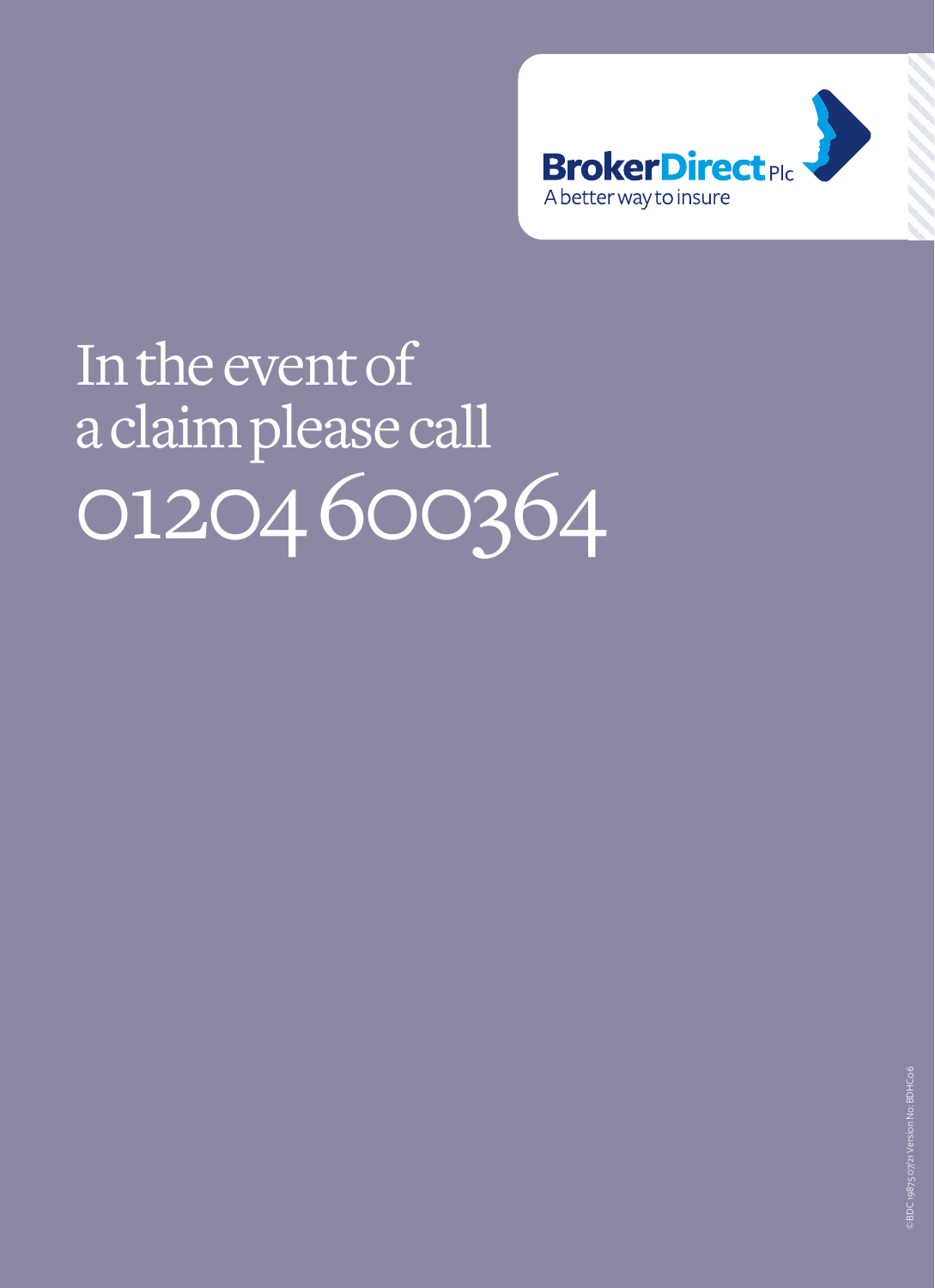BrokerDirect Plc

A better way to insure

# In the event of a claim please call 01204 600364

© BDC 1987 5 07/21 Version No: BDHC06